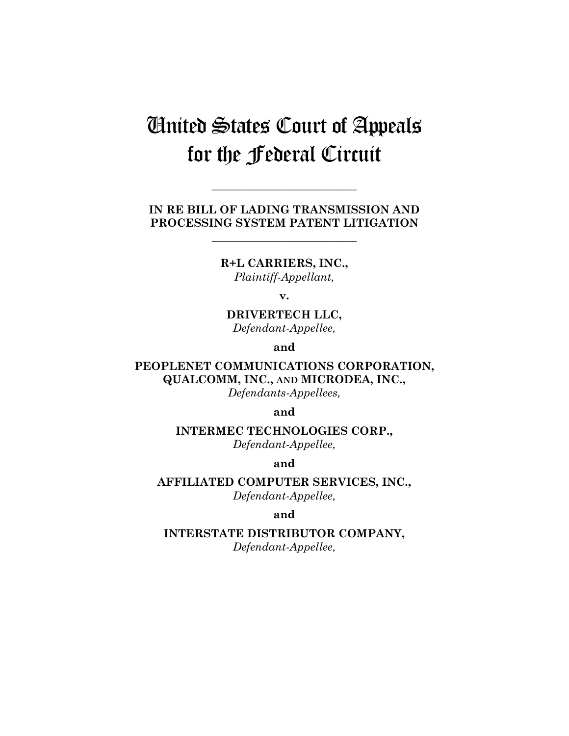# United States Court of Appeals for the Federal Circuit

---

**IN RE BILL OF LADING TRANSMISSION AND PROCESSING SYSTEM PATENT LITIGATION**

---

**R+L CARRIERS, INC.,**
*Plaintiff-Appellant,*

**v.**

**DRIVERTECH LLC,**
*Defendant-Appellee,*

**and**

**PEOPLENET COMMUNICATIONS CORPORATION, QUALCOMM, INC., AND MICRODEA, INC.,**
*Defendants-Appellees,*

**and**

**INTERMEC TECHNOLOGIES CORP.,**
*Defendant-Appellee,*

**and**

**AFFILIATED COMPUTER SERVICES, INC.,**
*Defendant-Appellee,*

**and**

**INTERSTATE DISTRIBUTOR COMPANY,**
*Defendant-Appellee,*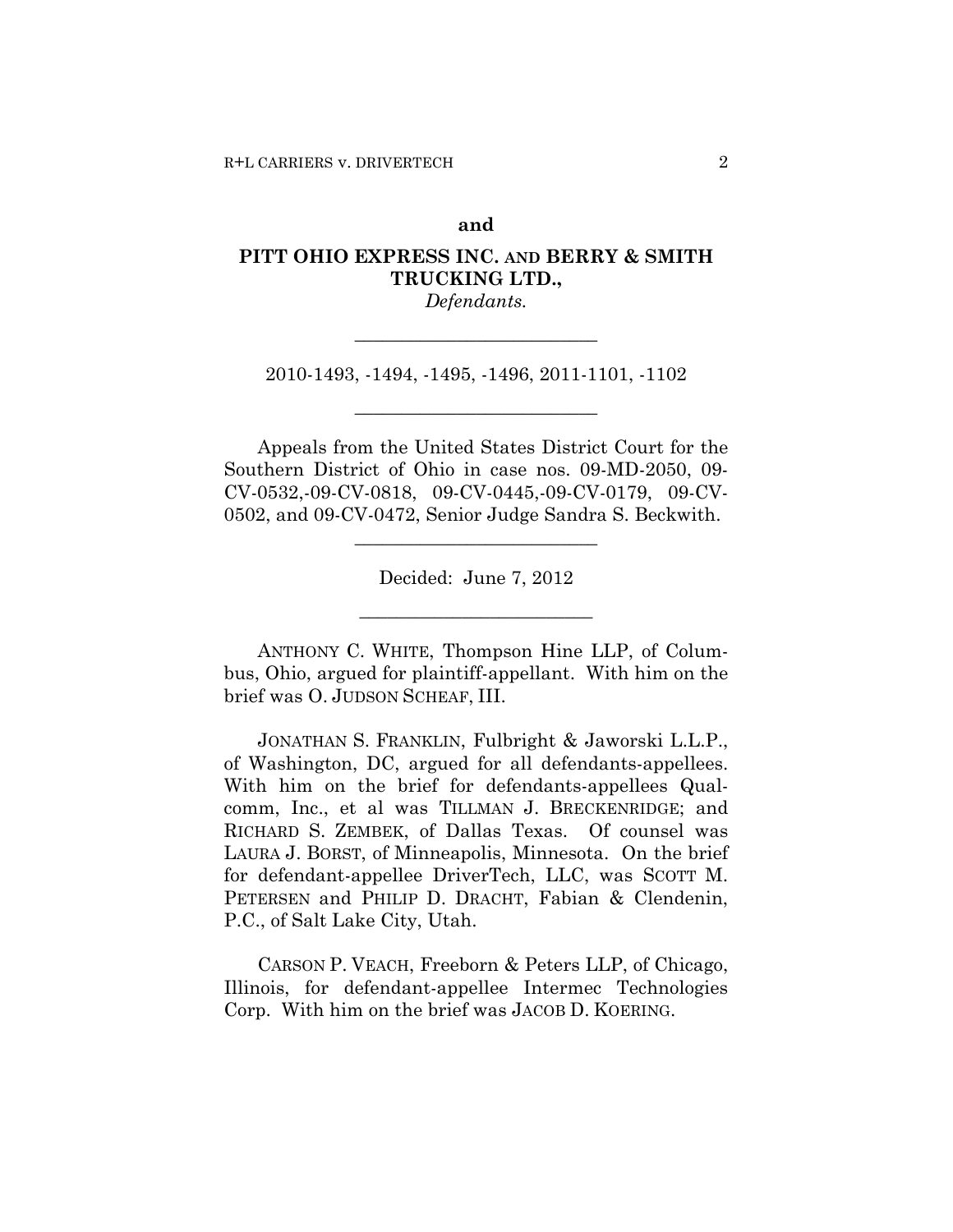**and**

**PITT OHIO EXPRESS INC. AND BERRY & SMITH TRUCKING LTD.,**
*Defendants.*

---

2010-1493, -1494, -1495, -1496, 2011-1101, -1102

---

Appeals from the United States District Court for the Southern District of Ohio in case nos. 09-MD-2050, 09-CV-0532,-09-CV-0818, 09-CV-0445,-09-CV-0179, 09-CV-0502, and 09-CV-0472, Senior Judge Sandra S. Beckwith.

---

Decided: June 7, 2012

---

ANTHONY C. WHITE, Thompson Hine LLP, of Columbus, Ohio, argued for plaintiff-appellant. With him on the brief was O. JUDSON SCHEAF, III.

JONATHAN S. FRANKLIN, Fulbright & Jaworski L.L.P., of Washington, DC, argued for all defendants-appellees. With him on the brief for defendants-appellees Qualcomm, Inc., et al was TILLMAN J. BRECKENRIDGE; and RICHARD S. ZEMBEK, of Dallas Texas. Of counsel was LAURA J. BORST, of Minneapolis, Minnesota. On the brief for defendant-appellee DriverTech, LLC, was SCOTT M. PETERSEN and PHILIP D. DRACHT, Fabian & Clendenin, P.C., of Salt Lake City, Utah.

CARSON P. VEACH, Freeborn & Peters LLP, of Chicago, Illinois, for defendant-appellee Intermec Technologies Corp. With him on the brief was JACOB D. KOERING.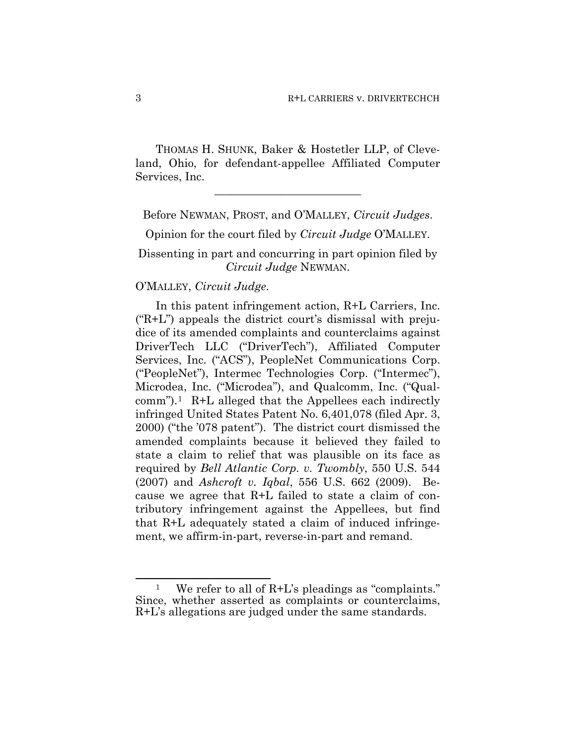THOMAS H. SHUNK, Baker & Hostetler LLP, of Cleveland, Ohio, for defendant-appellee Affiliated Computer Services, Inc.

---

Before NEWMAN, PROST, and O'MALLEY, *Circuit Judges*.

Opinion for the court filed by *Circuit Judge* O'MALLEY.

Dissenting in part and concurring in part opinion filed by *Circuit Judge* NEWMAN.

O'MALLEY, *Circuit Judge*.

In this patent infringement action, R+L Carriers, Inc. ("R+L") appeals the district court's dismissal with prejudice of its amended complaints and counterclaims against DriverTech LLC ("DriverTech"), Affiliated Computer Services, Inc. ("ACS"), PeopleNet Communications Corp. ("PeopleNet"), Intermec Technologies Corp. ("Intermec"), Microdea, Inc. ("Microdea"), and Qualcomm, Inc. ("Qualcomm").[1] R+L alleged that the Appellees each indirectly infringed United States Patent No. 6,401,078 (filed Apr. 3, 2000) ("the '078 patent"). The district court dismissed the amended complaints because it believed they failed to state a claim to relief that was plausible on its face as required by *Bell Atlantic Corp. v. Twombly*, 550 U.S. 544 (2007) and *Ashcroft v. Iqbal*, 556 U.S. 662 (2009). Because we agree that R+L failed to state a claim of contributory infringement against the Appellees, but find that R+L adequately stated a claim of induced infringement, we affirm-in-part, reverse-in-part and remand.

---

[1] We refer to all of R+L's pleadings as "complaints." Since, whether asserted as complaints or counterclaims, R+L's allegations are judged under the same standards.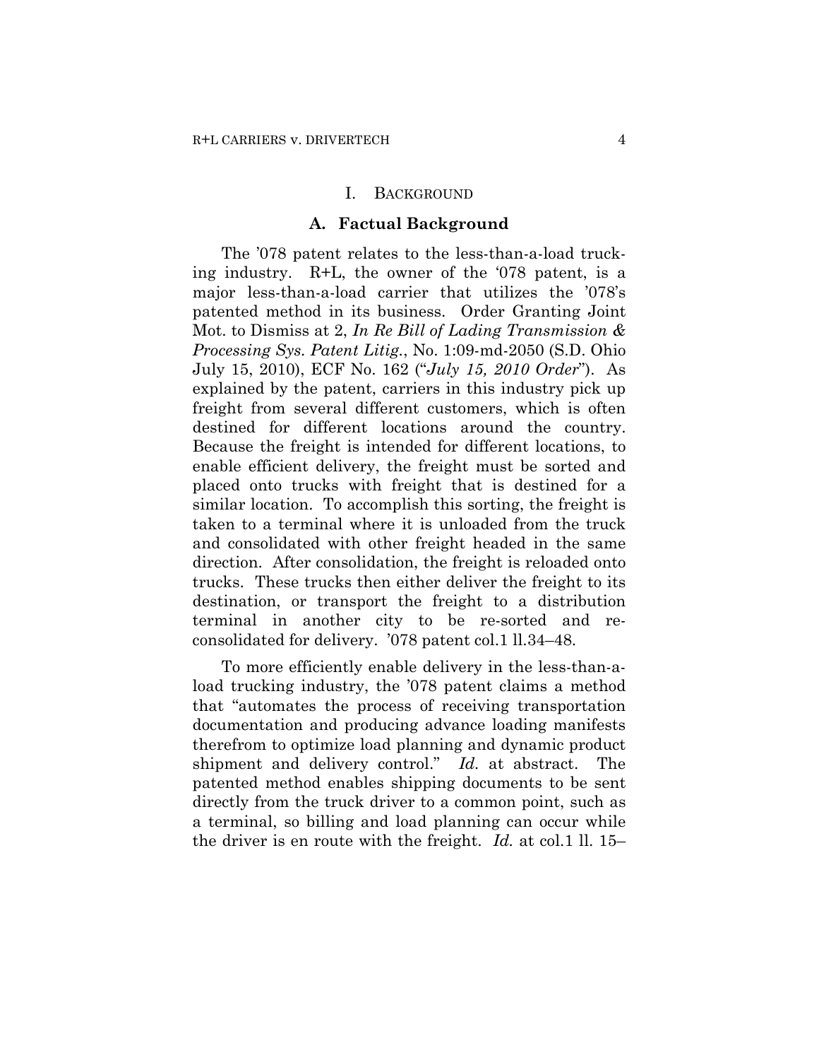## I. BACKGROUND

### A. Factual Background

The '078 patent relates to the less-than-a-load trucking industry. R+L, the owner of the '078 patent, is a major less-than-a-load carrier that utilizes the '078's patented method in its business. Order Granting Joint Mot. to Dismiss at 2, *In Re Bill of Lading Transmission & Processing Sys. Patent Litig.*, No. 1:09-md-2050 (S.D. Ohio July 15, 2010), ECF No. 162 ("*July 15, 2010 Order*"). As explained by the patent, carriers in this industry pick up freight from several different customers, which is often destined for different locations around the country. Because the freight is intended for different locations, to enable efficient delivery, the freight must be sorted and placed onto trucks with freight that is destined for a similar location. To accomplish this sorting, the freight is taken to a terminal where it is unloaded from the truck and consolidated with other freight headed in the same direction. After consolidation, the freight is reloaded onto trucks. These trucks then either deliver the freight to its destination, or transport the freight to a distribution terminal in another city to be re-sorted and re-consolidated for delivery. '078 patent col.1 ll.34–48.

To more efficiently enable delivery in the less-than-a-load trucking industry, the '078 patent claims a method that "automates the process of receiving transportation documentation and producing advance loading manifests therefrom to optimize load planning and dynamic product shipment and delivery control." *Id.* at abstract. The patented method enables shipping documents to be sent directly from the truck driver to a common point, such as a terminal, so billing and load planning can occur while the driver is en route with the freight. *Id.* at col.1 ll. 15–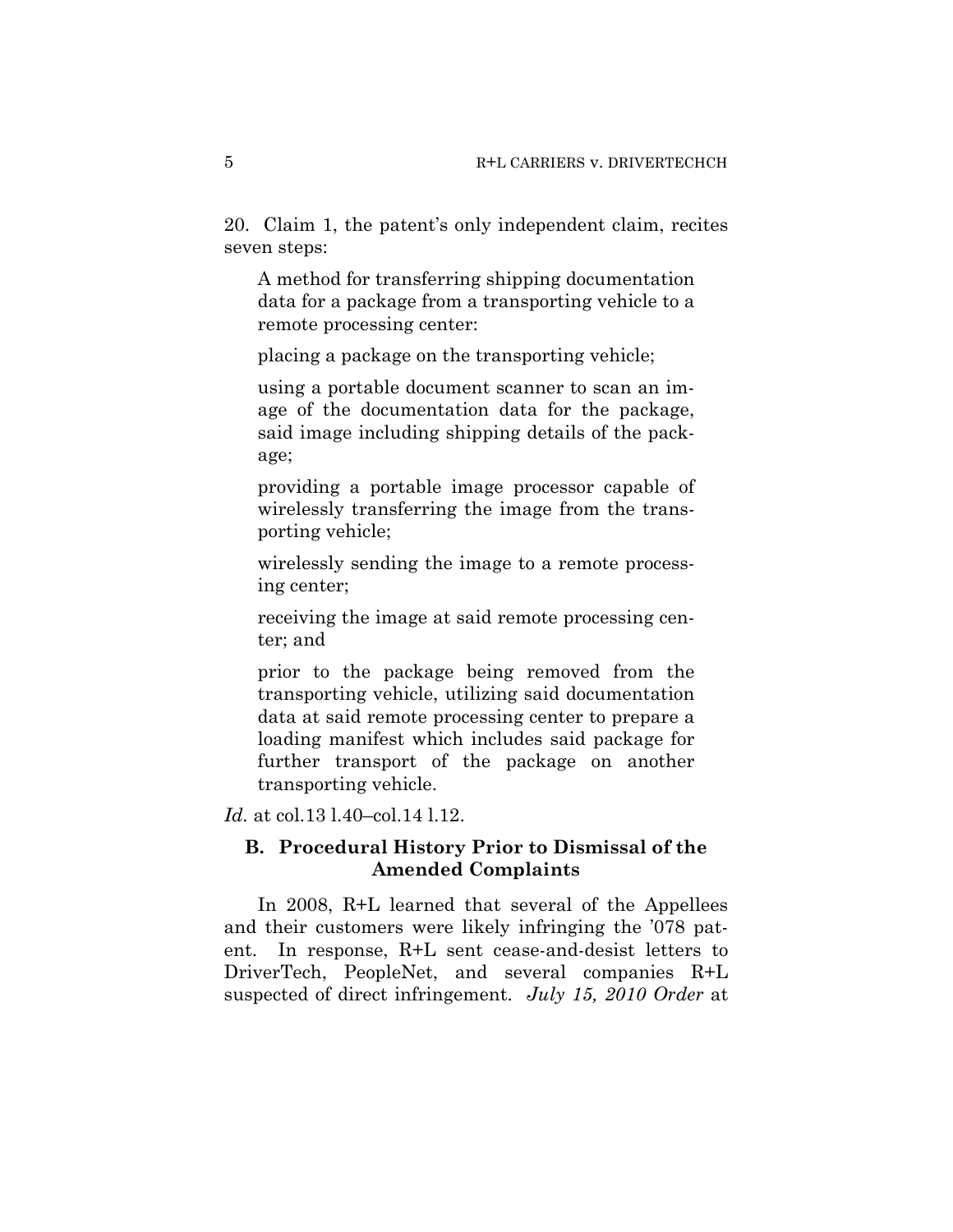20. Claim 1, the patent's only independent claim, recites seven steps:

> A method for transferring shipping documentation data for a package from a transporting vehicle to a remote processing center:
>
> placing a package on the transporting vehicle;
>
> using a portable document scanner to scan an image of the documentation data for the package, said image including shipping details of the package;
>
> providing a portable image processor capable of wirelessly transferring the image from the transporting vehicle;
>
> wirelessly sending the image to a remote processing center;
>
> receiving the image at said remote processing center; and
>
> prior to the package being removed from the transporting vehicle, utilizing said documentation data at said remote processing center to prepare a loading manifest which includes said package for further transport of the package on another transporting vehicle.

*Id.* at col.13 l.40–col.14 l.12.

### B. Procedural History Prior to Dismissal of the Amended Complaints

In 2008, R+L learned that several of the Appellees and their customers were likely infringing the '078 patent. In response, R+L sent cease-and-desist letters to DriverTech, PeopleNet, and several companies R+L suspected of direct infringement. *July 15, 2010 Order* at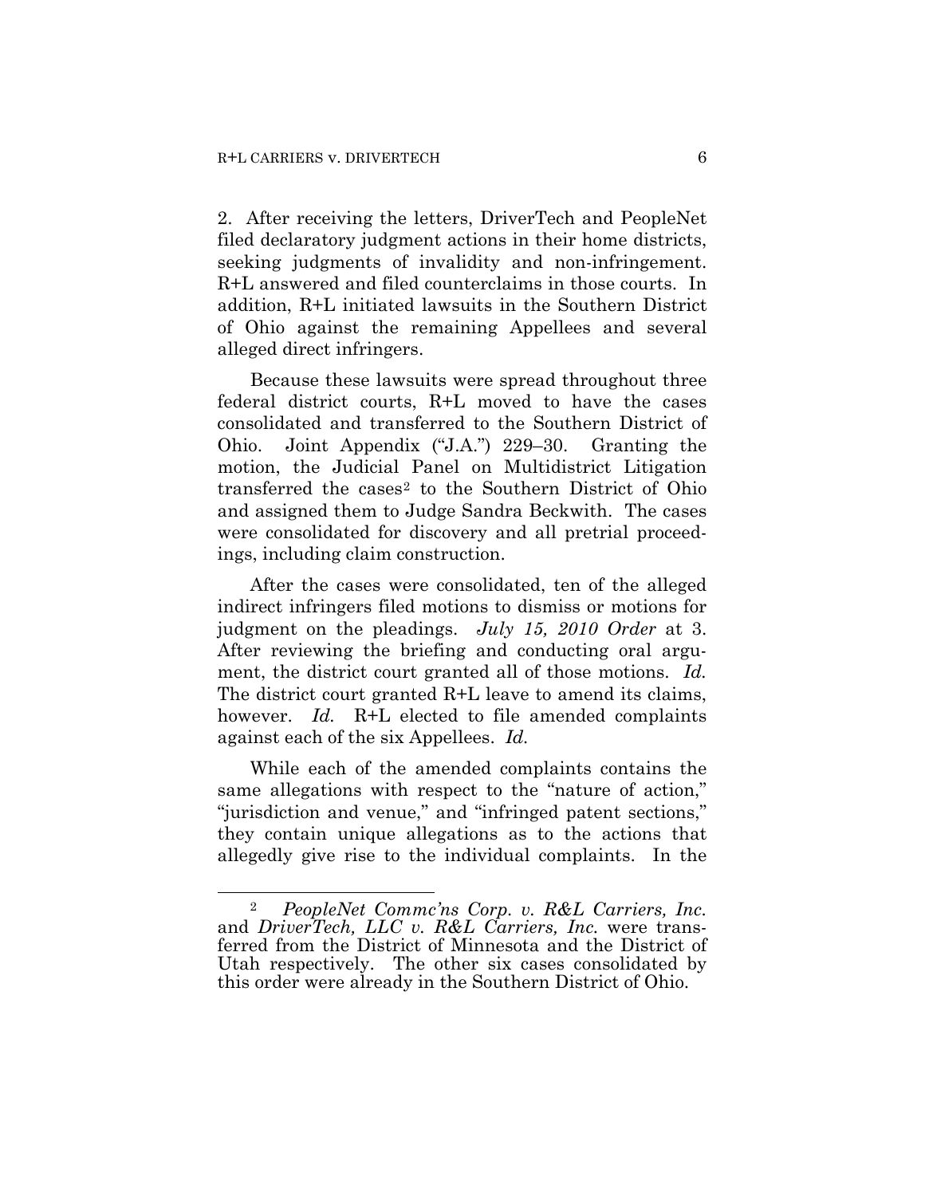2. After receiving the letters, DriverTech and PeopleNet filed declaratory judgment actions in their home districts, seeking judgments of invalidity and non-infringement. R+L answered and filed counterclaims in those courts. In addition, R+L initiated lawsuits in the Southern District of Ohio against the remaining Appellees and several alleged direct infringers.

Because these lawsuits were spread throughout three federal district courts, R+L moved to have the cases consolidated and transferred to the Southern District of Ohio. Joint Appendix ("J.A.") 229–30. Granting the motion, the Judicial Panel on Multidistrict Litigation transferred the cases[2] to the Southern District of Ohio and assigned them to Judge Sandra Beckwith. The cases were consolidated for discovery and all pretrial proceedings, including claim construction.

After the cases were consolidated, ten of the alleged indirect infringers filed motions to dismiss or motions for judgment on the pleadings. *July 15, 2010 Order* at 3. After reviewing the briefing and conducting oral argument, the district court granted all of those motions. *Id.* The district court granted R+L leave to amend its claims, however. *Id.* R+L elected to file amended complaints against each of the six Appellees. *Id.*

While each of the amended complaints contains the same allegations with respect to the "nature of action," "jurisdiction and venue," and "infringed patent sections," they contain unique allegations as to the actions that allegedly give rise to the individual complaints. In the

[2] *PeopleNet Commc'ns Corp. v. R&L Carriers, Inc.* and *DriverTech, LLC v. R&L Carriers, Inc.* were transferred from the District of Minnesota and the District of Utah respectively. The other six cases consolidated by this order were already in the Southern District of Ohio.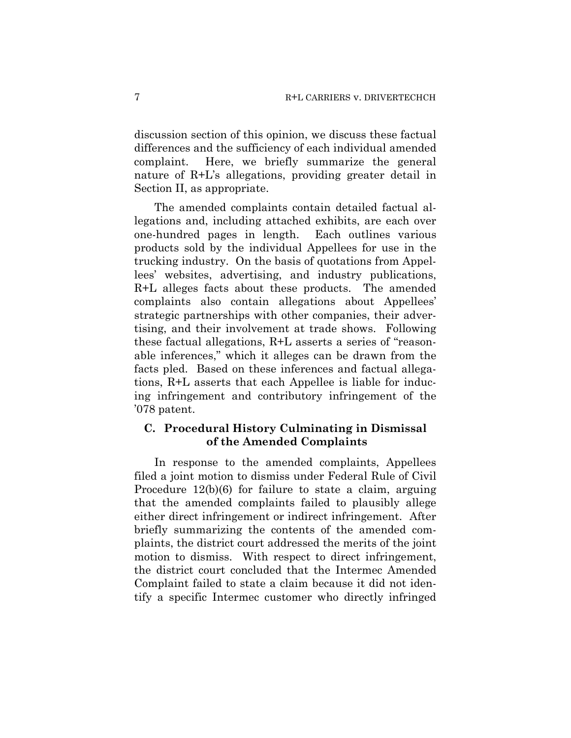discussion section of this opinion, we discuss these factual differences and the sufficiency of each individual amended complaint. Here, we briefly summarize the general nature of R+L's allegations, providing greater detail in Section II, as appropriate.

The amended complaints contain detailed factual allegations and, including attached exhibits, are each over one-hundred pages in length. Each outlines various products sold by the individual Appellees for use in the trucking industry. On the basis of quotations from Appellees' websites, advertising, and industry publications, R+L alleges facts about these products. The amended complaints also contain allegations about Appellees' strategic partnerships with other companies, their advertising, and their involvement at trade shows. Following these factual allegations, R+L asserts a series of "reasonable inferences," which it alleges can be drawn from the facts pled. Based on these inferences and factual allegations, R+L asserts that each Appellee is liable for inducing infringement and contributory infringement of the '078 patent.

### C. Procedural History Culminating in Dismissal of the Amended Complaints

In response to the amended complaints, Appellees filed a joint motion to dismiss under Federal Rule of Civil Procedure 12(b)(6) for failure to state a claim, arguing that the amended complaints failed to plausibly allege either direct infringement or indirect infringement. After briefly summarizing the contents of the amended complaints, the district court addressed the merits of the joint motion to dismiss. With respect to direct infringement, the district court concluded that the Intermec Amended Complaint failed to state a claim because it did not identify a specific Intermec customer who directly infringed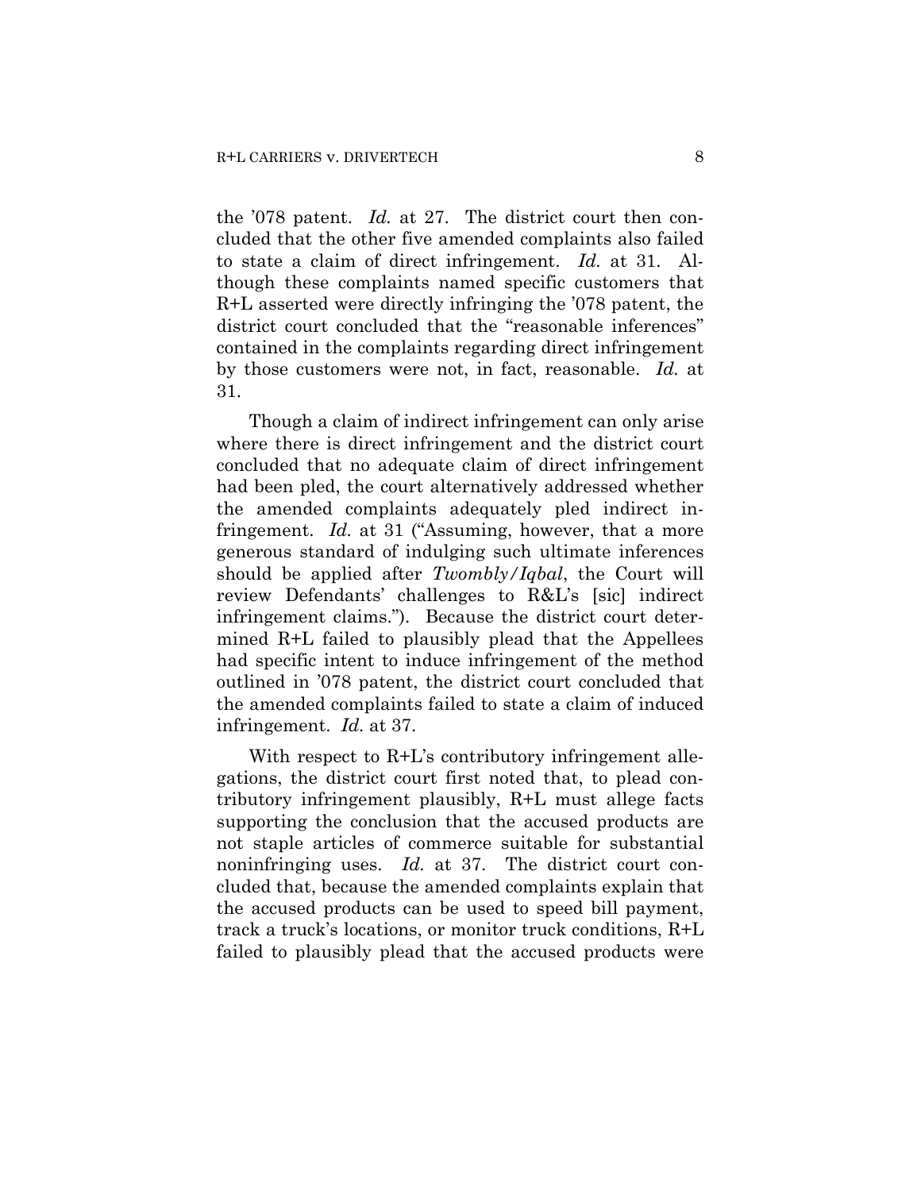the ’078 patent. *Id.* at 27. The district court then concluded that the other five amended complaints also failed to state a claim of direct infringement. *Id.* at 31. Although these complaints named specific customers that R+L asserted were directly infringing the ’078 patent, the district court concluded that the “reasonable inferences” contained in the complaints regarding direct infringement by those customers were not, in fact, reasonable. *Id.* at 31.

Though a claim of indirect infringement can only arise where there is direct infringement and the district court concluded that no adequate claim of direct infringement had been pled, the court alternatively addressed whether the amended complaints adequately pled indirect infringement. *Id.* at 31 (“Assuming, however, that a more generous standard of indulging such ultimate inferences should be applied after *Twombly/Iqbal*, the Court will review Defendants’ challenges to R&L’s [sic] indirect infringement claims.”). Because the district court determined R+L failed to plausibly plead that the Appellees had specific intent to induce infringement of the method outlined in ’078 patent, the district court concluded that the amended complaints failed to state a claim of induced infringement. *Id.* at 37.

With respect to R+L’s contributory infringement allegations, the district court first noted that, to plead contributory infringement plausibly, R+L must allege facts supporting the conclusion that the accused products are not staple articles of commerce suitable for substantial noninfringing uses. *Id.* at 37. The district court concluded that, because the amended complaints explain that the accused products can be used to speed bill payment, track a truck’s locations, or monitor truck conditions, R+L failed to plausibly plead that the accused products were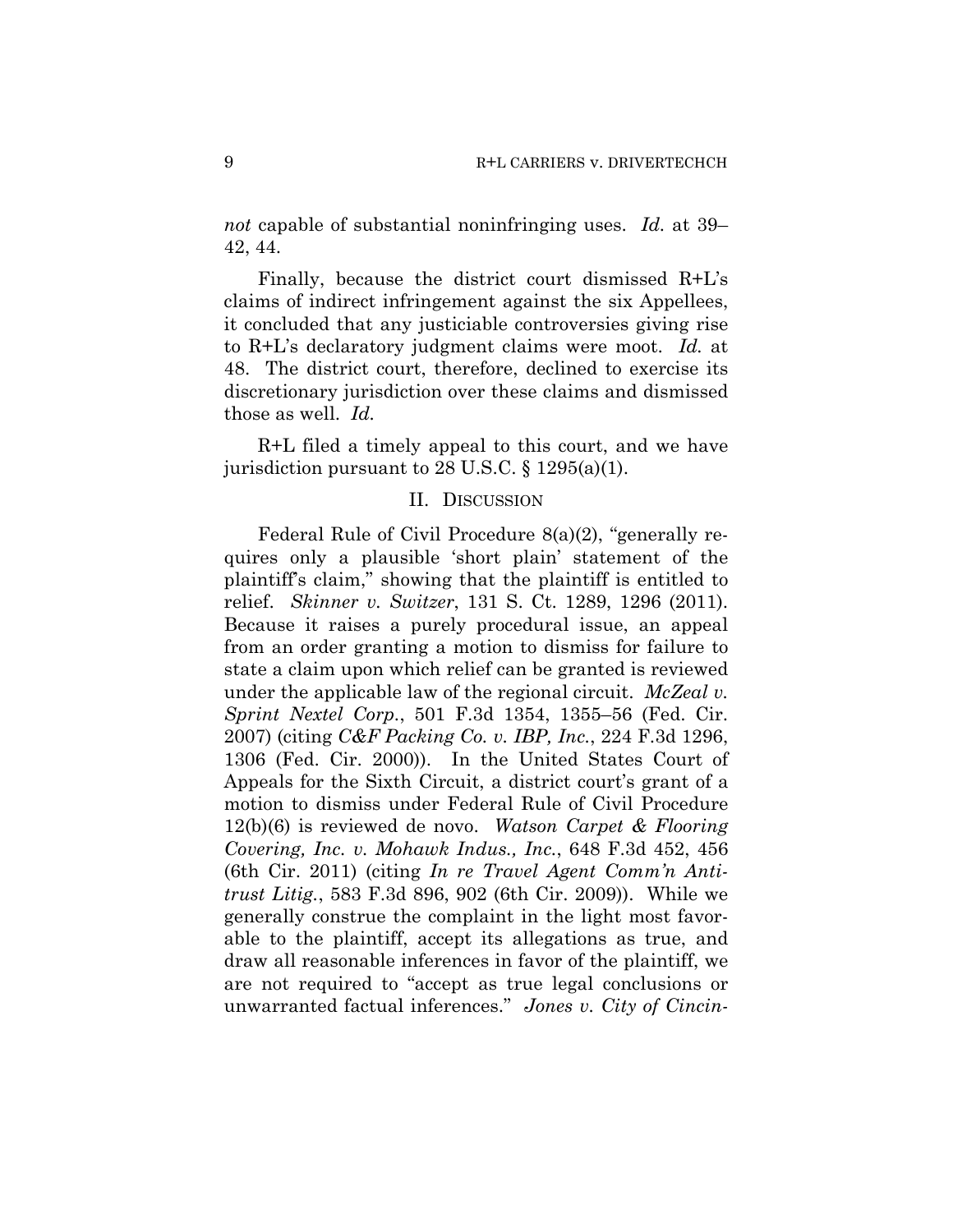*not* capable of substantial noninfringing uses. *Id.* at 39–42, 44.

Finally, because the district court dismissed R+L's claims of indirect infringement against the six Appellees, it concluded that any justiciable controversies giving rise to R+L's declaratory judgment claims were moot. *Id.* at 48. The district court, therefore, declined to exercise its discretionary jurisdiction over these claims and dismissed those as well. *Id.*

R+L filed a timely appeal to this court, and we have jurisdiction pursuant to 28 U.S.C. § 1295(a)(1).

## II. Discussion

Federal Rule of Civil Procedure 8(a)(2), "generally requires only a plausible 'short plain' statement of the plaintiff's claim," showing that the plaintiff is entitled to relief. *Skinner v. Switzer*, 131 S. Ct. 1289, 1296 (2011). Because it raises a purely procedural issue, an appeal from an order granting a motion to dismiss for failure to state a claim upon which relief can be granted is reviewed under the applicable law of the regional circuit. *McZeal v. Sprint Nextel Corp.*, 501 F.3d 1354, 1355–56 (Fed. Cir. 2007) (citing *C&F Packing Co. v. IBP, Inc.*, 224 F.3d 1296, 1306 (Fed. Cir. 2000)). In the United States Court of Appeals for the Sixth Circuit, a district court's grant of a motion to dismiss under Federal Rule of Civil Procedure 12(b)(6) is reviewed de novo. *Watson Carpet & Flooring Covering, Inc. v. Mohawk Indus., Inc.*, 648 F.3d 452, 456 (6th Cir. 2011) (citing *In re Travel Agent Comm'n Antitrust Litig.*, 583 F.3d 896, 902 (6th Cir. 2009)). While we generally construe the complaint in the light most favorable to the plaintiff, accept its allegations as true, and draw all reasonable inferences in favor of the plaintiff, we are not required to "accept as true legal conclusions or unwarranted factual inferences." *Jones v. City of Cincin-*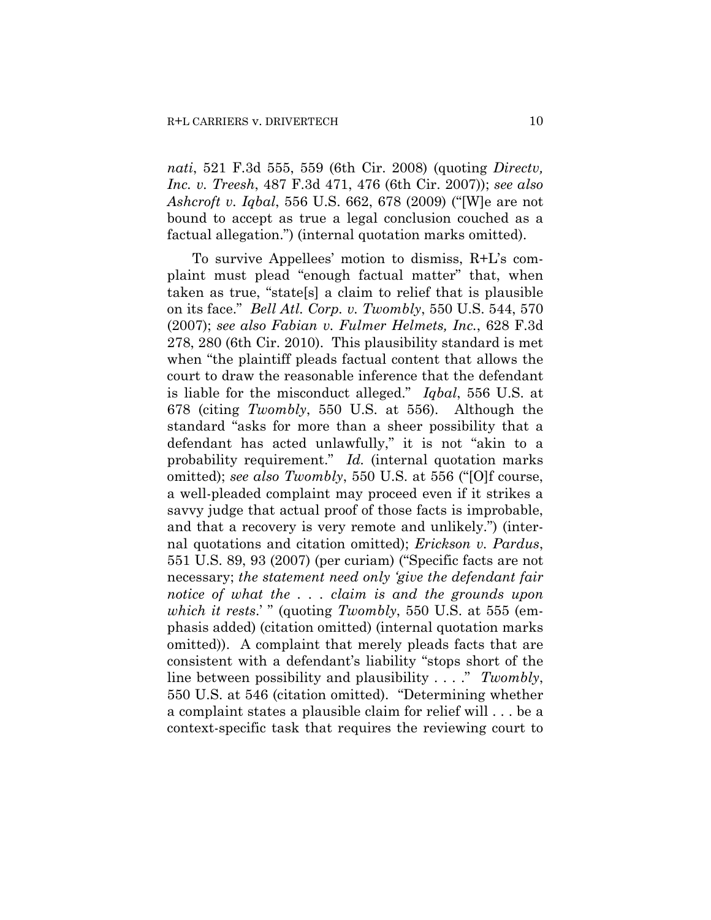*nati*, 521 F.3d 555, 559 (6th Cir. 2008) (quoting *Directv, Inc. v. Treesh*, 487 F.3d 471, 476 (6th Cir. 2007)); *see also Ashcroft v. Iqbal*, 556 U.S. 662, 678 (2009) ("[W]e are not bound to accept as true a legal conclusion couched as a factual allegation.") (internal quotation marks omitted).

To survive Appellees' motion to dismiss, R+L's complaint must plead "enough factual matter" that, when taken as true, "state[s] a claim to relief that is plausible on its face." *Bell Atl. Corp. v. Twombly*, 550 U.S. 544, 570 (2007); *see also Fabian v. Fulmer Helmets, Inc.*, 628 F.3d 278, 280 (6th Cir. 2010). This plausibility standard is met when "the plaintiff pleads factual content that allows the court to draw the reasonable inference that the defendant is liable for the misconduct alleged." *Iqbal*, 556 U.S. at 678 (citing *Twombly*, 550 U.S. at 556). Although the standard "asks for more than a sheer possibility that a defendant has acted unlawfully," it is not "akin to a probability requirement." *Id.* (internal quotation marks omitted); *see also Twombly*, 550 U.S. at 556 ("[O]f course, a well-pleaded complaint may proceed even if it strikes a savvy judge that actual proof of those facts is improbable, and that a recovery is very remote and unlikely.") (internal quotations and citation omitted); *Erickson v. Pardus*, 551 U.S. 89, 93 (2007) (per curiam) ("Specific facts are not necessary; *the statement need only 'give the defendant fair notice of what the . . . claim is and the grounds upon which it rests.'* " (quoting *Twombly*, 550 U.S. at 555 (emphasis added) (citation omitted) (internal quotation marks omitted)). A complaint that merely pleads facts that are consistent with a defendant's liability "stops short of the line between possibility and plausibility . . . ." *Twombly*, 550 U.S. at 546 (citation omitted). "Determining whether a complaint states a plausible claim for relief will . . . be a context-specific task that requires the reviewing court to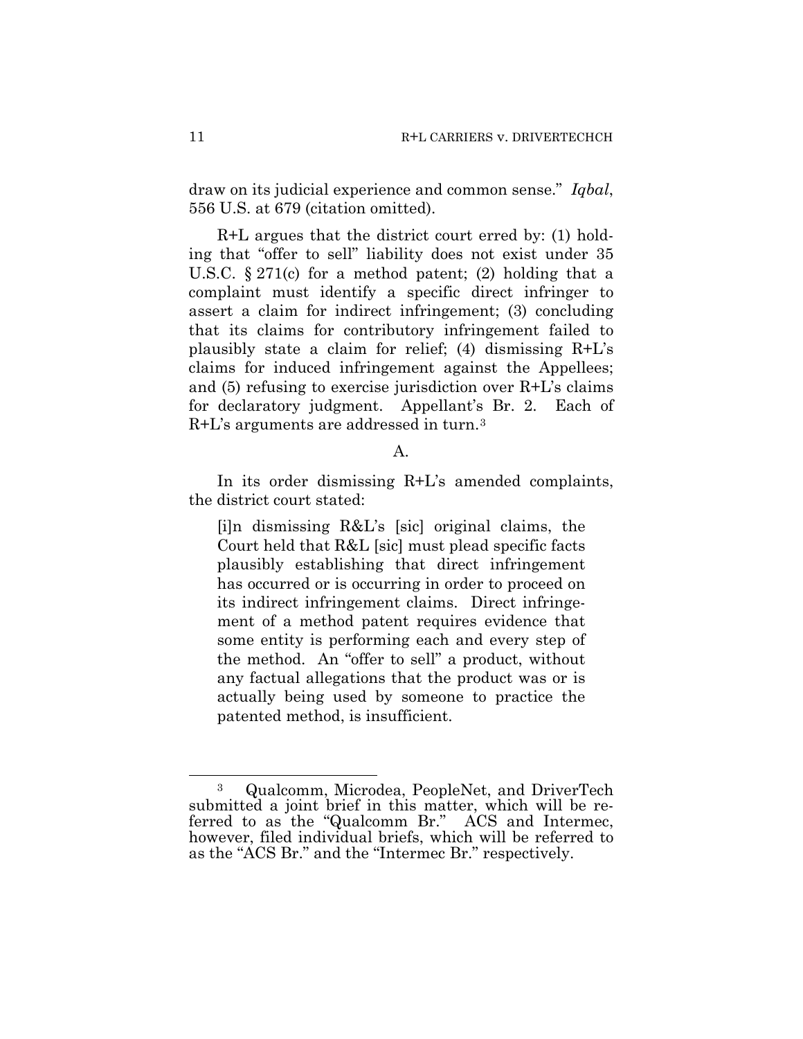draw on its judicial experience and common sense." *Iqbal*, 556 U.S. at 679 (citation omitted).

R+L argues that the district court erred by: (1) holding that "offer to sell" liability does not exist under 35 U.S.C. § 271(c) for a method patent; (2) holding that a complaint must identify a specific direct infringer to assert a claim for indirect infringement; (3) concluding that its claims for contributory infringement failed to plausibly state a claim for relief; (4) dismissing R+L's claims for induced infringement against the Appellees; and (5) refusing to exercise jurisdiction over R+L's claims for declaratory judgment. Appellant's Br. 2. Each of R+L's arguments are addressed in turn.[3]

A.

In its order dismissing R+L's amended complaints, the district court stated:

> [i]n dismissing R&L's [sic] original claims, the Court held that R&L [sic] must plead specific facts plausibly establishing that direct infringement has occurred or is occurring in order to proceed on its indirect infringement claims. Direct infringement of a method patent requires evidence that some entity is performing each and every step of the method. An "offer to sell" a product, without any factual allegations that the product was or is actually being used by someone to practice the patented method, is insufficient.

---

[3] Qualcomm, Microdea, PeopleNet, and DriverTech submitted a joint brief in this matter, which will be referred to as the "Qualcomm Br." ACS and Intermec, however, filed individual briefs, which will be referred to as the "ACS Br." and the "Intermec Br." respectively.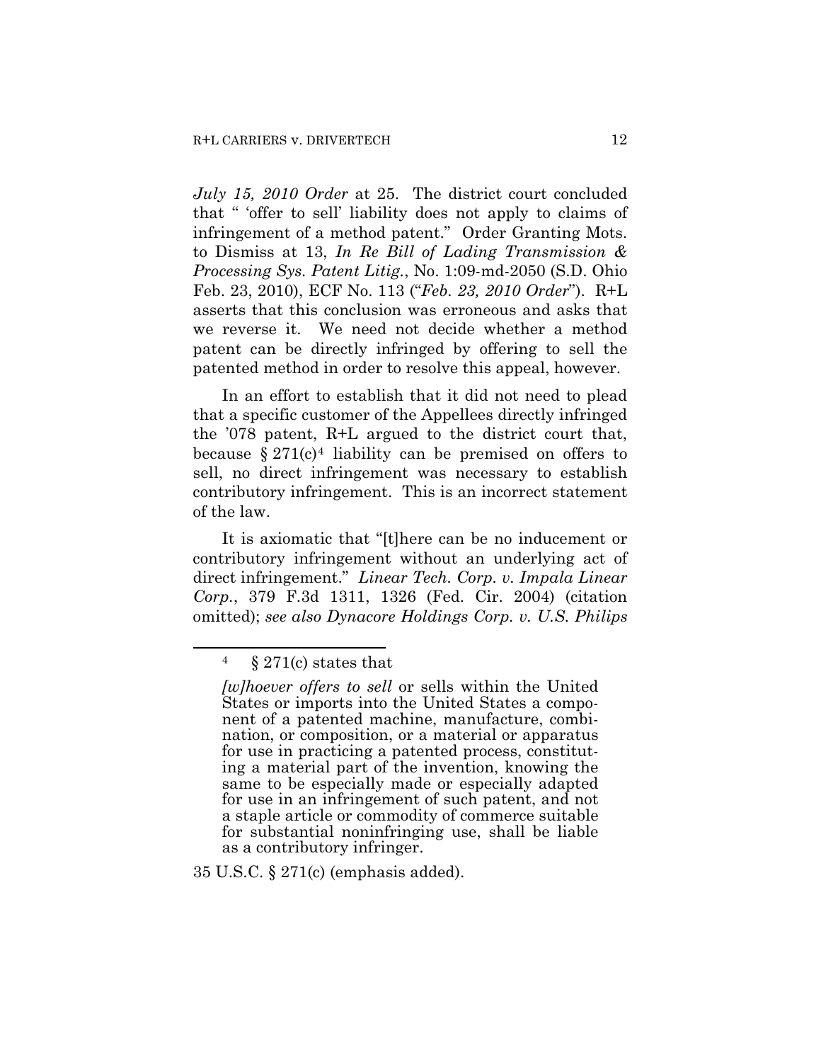*July 15, 2010 Order* at 25. The district court concluded that " 'offer to sell' liability does not apply to claims of infringement of a method patent." Order Granting Mots. to Dismiss at 13, *In Re Bill of Lading Transmission & Processing Sys. Patent Litig.*, No. 1:09-md-2050 (S.D. Ohio Feb. 23, 2010), ECF No. 113 ("*Feb. 23, 2010 Order*"). R+L asserts that this conclusion was erroneous and asks that we reverse it. We need not decide whether a method patent can be directly infringed by offering to sell the patented method in order to resolve this appeal, however.

In an effort to establish that it did not need to plead that a specific customer of the Appellees directly infringed the '078 patent, R+L argued to the district court that, because § 271(c)[4] liability can be premised on offers to sell, no direct infringement was necessary to establish contributory infringement. This is an incorrect statement of the law.

It is axiomatic that "[t]here can be no inducement or contributory infringement without an underlying act of direct infringement." *Linear Tech. Corp. v. Impala Linear Corp.*, 379 F.3d 1311, 1326 (Fed. Cir. 2004) (citation omitted); *see also Dynacore Holdings Corp. v. U.S. Philips*

---

[4] § 271(c) states that

> *[w]hoever offers to sell* or sells within the United States or imports into the United States a component of a patented machine, manufacture, combination, or composition, or a material or apparatus for use in practicing a patented process, constituting a material part of the invention, knowing the same to be especially made or especially adapted for use in an infringement of such patent, and not a staple article or commodity of commerce suitable for substantial noninfringing use, shall be liable as a contributory infringer.

35 U.S.C. § 271(c) (emphasis added).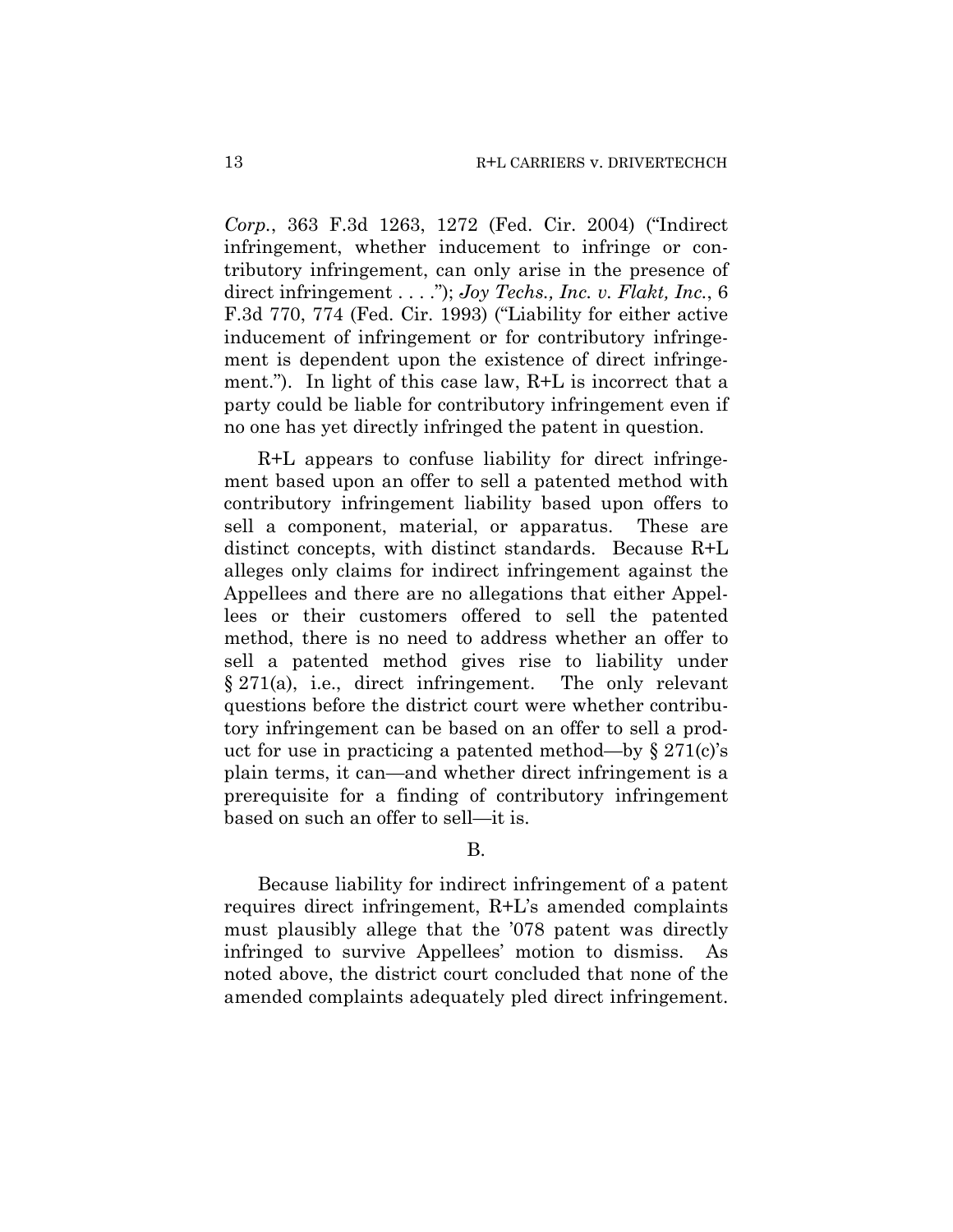*Corp.*, 363 F.3d 1263, 1272 (Fed. Cir. 2004) ("Indirect infringement, whether inducement to infringe or contributory infringement, can only arise in the presence of direct infringement . . . ."); *Joy Techs., Inc. v. Flakt, Inc.*, 6 F.3d 770, 774 (Fed. Cir. 1993) ("Liability for either active inducement of infringement or for contributory infringement is dependent upon the existence of direct infringement."). In light of this case law, R+L is incorrect that a party could be liable for contributory infringement even if no one has yet directly infringed the patent in question.

R+L appears to confuse liability for direct infringement based upon an offer to sell a patented method with contributory infringement liability based upon offers to sell a component, material, or apparatus. These are distinct concepts, with distinct standards. Because R+L alleges only claims for indirect infringement against the Appellees and there are no allegations that either Appellees or their customers offered to sell the patented method, there is no need to address whether an offer to sell a patented method gives rise to liability under § 271(a), i.e., direct infringement. The only relevant questions before the district court were whether contributory infringement can be based on an offer to sell a product for use in practicing a patented method—by § 271(c)'s plain terms, it can—and whether direct infringement is a prerequisite for a finding of contributory infringement based on such an offer to sell—it is.

B.

Because liability for indirect infringement of a patent requires direct infringement, R+L's amended complaints must plausibly allege that the '078 patent was directly infringed to survive Appellees' motion to dismiss. As noted above, the district court concluded that none of the amended complaints adequately pled direct infringement.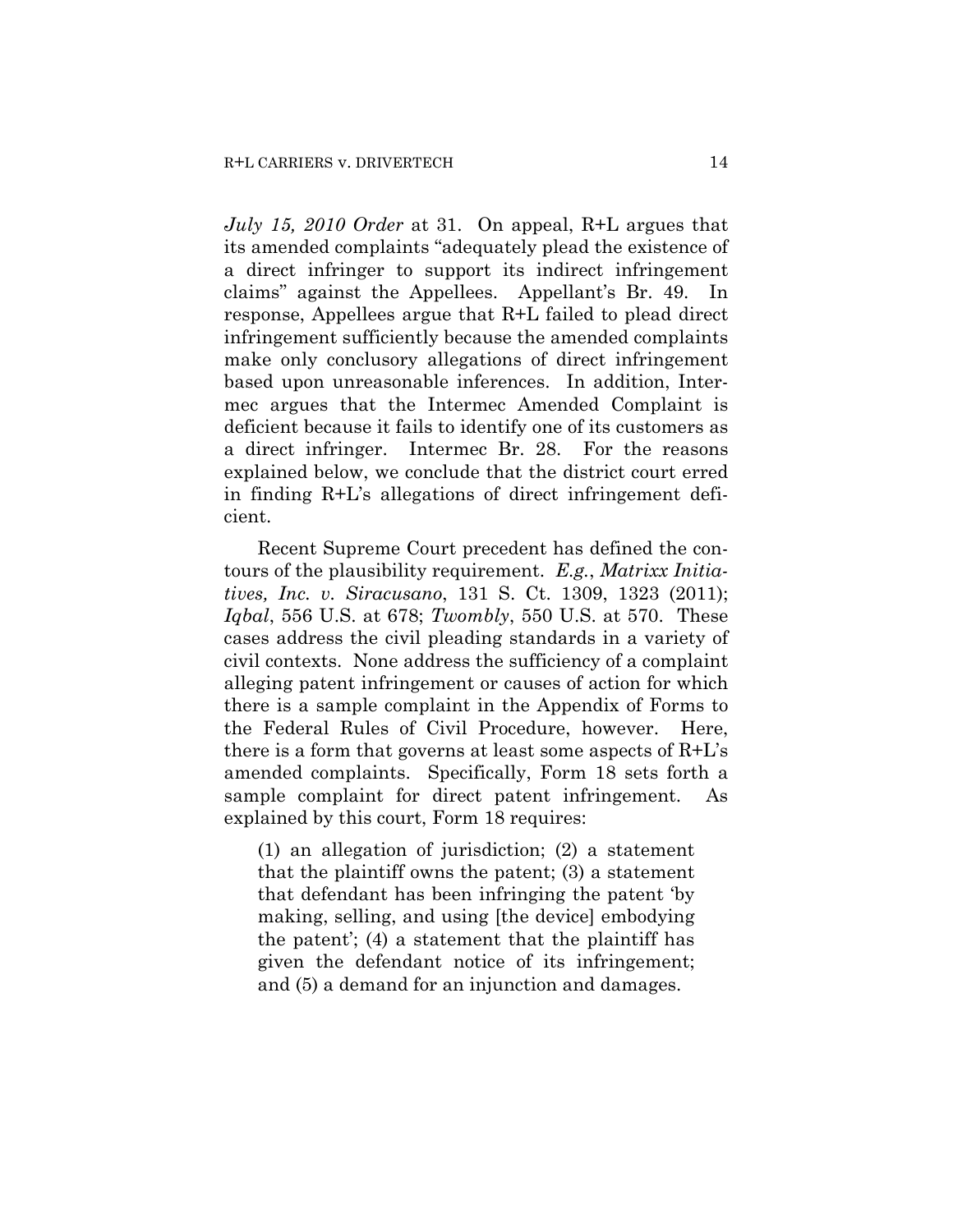*July 15, 2010 Order* at 31. On appeal, R+L argues that its amended complaints "adequately plead the existence of a direct infringer to support its indirect infringement claims" against the Appellees. Appellant's Br. 49. In response, Appellees argue that R+L failed to plead direct infringement sufficiently because the amended complaints make only conclusory allegations of direct infringement based upon unreasonable inferences. In addition, Intermec argues that the Intermec Amended Complaint is deficient because it fails to identify one of its customers as a direct infringer. Intermec Br. 28. For the reasons explained below, we conclude that the district court erred in finding R+L's allegations of direct infringement deficient.

Recent Supreme Court precedent has defined the contours of the plausibility requirement. *E.g.*, *Matrixx Initiatives, Inc. v. Siracusano*, 131 S. Ct. 1309, 1323 (2011); *Iqbal*, 556 U.S. at 678; *Twombly*, 550 U.S. at 570. These cases address the civil pleading standards in a variety of civil contexts. None address the sufficiency of a complaint alleging patent infringement or causes of action for which there is a sample complaint in the Appendix of Forms to the Federal Rules of Civil Procedure, however. Here, there is a form that governs at least some aspects of R+L's amended complaints. Specifically, Form 18 sets forth a sample complaint for direct patent infringement. As explained by this court, Form 18 requires:

> (1) an allegation of jurisdiction; (2) a statement that the plaintiff owns the patent; (3) a statement that defendant has been infringing the patent 'by making, selling, and using [the device] embodying the patent'; (4) a statement that the plaintiff has given the defendant notice of its infringement; and (5) a demand for an injunction and damages.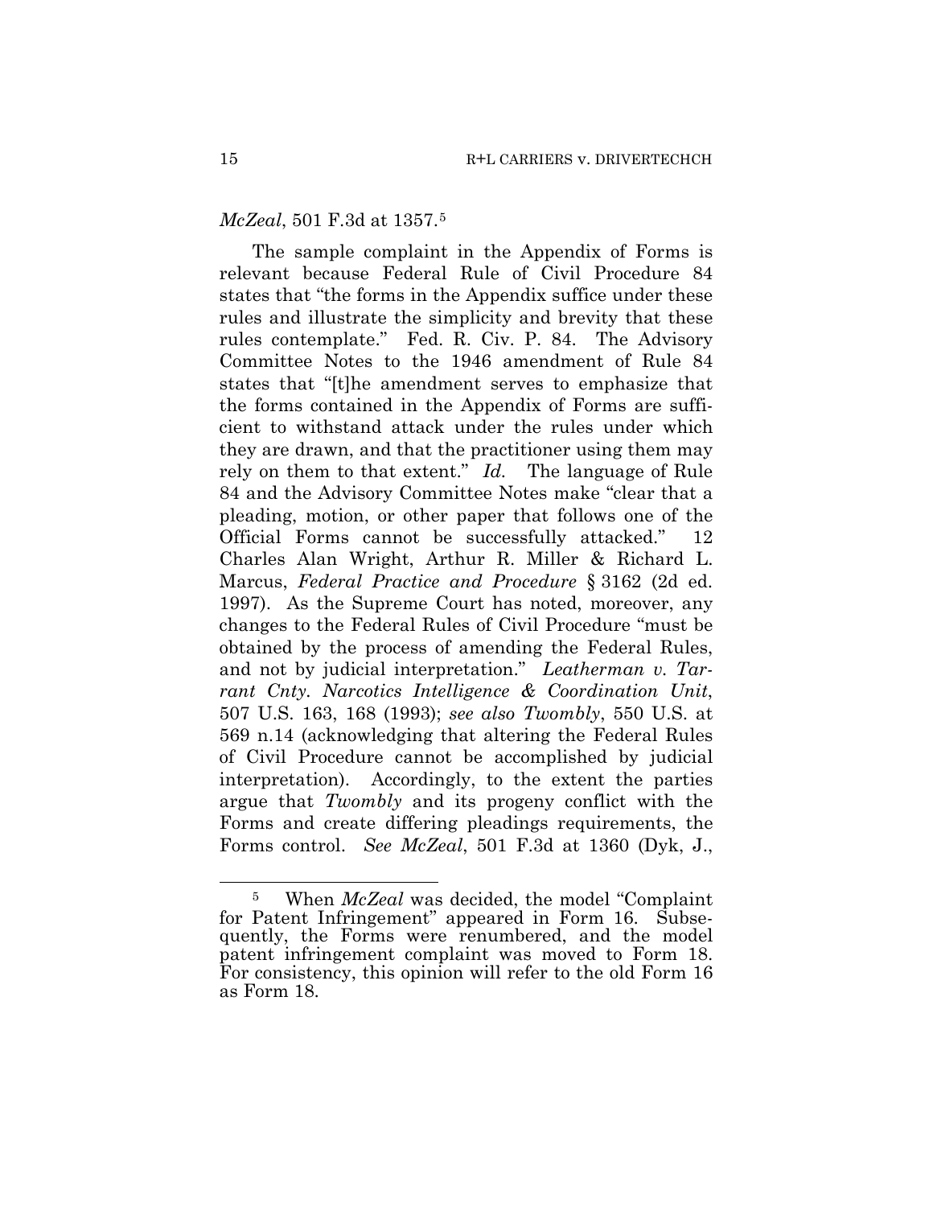*McZeal*, 501 F.3d at 1357.[5]

The sample complaint in the Appendix of Forms is relevant because Federal Rule of Civil Procedure 84 states that "the forms in the Appendix suffice under these rules and illustrate the simplicity and brevity that these rules contemplate." Fed. R. Civ. P. 84. The Advisory Committee Notes to the 1946 amendment of Rule 84 states that "[t]he amendment serves to emphasize that the forms contained in the Appendix of Forms are sufficient to withstand attack under the rules under which they are drawn, and that the practitioner using them may rely on them to that extent." *Id.* The language of Rule 84 and the Advisory Committee Notes make "clear that a pleading, motion, or other paper that follows one of the Official Forms cannot be successfully attacked." 12 Charles Alan Wright, Arthur R. Miller & Richard L. Marcus, *Federal Practice and Procedure* § 3162 (2d ed. 1997). As the Supreme Court has noted, moreover, any changes to the Federal Rules of Civil Procedure "must be obtained by the process of amending the Federal Rules, and not by judicial interpretation." *Leatherman v. Tarrant Cnty. Narcotics Intelligence & Coordination Unit*, 507 U.S. 163, 168 (1993); *see also Twombly*, 550 U.S. at 569 n.14 (acknowledging that altering the Federal Rules of Civil Procedure cannot be accomplished by judicial interpretation). Accordingly, to the extent the parties argue that *Twombly* and its progeny conflict with the Forms and create differing pleadings requirements, the Forms control. *See McZeal*, 501 F.3d at 1360 (Dyk, J.,

---

[5] When *McZeal* was decided, the model "Complaint for Patent Infringement" appeared in Form 16. Subsequently, the Forms were renumbered, and the model patent infringement complaint was moved to Form 18. For consistency, this opinion will refer to the old Form 16 as Form 18.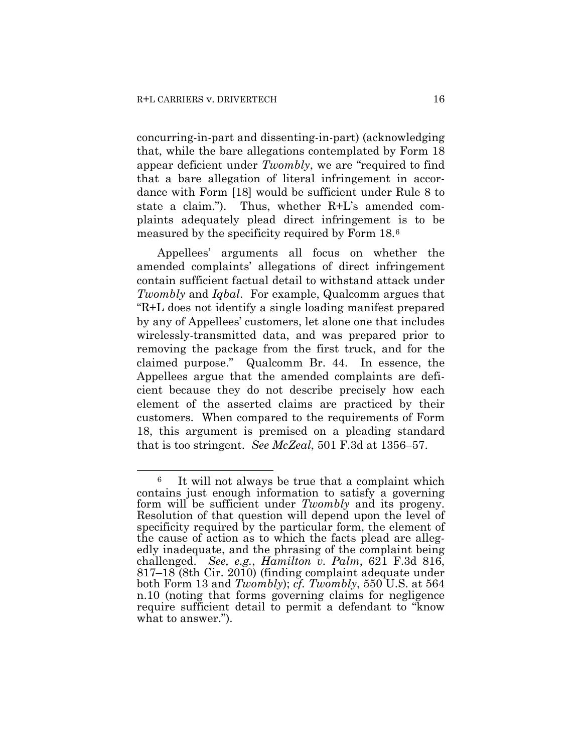concurring-in-part and dissenting-in-part) (acknowledging that, while the bare allegations contemplated by Form 18 appear deficient under *Twombly*, we are "required to find that a bare allegation of literal infringement in accordance with Form [18] would be sufficient under Rule 8 to state a claim."). Thus, whether R+L's amended complaints adequately plead direct infringement is to be measured by the specificity required by Form 18.[6]

Appellees' arguments all focus on whether the amended complaints' allegations of direct infringement contain sufficient factual detail to withstand attack under *Twombly* and *Iqbal*. For example, Qualcomm argues that "R+L does not identify a single loading manifest prepared by any of Appellees' customers, let alone one that includes wirelessly-transmitted data, and was prepared prior to removing the package from the first truck, and for the claimed purpose." Qualcomm Br. 44. In essence, the Appellees argue that the amended complaints are deficient because they do not describe precisely how each element of the asserted claims are practiced by their customers. When compared to the requirements of Form 18, this argument is premised on a pleading standard that is too stringent. *See McZeal*, 501 F.3d at 1356–57.

---

[6] It will not always be true that a complaint which contains just enough information to satisfy a governing form will be sufficient under *Twombly* and its progeny. Resolution of that question will depend upon the level of specificity required by the particular form, the element of the cause of action as to which the facts plead are allegedly inadequate, and the phrasing of the complaint being challenged. *See, e.g.*, *Hamilton v. Palm*, 621 F.3d 816, 817–18 (8th Cir. 2010) (finding complaint adequate under both Form 13 and *Twombly*); *cf. Twombly*, 550 U.S. at 564 n.10 (noting that forms governing claims for negligence require sufficient detail to permit a defendant to "know what to answer.").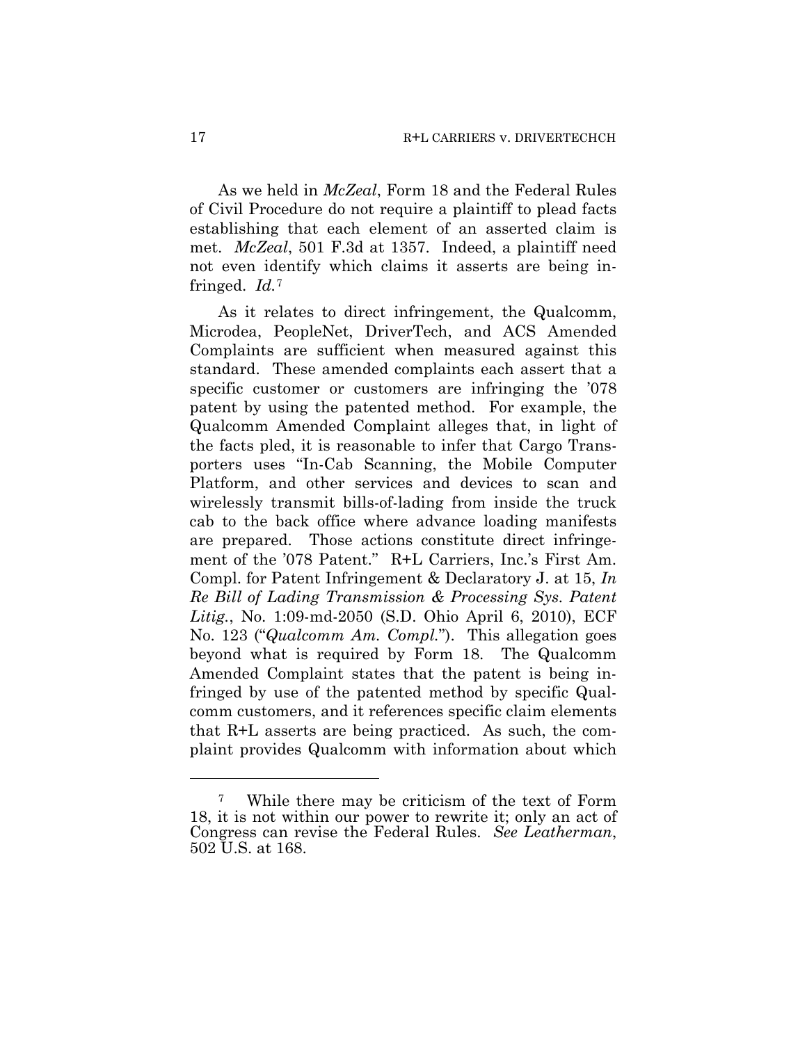As we held in *McZeal*, Form 18 and the Federal Rules of Civil Procedure do not require a plaintiff to plead facts establishing that each element of an asserted claim is met. *McZeal*, 501 F.3d at 1357. Indeed, a plaintiff need not even identify which claims it asserts are being infringed. *Id.*[7]

As it relates to direct infringement, the Qualcomm, Microdea, PeopleNet, DriverTech, and ACS Amended Complaints are sufficient when measured against this standard. These amended complaints each assert that a specific customer or customers are infringing the '078 patent by using the patented method. For example, the Qualcomm Amended Complaint alleges that, in light of the facts pled, it is reasonable to infer that Cargo Transporters uses "In-Cab Scanning, the Mobile Computer Platform, and other services and devices to scan and wirelessly transmit bills-of-lading from inside the truck cab to the back office where advance loading manifests are prepared. Those actions constitute direct infringement of the '078 Patent." R+L Carriers, Inc.'s First Am. Compl. for Patent Infringement & Declaratory J. at 15, *In Re Bill of Lading Transmission & Processing Sys. Patent Litig.*, No. 1:09-md-2050 (S.D. Ohio April 6, 2010), ECF No. 123 ("*Qualcomm Am. Compl.*"). This allegation goes beyond what is required by Form 18. The Qualcomm Amended Complaint states that the patent is being infringed by use of the patented method by specific Qualcomm customers, and it references specific claim elements that R+L asserts are being practiced. As such, the complaint provides Qualcomm with information about which

---

[7] While there may be criticism of the text of Form 18, it is not within our power to rewrite it; only an act of Congress can revise the Federal Rules. *See Leatherman*, 502 U.S. at 168.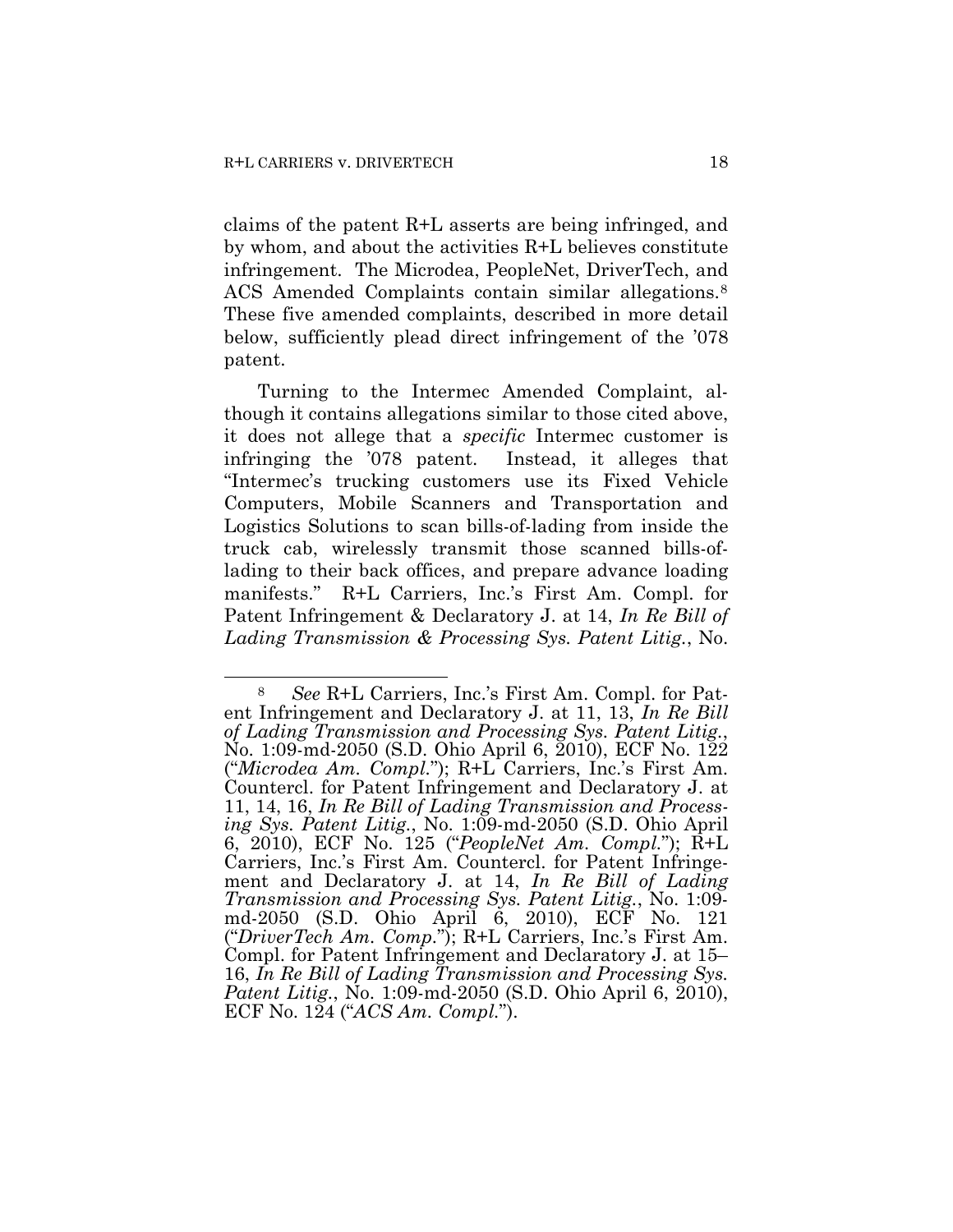claims of the patent R+L asserts are being infringed, and by whom, and about the activities R+L believes constitute infringement. The Microdea, PeopleNet, DriverTech, and ACS Amended Complaints contain similar allegations.[8] These five amended complaints, described in more detail below, sufficiently plead direct infringement of the '078 patent.

Turning to the Intermec Amended Complaint, although it contains allegations similar to those cited above, it does not allege that a *specific* Intermec customer is infringing the '078 patent. Instead, it alleges that "Intermec's trucking customers use its Fixed Vehicle Computers, Mobile Scanners and Transportation and Logistics Solutions to scan bills-of-lading from inside the truck cab, wirelessly transmit those scanned bills-of-lading to their back offices, and prepare advance loading manifests." R+L Carriers, Inc.'s First Am. Compl. for Patent Infringement & Declaratory J. at 14, *In Re Bill of Lading Transmission & Processing Sys. Patent Litig.*, No.

---

[8] *See* R+L Carriers, Inc.'s First Am. Compl. for Patent Infringement and Declaratory J. at 11, 13, *In Re Bill of Lading Transmission and Processing Sys. Patent Litig.*, No. 1:09-md-2050 (S.D. Ohio April 6, 2010), ECF No. 122 ("*Microdea Am. Compl.*"); R+L Carriers, Inc.'s First Am. Countercl. for Patent Infringement and Declaratory J. at 11, 14, 16, *In Re Bill of Lading Transmission and Processing Sys. Patent Litig.*, No. 1:09-md-2050 (S.D. Ohio April 6, 2010), ECF No. 125 ("*PeopleNet Am. Compl.*"); R+L Carriers, Inc.'s First Am. Countercl. for Patent Infringement and Declaratory J. at 14, *In Re Bill of Lading Transmission and Processing Sys. Patent Litig.*, No. 1:09-md-2050 (S.D. Ohio April 6, 2010), ECF No. 121 ("*DriverTech Am. Comp.*"); R+L Carriers, Inc.'s First Am. Compl. for Patent Infringement and Declaratory J. at 15–16, *In Re Bill of Lading Transmission and Processing Sys. Patent Litig.*, No. 1:09-md-2050 (S.D. Ohio April 6, 2010), ECF No. 124 ("*ACS Am. Compl.*").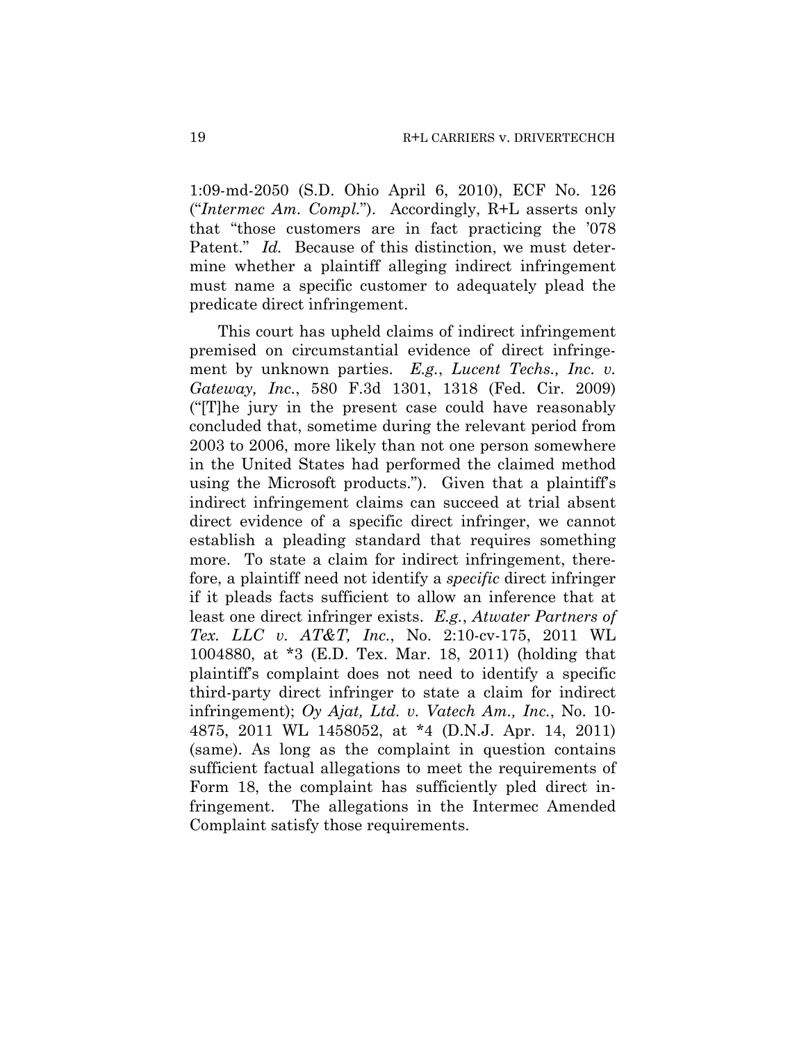1:09-md-2050 (S.D. Ohio April 6, 2010), ECF No. 126 ("*Intermec Am. Compl.*"). Accordingly, R+L asserts only that "those customers are in fact practicing the '078 Patent." *Id.* Because of this distinction, we must determine whether a plaintiff alleging indirect infringement must name a specific customer to adequately plead the predicate direct infringement.

This court has upheld claims of indirect infringement premised on circumstantial evidence of direct infringement by unknown parties. *E.g.*, *Lucent Techs., Inc. v. Gateway, Inc.*, 580 F.3d 1301, 1318 (Fed. Cir. 2009) ("[T]he jury in the present case could have reasonably concluded that, sometime during the relevant period from 2003 to 2006, more likely than not one person somewhere in the United States had performed the claimed method using the Microsoft products."). Given that a plaintiff's indirect infringement claims can succeed at trial absent direct evidence of a specific direct infringer, we cannot establish a pleading standard that requires something more. To state a claim for indirect infringement, therefore, a plaintiff need not identify a *specific* direct infringer if it pleads facts sufficient to allow an inference that at least one direct infringer exists. *E.g.*, *Atwater Partners of Tex. LLC v. AT&T, Inc.*, No. 2:10-cv-175, 2011 WL 1004880, at *3 (E.D. Tex. Mar. 18, 2011) (holding that plaintiff's complaint does not need to identify a specific third-party direct infringer to state a claim for indirect infringement); *Oy Ajat, Ltd. v. Vatech Am., Inc.*, No. 10-4875, 2011 WL 1458052, at *4 (D.N.J. Apr. 14, 2011) (same). As long as the complaint in question contains sufficient factual allegations to meet the requirements of Form 18, the complaint has sufficiently pled direct infringement. The allegations in the Intermec Amended Complaint satisfy those requirements.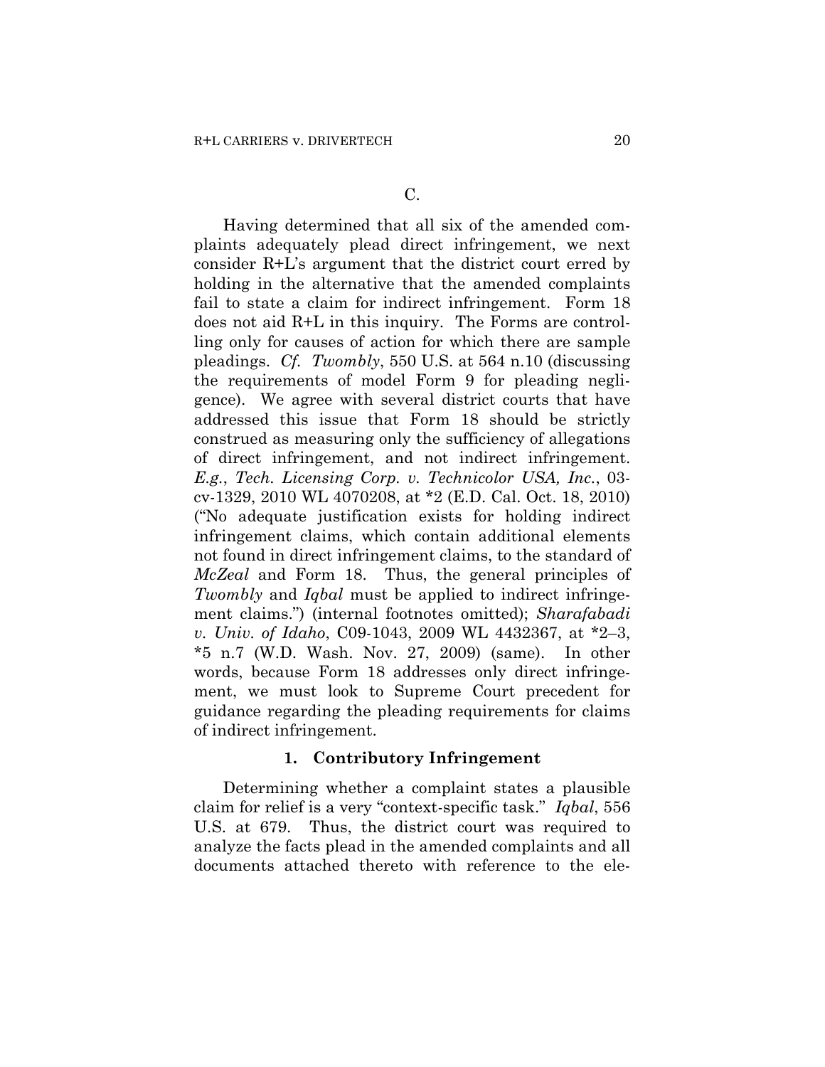C.

Having determined that all six of the amended complaints adequately plead direct infringement, we next consider R+L's argument that the district court erred by holding in the alternative that the amended complaints fail to state a claim for indirect infringement. Form 18 does not aid R+L in this inquiry. The Forms are controlling only for causes of action for which there are sample pleadings. *Cf. Twombly*, 550 U.S. at 564 n.10 (discussing the requirements of model Form 9 for pleading negligence). We agree with several district courts that have addressed this issue that Form 18 should be strictly construed as measuring only the sufficiency of allegations of direct infringement, and not indirect infringement. *E.g.*, *Tech. Licensing Corp. v. Technicolor USA, Inc.*, 03-cv-1329, 2010 WL 4070208, at *2 (E.D. Cal. Oct. 18, 2010) ("No adequate justification exists for holding indirect infringement claims, which contain additional elements not found in direct infringement claims, to the standard of *McZeal* and Form 18. Thus, the general principles of *Twombly* and *Iqbal* must be applied to indirect infringement claims.") (internal footnotes omitted); *Sharafabadi v. Univ. of Idaho*, C09-1043, 2009 WL 4432367, at *2–3, *5 n.7 (W.D. Wash. Nov. 27, 2009) (same). In other words, because Form 18 addresses only direct infringement, we must look to Supreme Court precedent for guidance regarding the pleading requirements for claims of indirect infringement.

**1. Contributory Infringement**

Determining whether a complaint states a plausible claim for relief is a very "context-specific task." *Iqbal*, 556 U.S. at 679. Thus, the district court was required to analyze the facts plead in the amended complaints and all documents attached thereto with reference to the ele-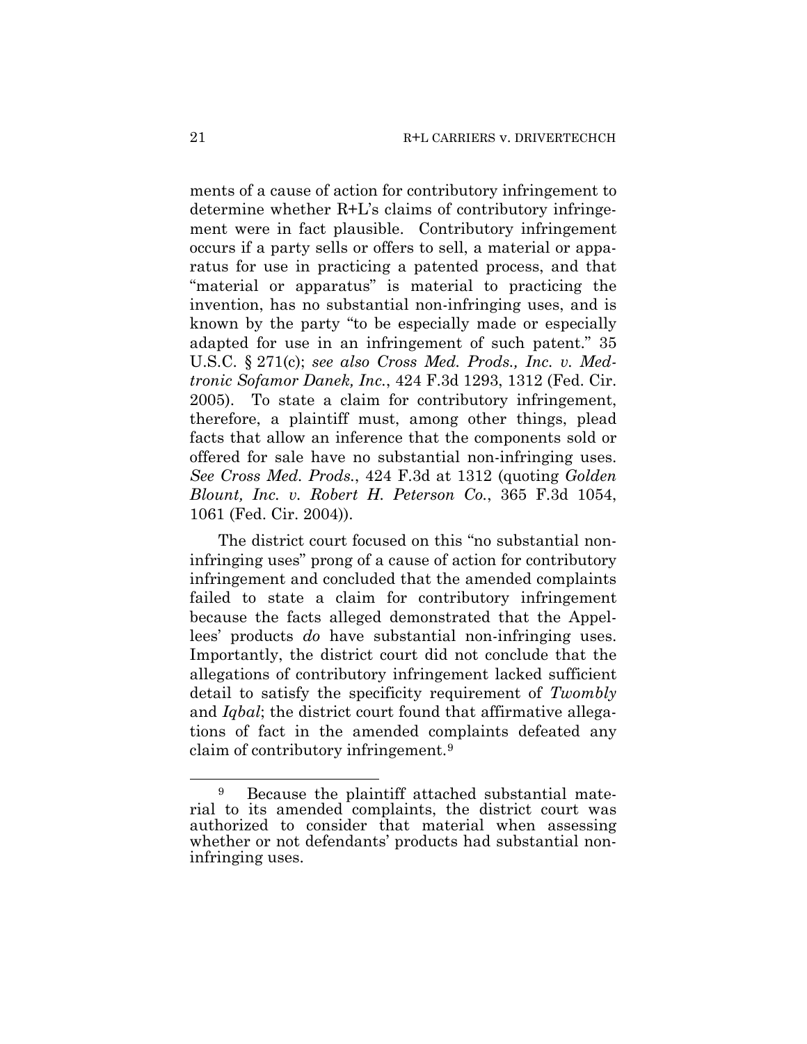ments of a cause of action for contributory infringement to determine whether R+L's claims of contributory infringement were in fact plausible. Contributory infringement occurs if a party sells or offers to sell, a material or apparatus for use in practicing a patented process, and that "material or apparatus" is material to practicing the invention, has no substantial non-infringing uses, and is known by the party "to be especially made or especially adapted for use in an infringement of such patent." 35 U.S.C. § 271(c); *see also Cross Med. Prods., Inc. v. Medtronic Sofamor Danek, Inc.*, 424 F.3d 1293, 1312 (Fed. Cir. 2005). To state a claim for contributory infringement, therefore, a plaintiff must, among other things, plead facts that allow an inference that the components sold or offered for sale have no substantial non-infringing uses. *See Cross Med. Prods.*, 424 F.3d at 1312 (quoting *Golden Blount, Inc. v. Robert H. Peterson Co.*, 365 F.3d 1054, 1061 (Fed. Cir. 2004)).

The district court focused on this "no substantial non-infringing uses" prong of a cause of action for contributory infringement and concluded that the amended complaints failed to state a claim for contributory infringement because the facts alleged demonstrated that the Appellees' products *do* have substantial non-infringing uses. Importantly, the district court did not conclude that the allegations of contributory infringement lacked sufficient detail to satisfy the specificity requirement of *Twombly* and *Iqbal*; the district court found that affirmative allegations of fact in the amended complaints defeated any claim of contributory infringement.[9]

[9] Because the plaintiff attached substantial material to its amended complaints, the district court was authorized to consider that material when assessing whether or not defendants' products had substantial non-infringing uses.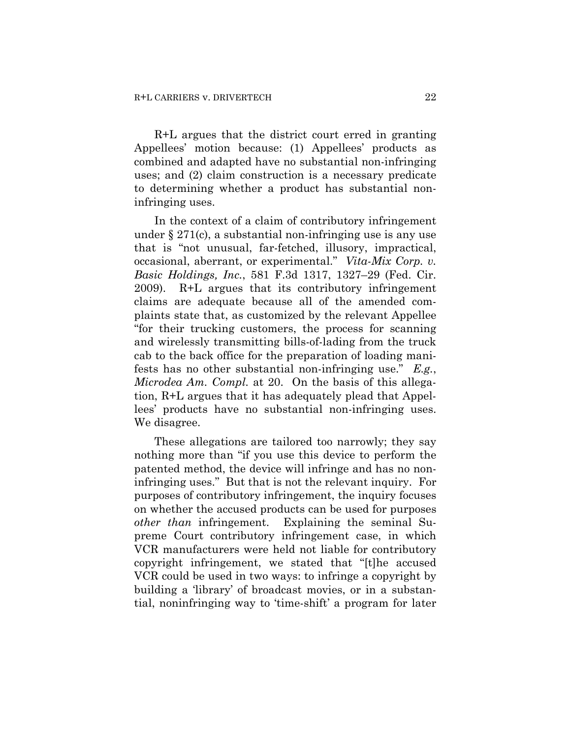R+L argues that the district court erred in granting Appellees' motion because: (1) Appellees' products as combined and adapted have no substantial non-infringing uses; and (2) claim construction is a necessary predicate to determining whether a product has substantial non-infringing uses.

In the context of a claim of contributory infringement under § 271(c), a substantial non-infringing use is any use that is "not unusual, far-fetched, illusory, impractical, occasional, aberrant, or experimental." *Vita-Mix Corp. v. Basic Holdings, Inc.*, 581 F.3d 1317, 1327–29 (Fed. Cir. 2009). R+L argues that its contributory infringement claims are adequate because all of the amended complaints state that, as customized by the relevant Appellee "for their trucking customers, the process for scanning and wirelessly transmitting bills-of-lading from the truck cab to the back office for the preparation of loading manifests has no other substantial non-infringing use." *E.g.*, *Microdea Am. Compl.* at 20. On the basis of this allegation, R+L argues that it has adequately plead that Appellees' products have no substantial non-infringing uses. We disagree.

These allegations are tailored too narrowly; they say nothing more than "if you use this device to perform the patented method, the device will infringe and has no non-infringing uses." But that is not the relevant inquiry. For purposes of contributory infringement, the inquiry focuses on whether the accused products can be used for purposes *other than* infringement. Explaining the seminal Supreme Court contributory infringement case, in which VCR manufacturers were held not liable for contributory copyright infringement, we stated that "[t]he accused VCR could be used in two ways: to infringe a copyright by building a 'library' of broadcast movies, or in a substantial, noninfringing way to 'time-shift' a program for later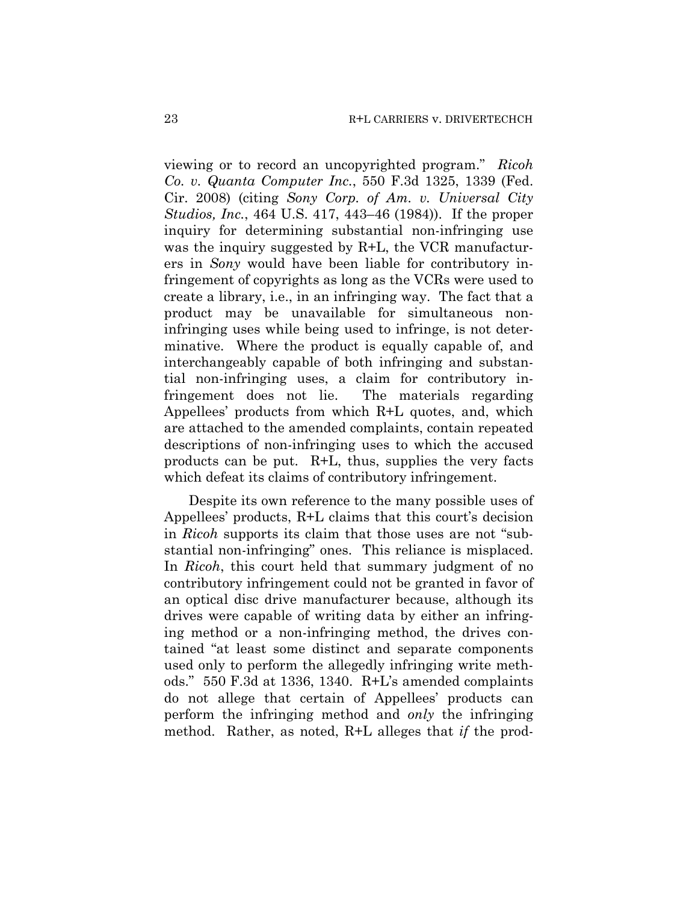viewing or to record an uncopyrighted program." *Ricoh Co. v. Quanta Computer Inc.*, 550 F.3d 1325, 1339 (Fed. Cir. 2008) (citing *Sony Corp. of Am. v. Universal City Studios, Inc.*, 464 U.S. 417, 443–46 (1984)). If the proper inquiry for determining substantial non-infringing use was the inquiry suggested by R+L, the VCR manufacturers in *Sony* would have been liable for contributory infringement of copyrights as long as the VCRs were used to create a library, i.e., in an infringing way. The fact that a product may be unavailable for simultaneous non-infringing uses while being used to infringe, is not determinative. Where the product is equally capable of, and interchangeably capable of both infringing and substantial non-infringing uses, a claim for contributory infringement does not lie. The materials regarding Appellees' products from which R+L quotes, and, which are attached to the amended complaints, contain repeated descriptions of non-infringing uses to which the accused products can be put. R+L, thus, supplies the very facts which defeat its claims of contributory infringement.

Despite its own reference to the many possible uses of Appellees' products, R+L claims that this court's decision in *Ricoh* supports its claim that those uses are not "substantial non-infringing" ones. This reliance is misplaced. In *Ricoh*, this court held that summary judgment of no contributory infringement could not be granted in favor of an optical disc drive manufacturer because, although its drives were capable of writing data by either an infringing method or a non-infringing method, the drives contained "at least some distinct and separate components used only to perform the allegedly infringing write methods." 550 F.3d at 1336, 1340. R+L's amended complaints do not allege that certain of Appellees' products can perform the infringing method and *only* the infringing method. Rather, as noted, R+L alleges that *if* the prod-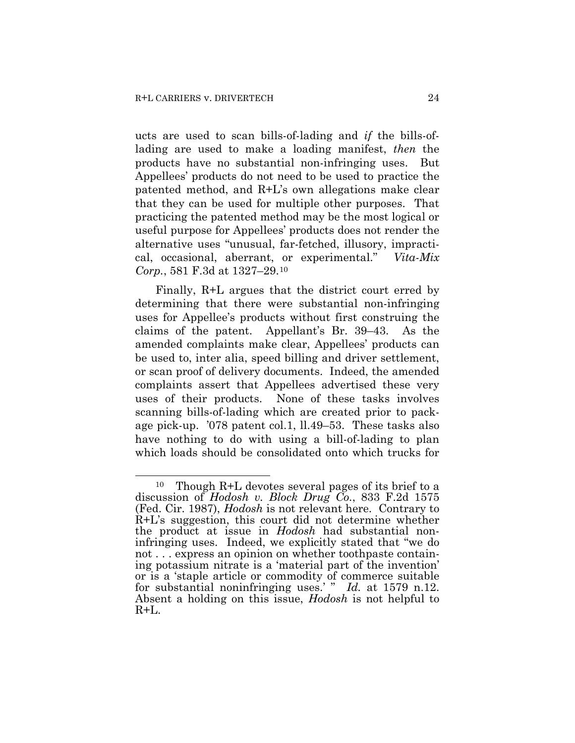ucts are used to scan bills-of-lading and *if* the bills-of-lading are used to make a loading manifest, *then* the products have no substantial non-infringing uses. But Appellees' products do not need to be used to practice the patented method, and R+L's own allegations make clear that they can be used for multiple other purposes. That practicing the patented method may be the most logical or useful purpose for Appellees' products does not render the alternative uses "unusual, far-fetched, illusory, impractical, occasional, aberrant, or experimental." *Vita-Mix Corp.*, 581 F.3d at 1327–29.[10]

Finally, R+L argues that the district court erred by determining that there were substantial non-infringing uses for Appellee's products without first construing the claims of the patent. Appellant's Br. 39–43. As the amended complaints make clear, Appellees' products can be used to, inter alia, speed billing and driver settlement, or scan proof of delivery documents. Indeed, the amended complaints assert that Appellees advertised these very uses of their products. None of these tasks involves scanning bills-of-lading which are created prior to package pick-up. '078 patent col.1, ll.49–53. These tasks also have nothing to do with using a bill-of-lading to plan which loads should be consolidated onto which trucks for

---

[10] Though R+L devotes several pages of its brief to a discussion of *Hodosh v. Block Drug Co.*, 833 F.2d 1575 (Fed. Cir. 1987), *Hodosh* is not relevant here. Contrary to R+L's suggestion, this court did not determine whether the product at issue in *Hodosh* had substantial non-infringing uses. Indeed, we explicitly stated that "we do not . . . express an opinion on whether toothpaste containing potassium nitrate is a 'material part of the invention' or is a 'staple article or commodity of commerce suitable for substantial noninfringing uses.' " *Id.* at 1579 n.12. Absent a holding on this issue, *Hodosh* is not helpful to R+L.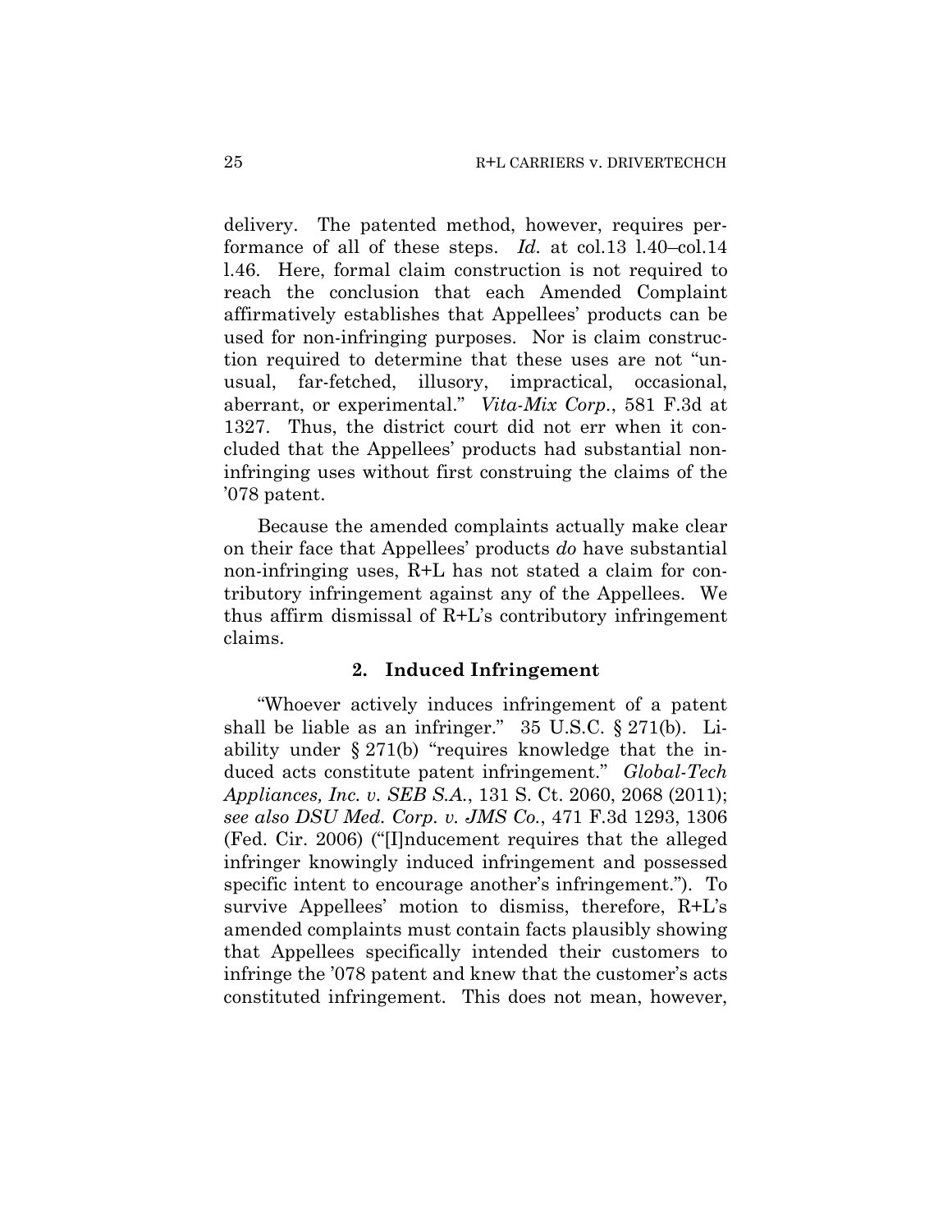delivery. The patented method, however, requires performance of all of these steps. *Id.* at col.13 l.40–col.14 l.46. Here, formal claim construction is not required to reach the conclusion that each Amended Complaint affirmatively establishes that Appellees' products can be used for non-infringing purposes. Nor is claim construction required to determine that these uses are not "unusual, far-fetched, illusory, impractical, occasional, aberrant, or experimental." *Vita-Mix Corp.*, 581 F.3d at 1327. Thus, the district court did not err when it concluded that the Appellees' products had substantial non-infringing uses without first construing the claims of the '078 patent.

Because the amended complaints actually make clear on their face that Appellees' products *do* have substantial non-infringing uses, R+L has not stated a claim for contributory infringement against any of the Appellees. We thus affirm dismissal of R+L's contributory infringement claims.

### 2. Induced Infringement

"Whoever actively induces infringement of a patent shall be liable as an infringer." 35 U.S.C. § 271(b). Liability under § 271(b) "requires knowledge that the induced acts constitute patent infringement." *Global-Tech Appliances, Inc. v. SEB S.A.*, 131 S. Ct. 2060, 2068 (2011); *see also DSU Med. Corp. v. JMS Co.*, 471 F.3d 1293, 1306 (Fed. Cir. 2006) ("[I]nducement requires that the alleged infringer knowingly induced infringement and possessed specific intent to encourage another's infringement."). To survive Appellees' motion to dismiss, therefore, R+L's amended complaints must contain facts plausibly showing that Appellees specifically intended their customers to infringe the '078 patent and knew that the customer's acts constituted infringement. This does not mean, however,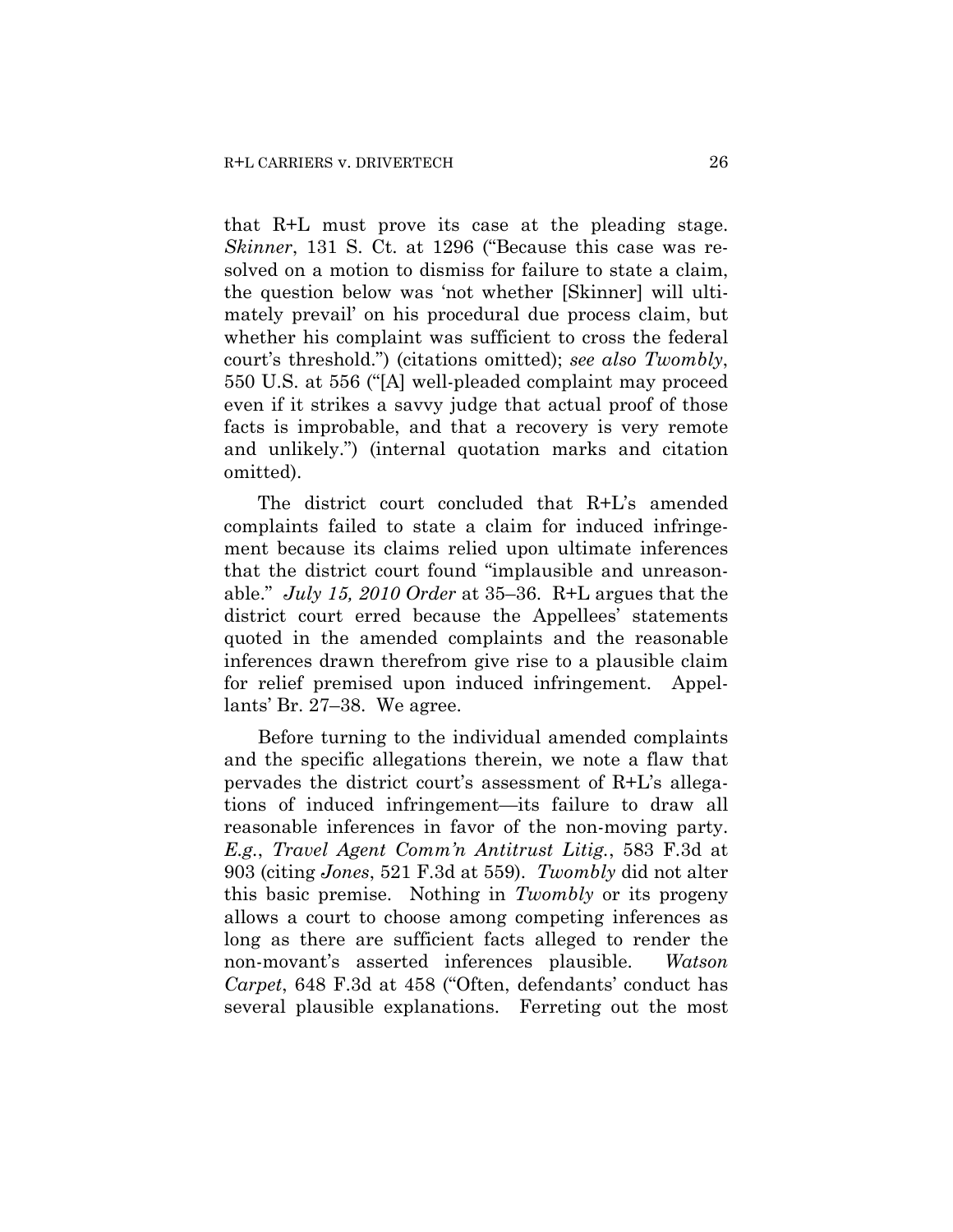that R+L must prove its case at the pleading stage. *Skinner*, 131 S. Ct. at 1296 ("Because this case was resolved on a motion to dismiss for failure to state a claim, the question below was 'not whether [Skinner] will ultimately prevail' on his procedural due process claim, but whether his complaint was sufficient to cross the federal court's threshold.") (citations omitted); *see also Twombly*, 550 U.S. at 556 ("[A] well-pleaded complaint may proceed even if it strikes a savvy judge that actual proof of those facts is improbable, and that a recovery is very remote and unlikely.") (internal quotation marks and citation omitted).

The district court concluded that R+L's amended complaints failed to state a claim for induced infringement because its claims relied upon ultimate inferences that the district court found "implausible and unreasonable." *July 15, 2010 Order* at 35–36. R+L argues that the district court erred because the Appellees' statements quoted in the amended complaints and the reasonable inferences drawn therefrom give rise to a plausible claim for relief premised upon induced infringement. Appellants' Br. 27–38. We agree.

Before turning to the individual amended complaints and the specific allegations therein, we note a flaw that pervades the district court's assessment of R+L's allegations of induced infringement—its failure to draw all reasonable inferences in favor of the non-moving party. *E.g.*, *Travel Agent Comm'n Antitrust Litig.*, 583 F.3d at 903 (citing *Jones*, 521 F.3d at 559). *Twombly* did not alter this basic premise. Nothing in *Twombly* or its progeny allows a court to choose among competing inferences as long as there are sufficient facts alleged to render the non-movant's asserted inferences plausible. *Watson Carpet*, 648 F.3d at 458 ("Often, defendants' conduct has several plausible explanations. Ferreting out the most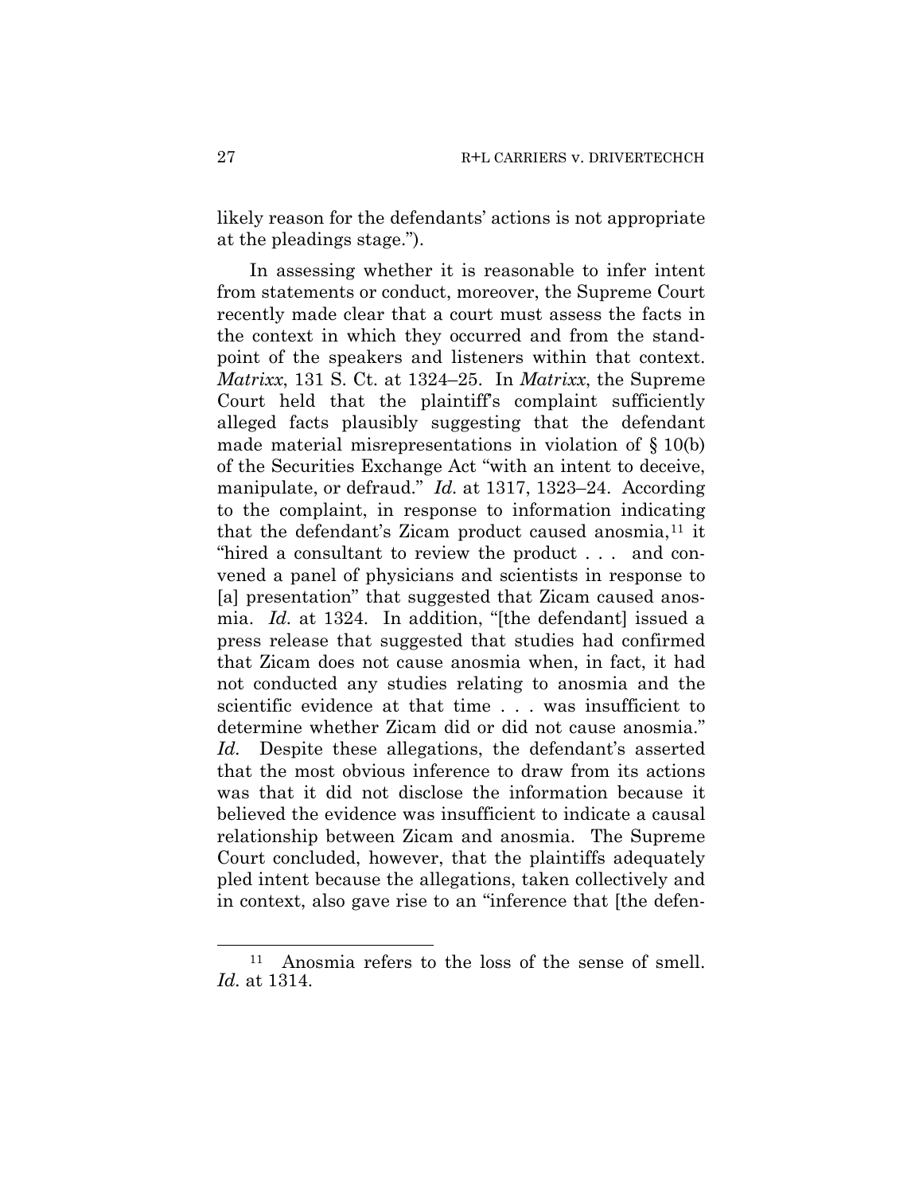likely reason for the defendants' actions is not appropriate at the pleadings stage.").

In assessing whether it is reasonable to infer intent from statements or conduct, moreover, the Supreme Court recently made clear that a court must assess the facts in the context in which they occurred and from the standpoint of the speakers and listeners within that context. *Matrixx*, 131 S. Ct. at 1324–25. In *Matrixx*, the Supreme Court held that the plaintiff's complaint sufficiently alleged facts plausibly suggesting that the defendant made material misrepresentations in violation of § 10(b) of the Securities Exchange Act "with an intent to deceive, manipulate, or defraud." *Id.* at 1317, 1323–24. According to the complaint, in response to information indicating that the defendant's Zicam product caused anosmia,[11] it "hired a consultant to review the product . . . and convened a panel of physicians and scientists in response to [a] presentation" that suggested that Zicam caused anosmia. *Id.* at 1324. In addition, "[the defendant] issued a press release that suggested that studies had confirmed that Zicam does not cause anosmia when, in fact, it had not conducted any studies relating to anosmia and the scientific evidence at that time . . . was insufficient to determine whether Zicam did or did not cause anosmia." *Id.* Despite these allegations, the defendant's asserted that the most obvious inference to draw from its actions was that it did not disclose the information because it believed the evidence was insufficient to indicate a causal relationship between Zicam and anosmia. The Supreme Court concluded, however, that the plaintiffs adequately pled intent because the allegations, taken collectively and in context, also gave rise to an "inference that [the defen-

[11] Anosmia refers to the loss of the sense of smell. *Id.* at 1314.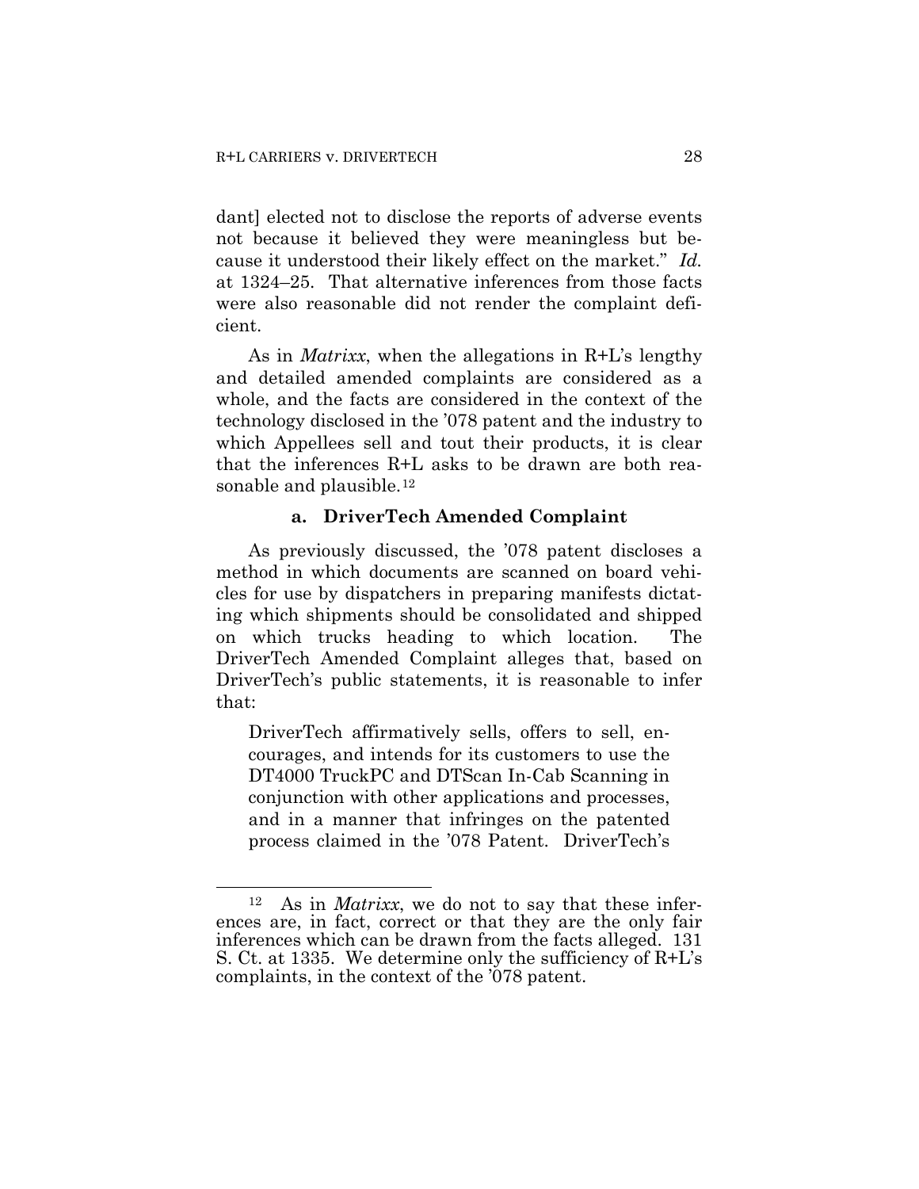dant] elected not to disclose the reports of adverse events not because it believed they were meaningless but because it understood their likely effect on the market." *Id.* at 1324–25. That alternative inferences from those facts were also reasonable did not render the complaint deficient.

As in *Matrixx*, when the allegations in R+L's lengthy and detailed amended complaints are considered as a whole, and the facts are considered in the context of the technology disclosed in the '078 patent and the industry to which Appellees sell and tout their products, it is clear that the inferences R+L asks to be drawn are both reasonable and plausible.[12]

### a. DriverTech Amended Complaint

As previously discussed, the '078 patent discloses a method in which documents are scanned on board vehicles for use by dispatchers in preparing manifests dictating which shipments should be consolidated and shipped on which trucks heading to which location. The DriverTech Amended Complaint alleges that, based on DriverTech's public statements, it is reasonable to infer that:

> DriverTech affirmatively sells, offers to sell, encourages, and intends for its customers to use the DT4000 TruckPC and DTScan In-Cab Scanning in conjunction with other applications and processes, and in a manner that infringes on the patented process claimed in the '078 Patent. DriverTech's

[12] As in *Matrixx*, we do not to say that these inferences are, in fact, correct or that they are the only fair inferences which can be drawn from the facts alleged. 131 S. Ct. at 1335. We determine only the sufficiency of R+L's complaints, in the context of the '078 patent.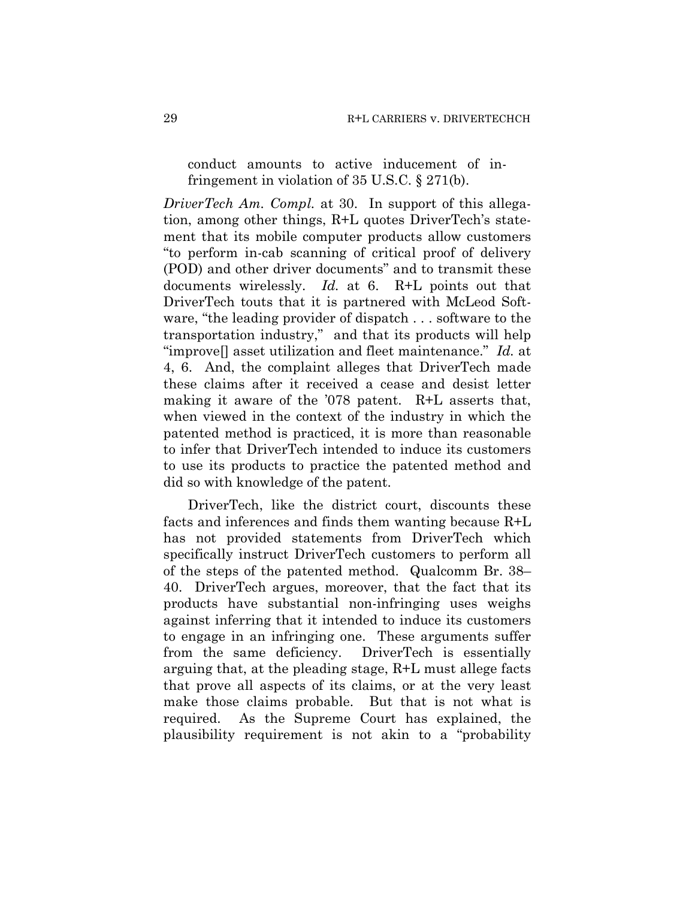conduct amounts to active inducement of infringement in violation of 35 U.S.C. § 271(b).

*DriverTech Am. Compl.* at 30. In support of this allegation, among other things, R+L quotes DriverTech's statement that its mobile computer products allow customers "to perform in-cab scanning of critical proof of delivery (POD) and other driver documents" and to transmit these documents wirelessly. *Id.* at 6. R+L points out that DriverTech touts that it is partnered with McLeod Software, "the leading provider of dispatch . . . software to the transportation industry," and that its products will help "improve[] asset utilization and fleet maintenance." *Id.* at 4, 6. And, the complaint alleges that DriverTech made these claims after it received a cease and desist letter making it aware of the '078 patent. R+L asserts that, when viewed in the context of the industry in which the patented method is practiced, it is more than reasonable to infer that DriverTech intended to induce its customers to use its products to practice the patented method and did so with knowledge of the patent.

DriverTech, like the district court, discounts these facts and inferences and finds them wanting because R+L has not provided statements from DriverTech which specifically instruct DriverTech customers to perform all of the steps of the patented method. Qualcomm Br. 38–40. DriverTech argues, moreover, that the fact that its products have substantial non-infringing uses weighs against inferring that it intended to induce its customers to engage in an infringing one. These arguments suffer from the same deficiency. DriverTech is essentially arguing that, at the pleading stage, R+L must allege facts that prove all aspects of its claims, or at the very least make those claims probable. But that is not what is required. As the Supreme Court has explained, the plausibility requirement is not akin to a "probability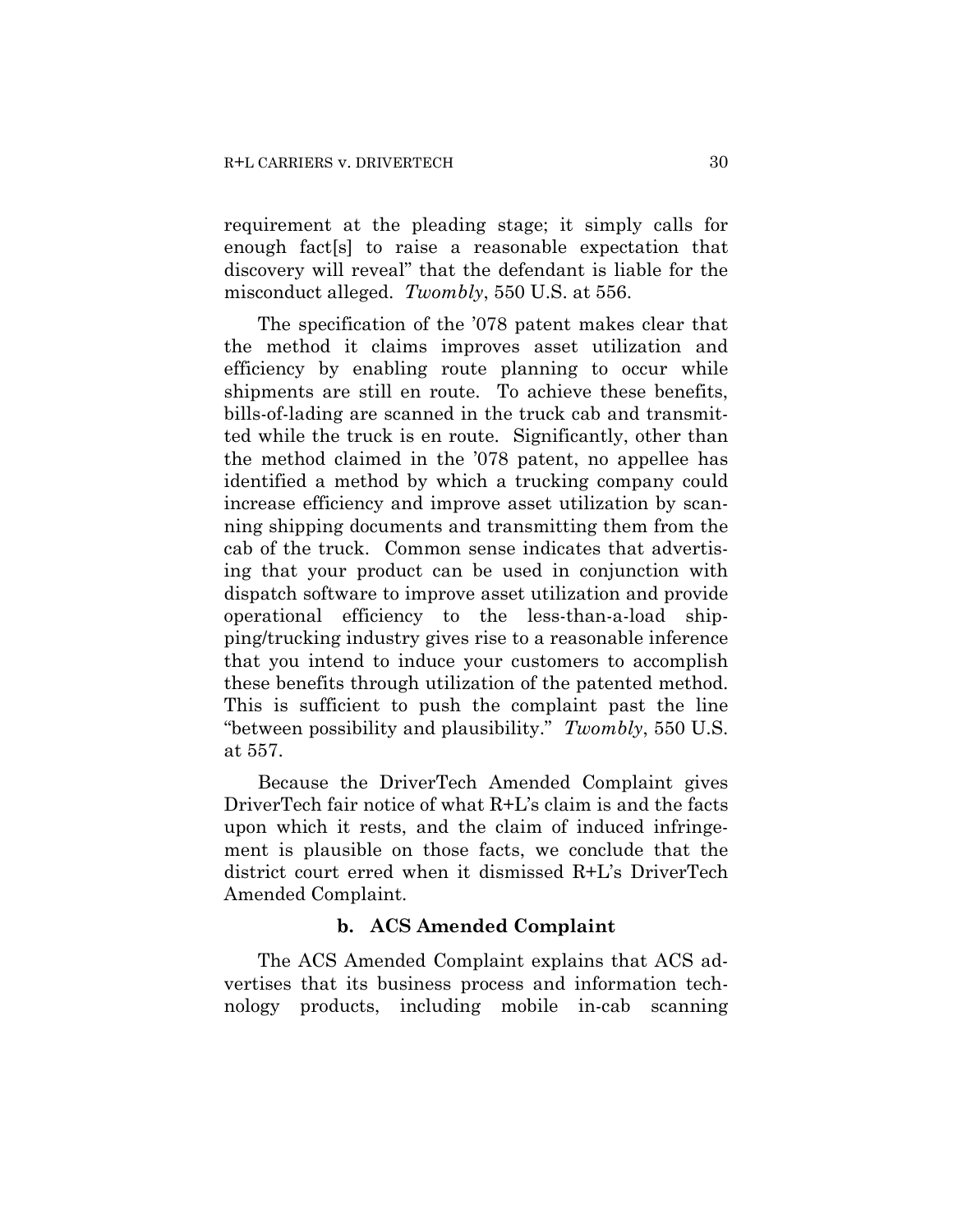requirement at the pleading stage; it simply calls for enough fact[s] to raise a reasonable expectation that discovery will reveal" that the defendant is liable for the misconduct alleged. *Twombly*, 550 U.S. at 556.

The specification of the '078 patent makes clear that the method it claims improves asset utilization and efficiency by enabling route planning to occur while shipments are still en route. To achieve these benefits, bills-of-lading are scanned in the truck cab and transmitted while the truck is en route. Significantly, other than the method claimed in the '078 patent, no appellee has identified a method by which a trucking company could increase efficiency and improve asset utilization by scanning shipping documents and transmitting them from the cab of the truck. Common sense indicates that advertising that your product can be used in conjunction with dispatch software to improve asset utilization and provide operational efficiency to the less-than-a-load shipping/trucking industry gives rise to a reasonable inference that you intend to induce your customers to accomplish these benefits through utilization of the patented method. This is sufficient to push the complaint past the line "between possibility and plausibility." *Twombly*, 550 U.S. at 557.

Because the DriverTech Amended Complaint gives DriverTech fair notice of what R+L's claim is and the facts upon which it rests, and the claim of induced infringement is plausible on those facts, we conclude that the district court erred when it dismissed R+L's DriverTech Amended Complaint.

#### b. ACS Amended Complaint

The ACS Amended Complaint explains that ACS advertises that its business process and information technology products, including mobile in-cab scanning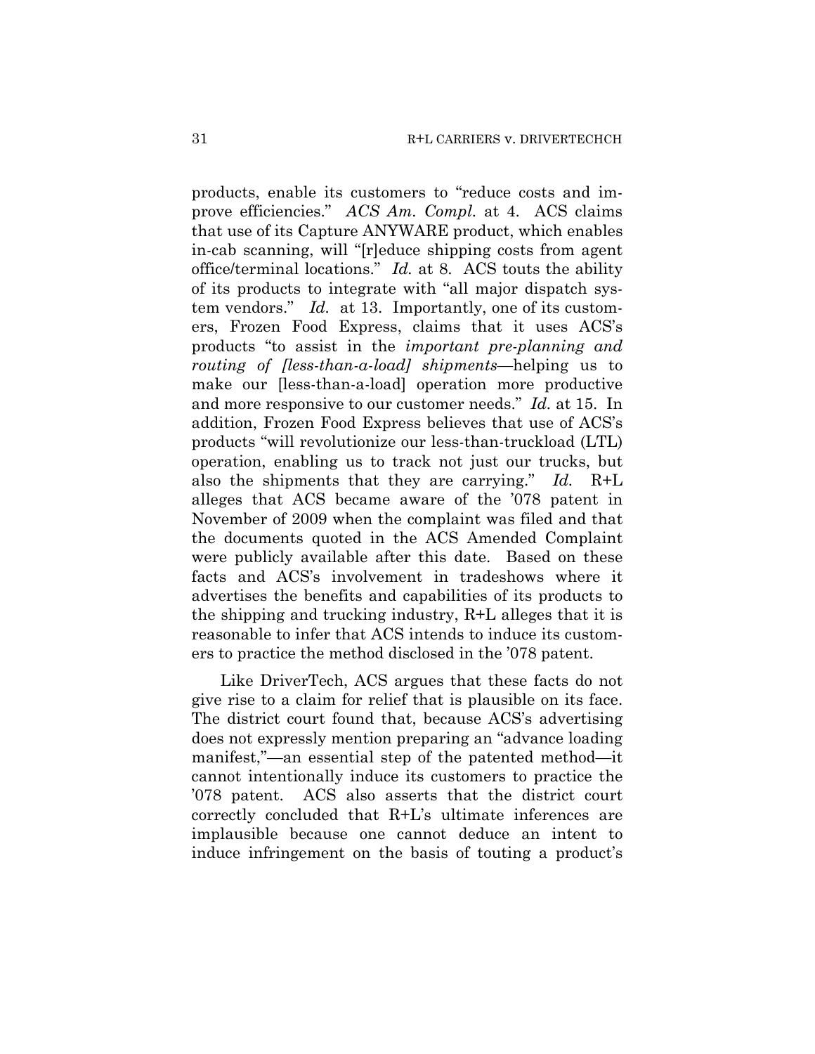products, enable its customers to "reduce costs and improve efficiencies." *ACS Am. Compl.* at 4. ACS claims that use of its Capture ANYWARE product, which enables in-cab scanning, will "[r]educe shipping costs from agent office/terminal locations." *Id.* at 8. ACS touts the ability of its products to integrate with "all major dispatch system vendors." *Id.* at 13. Importantly, one of its customers, Frozen Food Express, claims that it uses ACS's products "to assist in the *important pre-planning and routing of [less-than-a-load] shipments*—helping us to make our [less-than-a-load] operation more productive and more responsive to our customer needs." *Id.* at 15. In addition, Frozen Food Express believes that use of ACS's products "will revolutionize our less-than-truckload (LTL) operation, enabling us to track not just our trucks, but also the shipments that they are carrying." *Id.* R+L alleges that ACS became aware of the '078 patent in November of 2009 when the complaint was filed and that the documents quoted in the ACS Amended Complaint were publicly available after this date. Based on these facts and ACS's involvement in tradeshows where it advertises the benefits and capabilities of its products to the shipping and trucking industry, R+L alleges that it is reasonable to infer that ACS intends to induce its customers to practice the method disclosed in the '078 patent.

Like DriverTech, ACS argues that these facts do not give rise to a claim for relief that is plausible on its face. The district court found that, because ACS's advertising does not expressly mention preparing an "advance loading manifest,"—an essential step of the patented method—it cannot intentionally induce its customers to practice the '078 patent. ACS also asserts that the district court correctly concluded that R+L's ultimate inferences are implausible because one cannot deduce an intent to induce infringement on the basis of touting a product's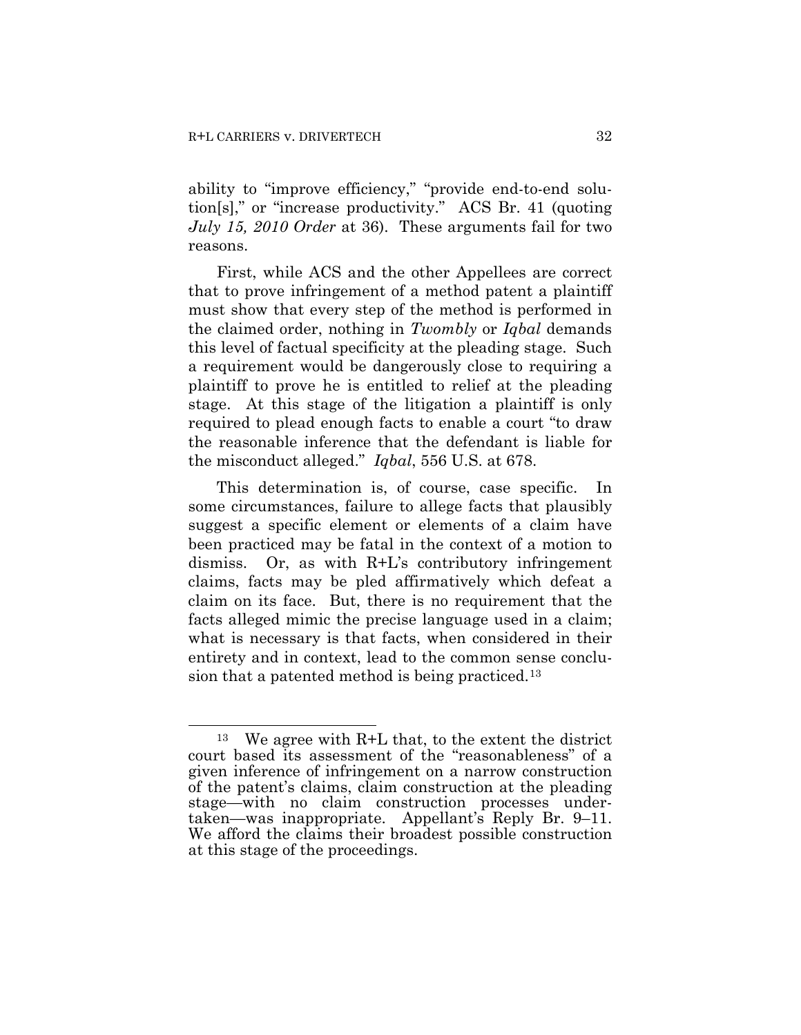ability to "improve efficiency," "provide end-to-end solution[s]," or "increase productivity." ACS Br. 41 (quoting *July 15, 2010 Order* at 36). These arguments fail for two reasons.

First, while ACS and the other Appellees are correct that to prove infringement of a method patent a plaintiff must show that every step of the method is performed in the claimed order, nothing in *Twombly* or *Iqbal* demands this level of factual specificity at the pleading stage. Such a requirement would be dangerously close to requiring a plaintiff to prove he is entitled to relief at the pleading stage. At this stage of the litigation a plaintiff is only required to plead enough facts to enable a court "to draw the reasonable inference that the defendant is liable for the misconduct alleged." *Iqbal*, 556 U.S. at 678.

This determination is, of course, case specific. In some circumstances, failure to allege facts that plausibly suggest a specific element or elements of a claim have been practiced may be fatal in the context of a motion to dismiss. Or, as with R+L's contributory infringement claims, facts may be pled affirmatively which defeat a claim on its face. But, there is no requirement that the facts alleged mimic the precise language used in a claim; what is necessary is that facts, when considered in their entirety and in context, lead to the common sense conclusion that a patented method is being practiced.[13]

---

[13] We agree with R+L that, to the extent the district court based its assessment of the "reasonableness" of a given inference of infringement on a narrow construction of the patent's claims, claim construction at the pleading stage—with no claim construction processes undertaken—was inappropriate. Appellant's Reply Br. 9–11. We afford the claims their broadest possible construction at this stage of the proceedings.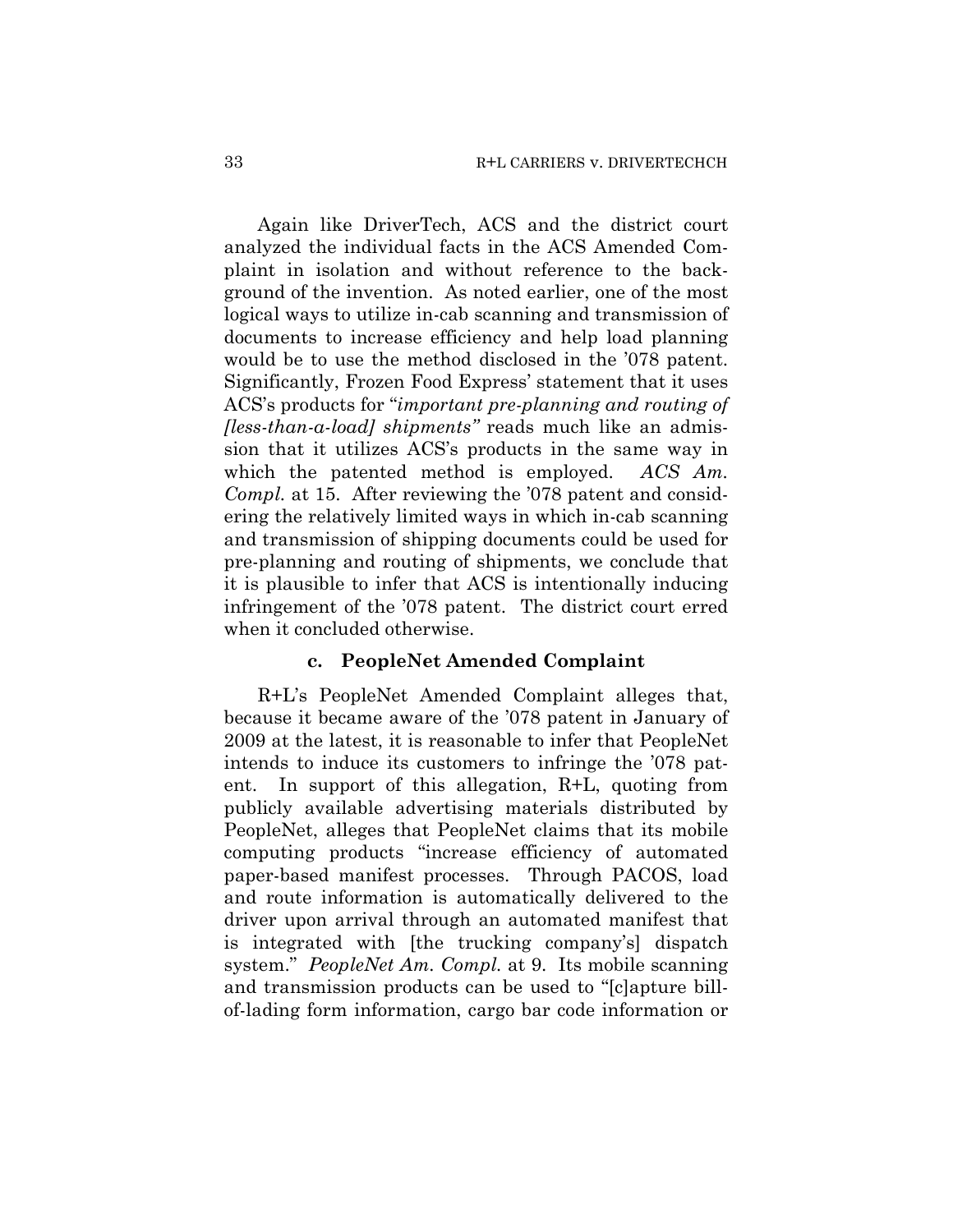Again like DriverTech, ACS and the district court analyzed the individual facts in the ACS Amended Complaint in isolation and without reference to the background of the invention. As noted earlier, one of the most logical ways to utilize in-cab scanning and transmission of documents to increase efficiency and help load planning would be to use the method disclosed in the '078 patent. Significantly, Frozen Food Express' statement that it uses ACS's products for "*important pre-planning and routing of [less-than-a-load] shipments"* reads much like an admission that it utilizes ACS's products in the same way in which the patented method is employed. *ACS Am. Compl.* at 15. After reviewing the '078 patent and considering the relatively limited ways in which in-cab scanning and transmission of shipping documents could be used for pre-planning and routing of shipments, we conclude that it is plausible to infer that ACS is intentionally inducing infringement of the '078 patent. The district court erred when it concluded otherwise.

#### c. PeopleNet Amended Complaint

R+L's PeopleNet Amended Complaint alleges that, because it became aware of the '078 patent in January of 2009 at the latest, it is reasonable to infer that PeopleNet intends to induce its customers to infringe the '078 patent. In support of this allegation, R+L, quoting from publicly available advertising materials distributed by PeopleNet, alleges that PeopleNet claims that its mobile computing products "increase efficiency of automated paper-based manifest processes. Through PACOS, load and route information is automatically delivered to the driver upon arrival through an automated manifest that is integrated with [the trucking company's] dispatch system." *PeopleNet Am. Compl.* at 9. Its mobile scanning and transmission products can be used to "[c]apture bill-of-lading form information, cargo bar code information or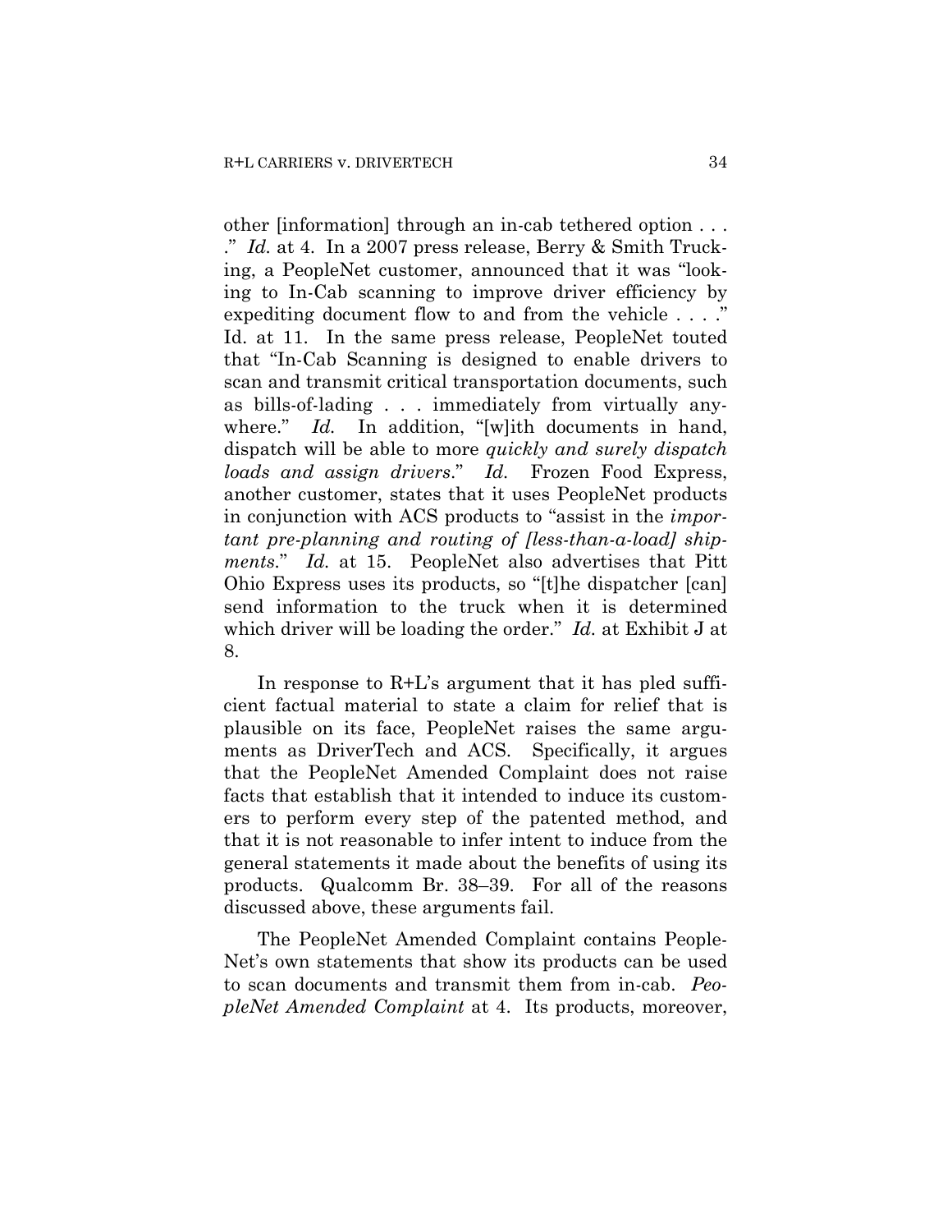other [information] through an in-cab tethered option . . . ." *Id.* at 4. In a 2007 press release, Berry & Smith Trucking, a PeopleNet customer, announced that it was "looking to In-Cab scanning to improve driver efficiency by expediting document flow to and from the vehicle . . . ." Id. at 11. In the same press release, PeopleNet touted that "In-Cab Scanning is designed to enable drivers to scan and transmit critical transportation documents, such as bills-of-lading . . . immediately from virtually anywhere." *Id.* In addition, "[w]ith documents in hand, dispatch will be able to more *quickly and surely dispatch loads and assign drivers*." *Id.* Frozen Food Express, another customer, states that it uses PeopleNet products in conjunction with ACS products to "assist in the *important pre-planning and routing of [less-than-a-load] shipments*." *Id.* at 15. PeopleNet also advertises that Pitt Ohio Express uses its products, so "[t]he dispatcher [can] send information to the truck when it is determined which driver will be loading the order." *Id.* at Exhibit J at 8.

In response to R+L's argument that it has pled sufficient factual material to state a claim for relief that is plausible on its face, PeopleNet raises the same arguments as DriverTech and ACS. Specifically, it argues that the PeopleNet Amended Complaint does not raise facts that establish that it intended to induce its customers to perform every step of the patented method, and that it is not reasonable to infer intent to induce from the general statements it made about the benefits of using its products. Qualcomm Br. 38–39. For all of the reasons discussed above, these arguments fail.

The PeopleNet Amended Complaint contains PeopleNet's own statements that show its products can be used to scan documents and transmit them from in-cab. *PeopleNet Amended Complaint* at 4. Its products, moreover,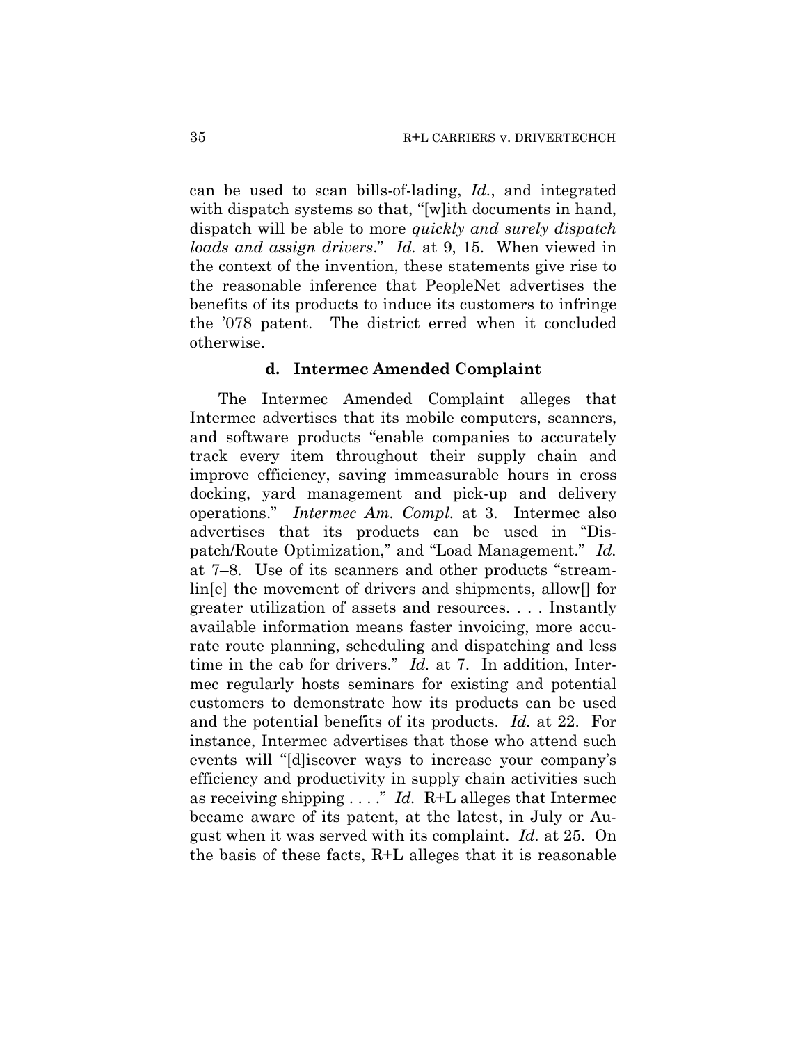can be used to scan bills-of-lading, *Id.*, and integrated with dispatch systems so that, "[w]ith documents in hand, dispatch will be able to more *quickly and surely dispatch loads and assign drivers*." *Id.* at 9, 15. When viewed in the context of the invention, these statements give rise to the reasonable inference that PeopleNet advertises the benefits of its products to induce its customers to infringe the '078 patent. The district erred when it concluded otherwise.

#### d. Intermec Amended Complaint

The Intermec Amended Complaint alleges that Intermec advertises that its mobile computers, scanners, and software products "enable companies to accurately track every item throughout their supply chain and improve efficiency, saving immeasurable hours in cross docking, yard management and pick-up and delivery operations." *Intermec Am. Compl.* at 3. Intermec also advertises that its products can be used in "Dispatch/Route Optimization," and "Load Management." *Id.* at 7–8. Use of its scanners and other products "streamlin[e] the movement of drivers and shipments, allow[] for greater utilization of assets and resources. . . . Instantly available information means faster invoicing, more accurate route planning, scheduling and dispatching and less time in the cab for drivers." *Id.* at 7. In addition, Intermec regularly hosts seminars for existing and potential customers to demonstrate how its products can be used and the potential benefits of its products. *Id.* at 22. For instance, Intermec advertises that those who attend such events will "[d]iscover ways to increase your company's efficiency and productivity in supply chain activities such as receiving shipping . . . ." *Id.* R+L alleges that Intermec became aware of its patent, at the latest, in July or August when it was served with its complaint. *Id.* at 25. On the basis of these facts, R+L alleges that it is reasonable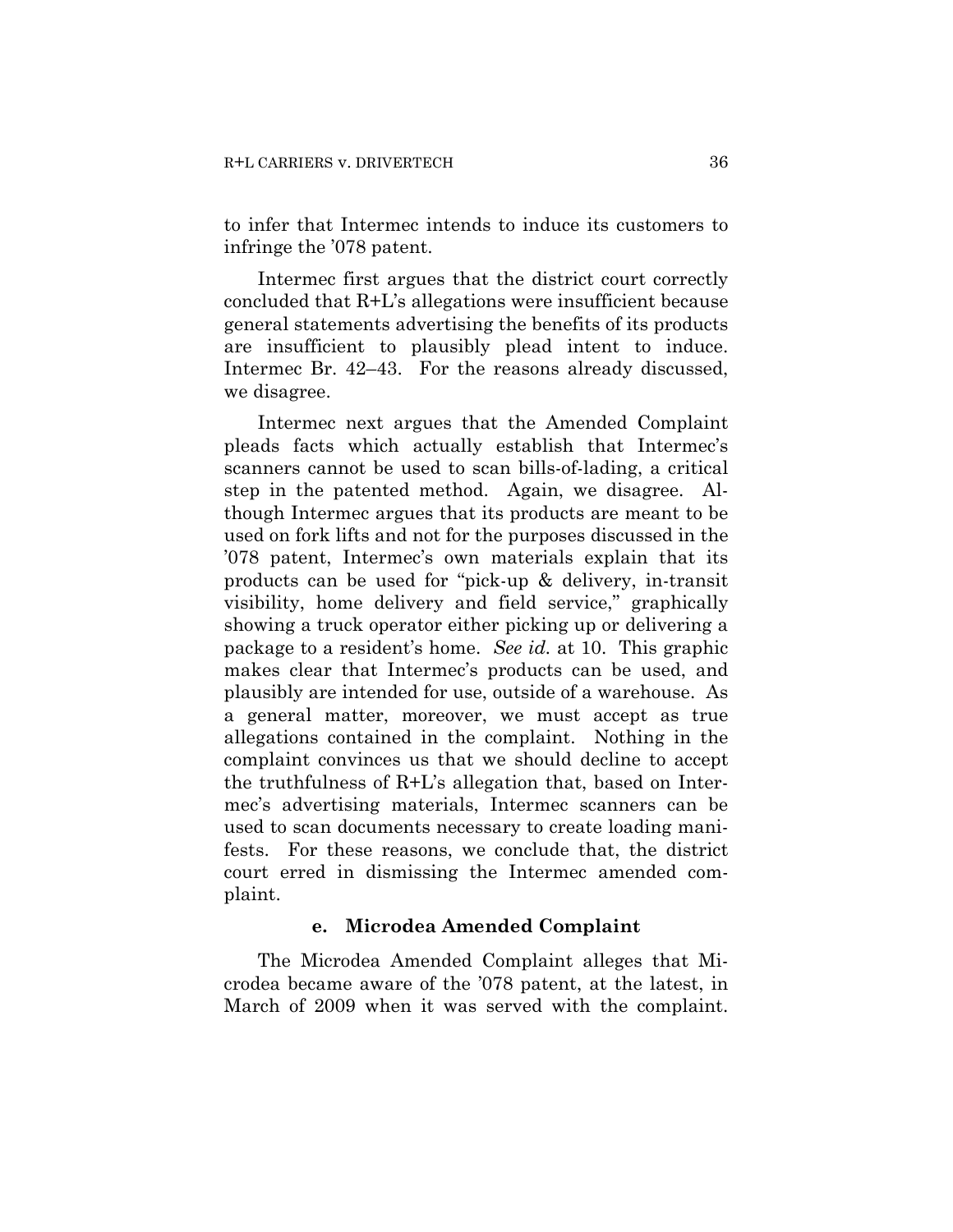to infer that Intermec intends to induce its customers to infringe the '078 patent.

Intermec first argues that the district court correctly concluded that R+L's allegations were insufficient because general statements advertising the benefits of its products are insufficient to plausibly plead intent to induce. Intermec Br. 42–43. For the reasons already discussed, we disagree.

Intermec next argues that the Amended Complaint pleads facts which actually establish that Intermec's scanners cannot be used to scan bills-of-lading, a critical step in the patented method. Again, we disagree. Although Intermec argues that its products are meant to be used on fork lifts and not for the purposes discussed in the '078 patent, Intermec's own materials explain that its products can be used for "pick-up & delivery, in-transit visibility, home delivery and field service," graphically showing a truck operator either picking up or delivering a package to a resident's home. *See id.* at 10. This graphic makes clear that Intermec's products can be used, and plausibly are intended for use, outside of a warehouse. As a general matter, moreover, we must accept as true allegations contained in the complaint. Nothing in the complaint convinces us that we should decline to accept the truthfulness of R+L's allegation that, based on Intermec's advertising materials, Intermec scanners can be used to scan documents necessary to create loading manifests. For these reasons, we conclude that, the district court erred in dismissing the Intermec amended complaint.

#### e. Microdea Amended Complaint

The Microdea Amended Complaint alleges that Microdea became aware of the '078 patent, at the latest, in March of 2009 when it was served with the complaint.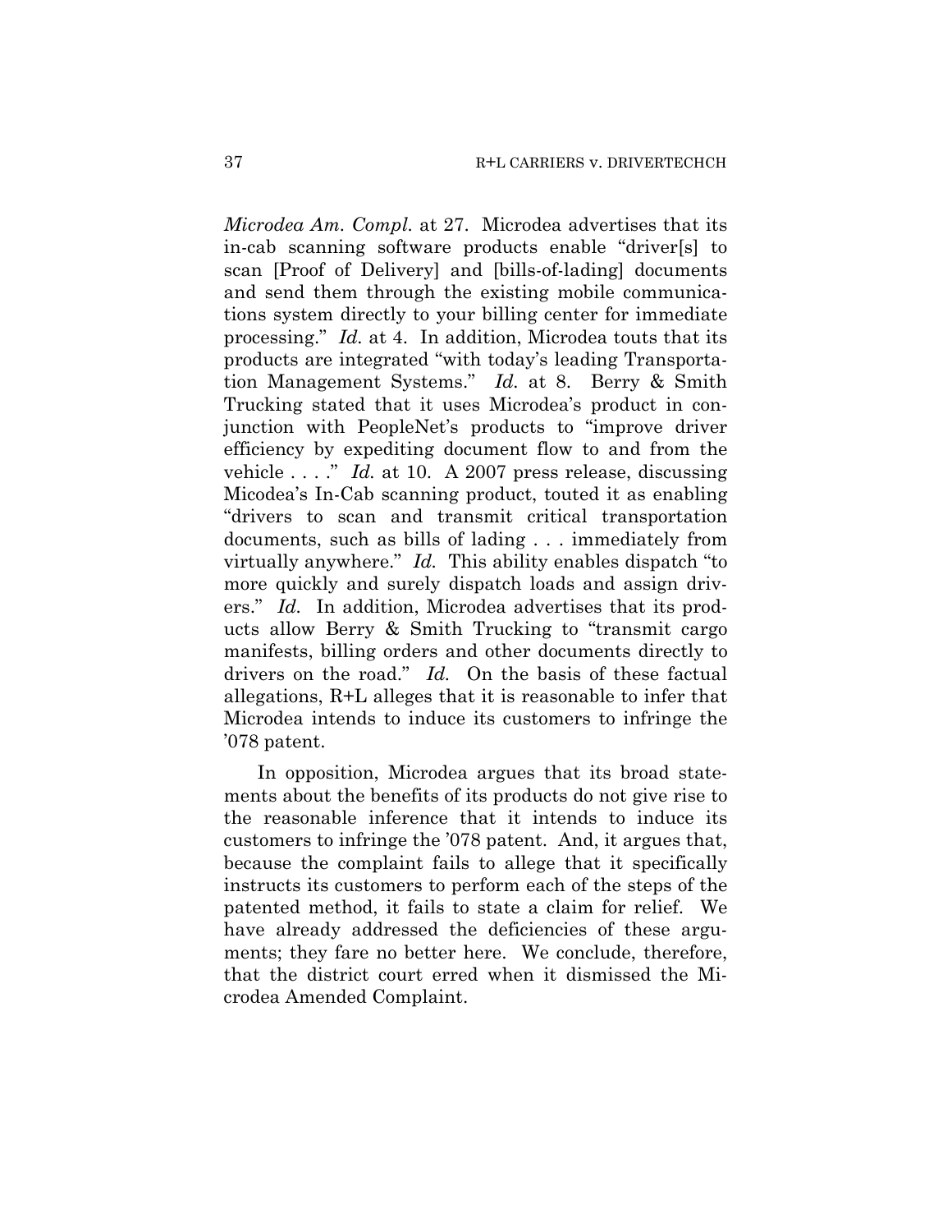*Microdea Am. Compl.* at 27. Microdea advertises that its in-cab scanning software products enable "driver[s] to scan [Proof of Delivery] and [bills-of-lading] documents and send them through the existing mobile communications system directly to your billing center for immediate processing." *Id.* at 4. In addition, Microdea touts that its products are integrated "with today's leading Transportation Management Systems." *Id.* at 8. Berry & Smith Trucking stated that it uses Microdea's product in conjunction with PeopleNet's products to "improve driver efficiency by expediting document flow to and from the vehicle . . . ." *Id.* at 10. A 2007 press release, discussing Micodea's In-Cab scanning product, touted it as enabling "drivers to scan and transmit critical transportation documents, such as bills of lading . . . immediately from virtually anywhere." *Id.* This ability enables dispatch "to more quickly and surely dispatch loads and assign drivers." *Id.* In addition, Microdea advertises that its products allow Berry & Smith Trucking to "transmit cargo manifests, billing orders and other documents directly to drivers on the road." *Id.* On the basis of these factual allegations, R+L alleges that it is reasonable to infer that Microdea intends to induce its customers to infringe the '078 patent.

In opposition, Microdea argues that its broad statements about the benefits of its products do not give rise to the reasonable inference that it intends to induce its customers to infringe the '078 patent. And, it argues that, because the complaint fails to allege that it specifically instructs its customers to perform each of the steps of the patented method, it fails to state a claim for relief. We have already addressed the deficiencies of these arguments; they fare no better here. We conclude, therefore, that the district court erred when it dismissed the Microdea Amended Complaint.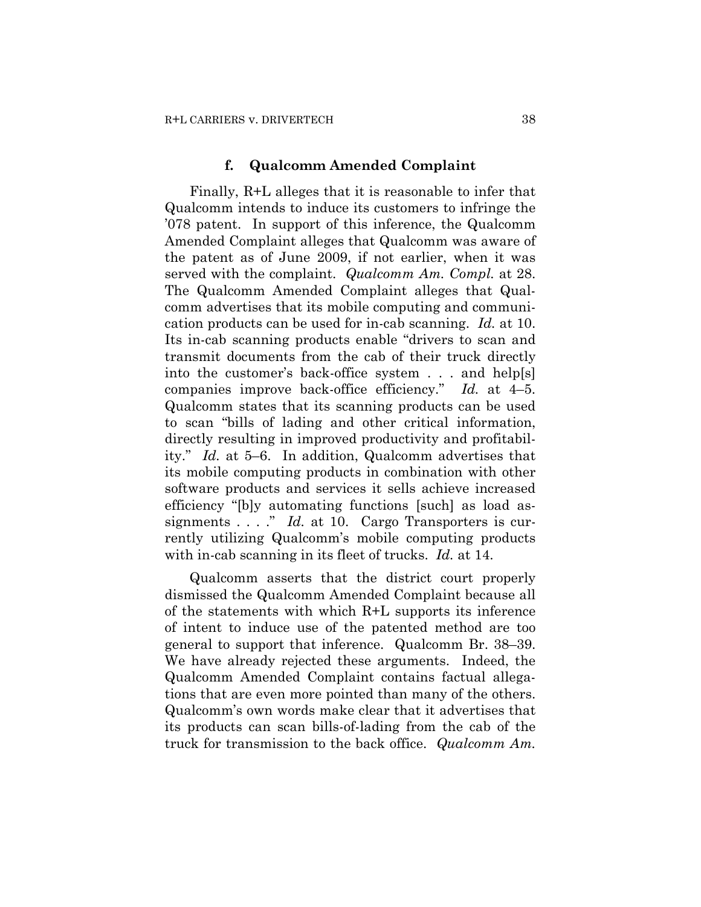#### f. Qualcomm Amended Complaint

Finally, R+L alleges that it is reasonable to infer that Qualcomm intends to induce its customers to infringe the '078 patent. In support of this inference, the Qualcomm Amended Complaint alleges that Qualcomm was aware of the patent as of June 2009, if not earlier, when it was served with the complaint. *Qualcomm Am. Compl.* at 28. The Qualcomm Amended Complaint alleges that Qualcomm advertises that its mobile computing and communication products can be used for in-cab scanning. *Id.* at 10. Its in-cab scanning products enable "drivers to scan and transmit documents from the cab of their truck directly into the customer's back-office system . . . and help[s] companies improve back-office efficiency." *Id.* at 4–5. Qualcomm states that its scanning products can be used to scan "bills of lading and other critical information, directly resulting in improved productivity and profitability." *Id.* at 5–6. In addition, Qualcomm advertises that its mobile computing products in combination with other software products and services it sells achieve increased efficiency "[b]y automating functions [such] as load assignments . . . ." *Id.* at 10. Cargo Transporters is currently utilizing Qualcomm's mobile computing products with in-cab scanning in its fleet of trucks. *Id.* at 14.

Qualcomm asserts that the district court properly dismissed the Qualcomm Amended Complaint because all of the statements with which R+L supports its inference of intent to induce use of the patented method are too general to support that inference. Qualcomm Br. 38–39. We have already rejected these arguments. Indeed, the Qualcomm Amended Complaint contains factual allegations that are even more pointed than many of the others. Qualcomm's own words make clear that it advertises that its products can scan bills-of-lading from the cab of the truck for transmission to the back office. *Qualcomm Am.*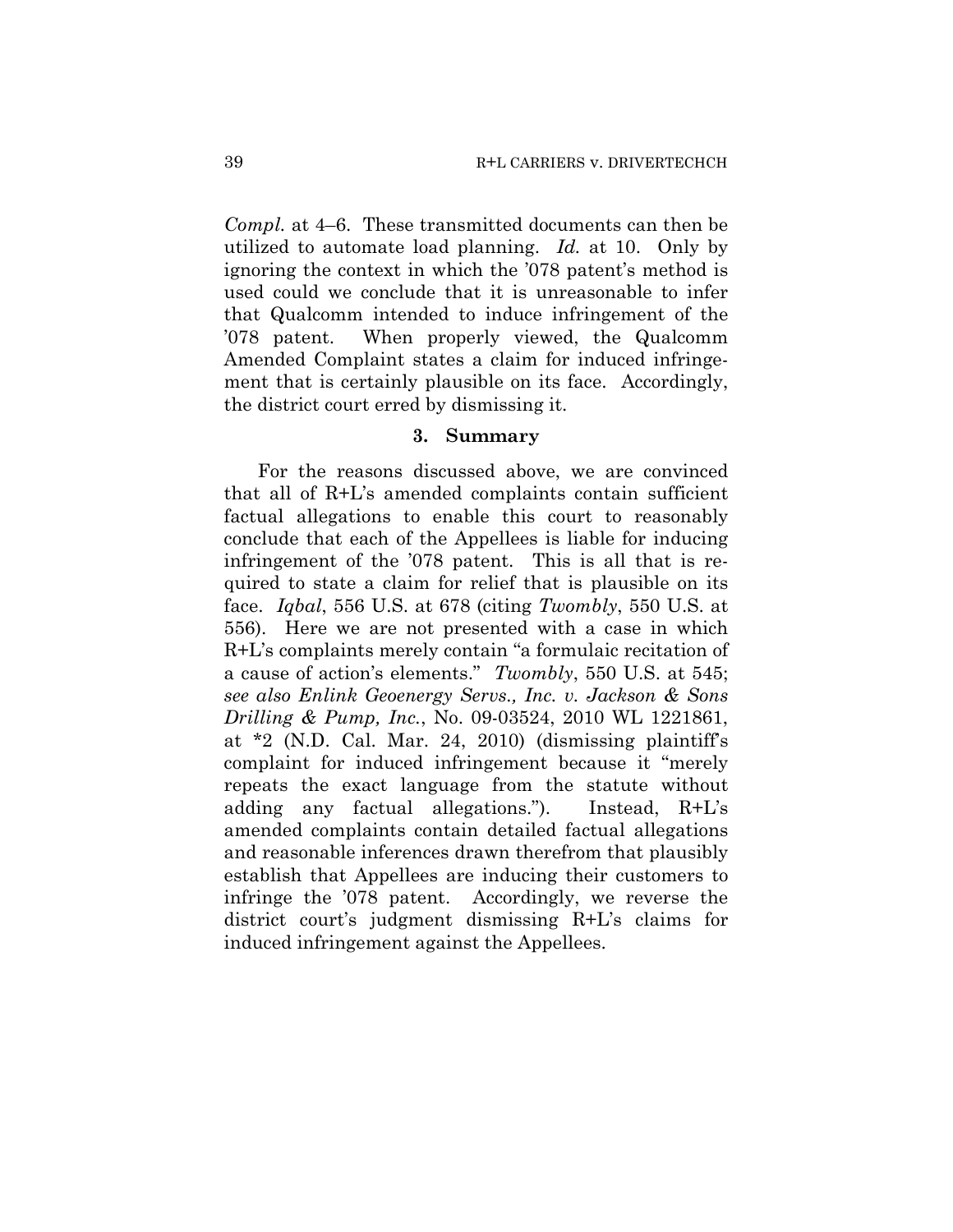*Compl.* at 4–6. These transmitted documents can then be utilized to automate load planning. *Id.* at 10. Only by ignoring the context in which the '078 patent's method is used could we conclude that it is unreasonable to infer that Qualcomm intended to induce infringement of the '078 patent. When properly viewed, the Qualcomm Amended Complaint states a claim for induced infringement that is certainly plausible on its face. Accordingly, the district court erred by dismissing it.

### 3. Summary

For the reasons discussed above, we are convinced that all of R+L's amended complaints contain sufficient factual allegations to enable this court to reasonably conclude that each of the Appellees is liable for inducing infringement of the '078 patent. This is all that is required to state a claim for relief that is plausible on its face. *Iqbal*, 556 U.S. at 678 (citing *Twombly*, 550 U.S. at 556). Here we are not presented with a case in which R+L's complaints merely contain "a formulaic recitation of a cause of action's elements." *Twombly*, 550 U.S. at 545; *see also Enlink Geoenergy Servs., Inc. v. Jackson & Sons Drilling & Pump, Inc.*, No. 09-03524, 2010 WL 1221861, at *2 (N.D. Cal. Mar. 24, 2010) (dismissing plaintiff's complaint for induced infringement because it "merely repeats the exact language from the statute without adding any factual allegations."). Instead, R+L's amended complaints contain detailed factual allegations and reasonable inferences drawn therefrom that plausibly establish that Appellees are inducing their customers to infringe the '078 patent. Accordingly, we reverse the district court's judgment dismissing R+L's claims for induced infringement against the Appellees.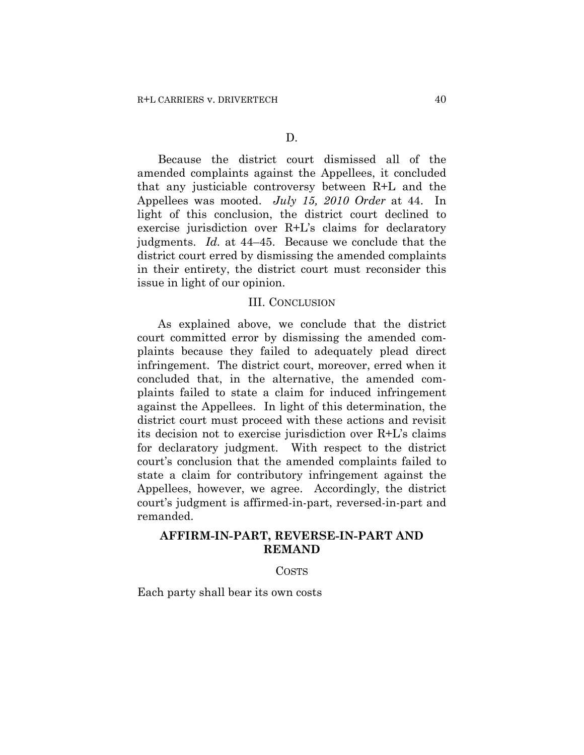### D.

Because the district court dismissed all of the amended complaints against the Appellees, it concluded that any justiciable controversy between R+L and the Appellees was mooted. *July 15, 2010 Order* at 44. In light of this conclusion, the district court declined to exercise jurisdiction over R+L's claims for declaratory judgments. *Id.* at 44–45. Because we conclude that the district court erred by dismissing the amended complaints in their entirety, the district court must reconsider this issue in light of our opinion.

## III. CONCLUSION

As explained above, we conclude that the district court committed error by dismissing the amended complaints because they failed to adequately plead direct infringement. The district court, moreover, erred when it concluded that, in the alternative, the amended complaints failed to state a claim for induced infringement against the Appellees. In light of this determination, the district court must proceed with these actions and revisit its decision not to exercise jurisdiction over R+L's claims for declaratory judgment. With respect to the district court's conclusion that the amended complaints failed to state a claim for contributory infringement against the Appellees, however, we agree. Accordingly, the district court's judgment is affirmed-in-part, reversed-in-part and remanded.

**AFFIRM-IN-PART, REVERSE-IN-PART AND REMAND**

COSTS

Each party shall bear its own costs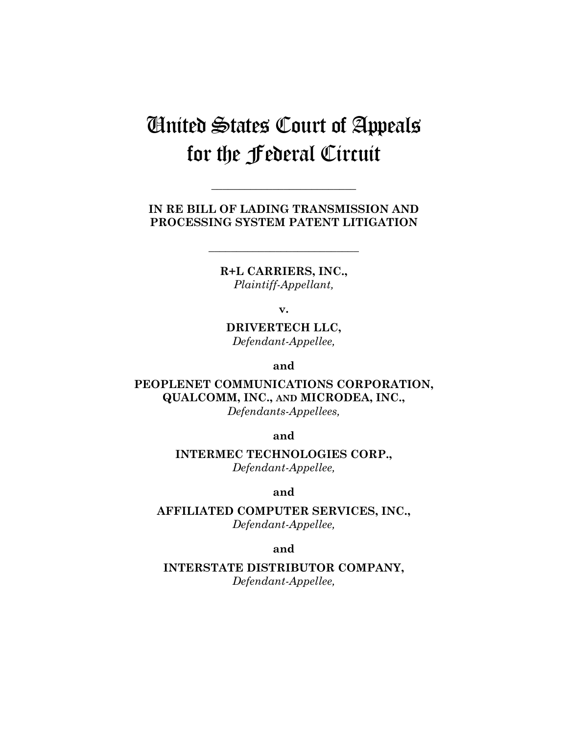# United States Court of Appeals for the Federal Circuit

---

**IN RE BILL OF LADING TRANSMISSION AND PROCESSING SYSTEM PATENT LITIGATION**

---

**R+L CARRIERS, INC.,**
*Plaintiff-Appellant,*

**v.**

**DRIVERTECH LLC,**
*Defendant-Appellee,*

**and**

**PEOPLENET COMMUNICATIONS CORPORATION, QUALCOMM, INC., AND MICRODEA, INC.,**
*Defendants-Appellees,*

**and**

**INTERMEC TECHNOLOGIES CORP.,**
*Defendant-Appellee,*

**and**

**AFFILIATED COMPUTER SERVICES, INC.,**
*Defendant-Appellee,*

**and**

**INTERSTATE DISTRIBUTOR COMPANY,**
*Defendant-Appellee,*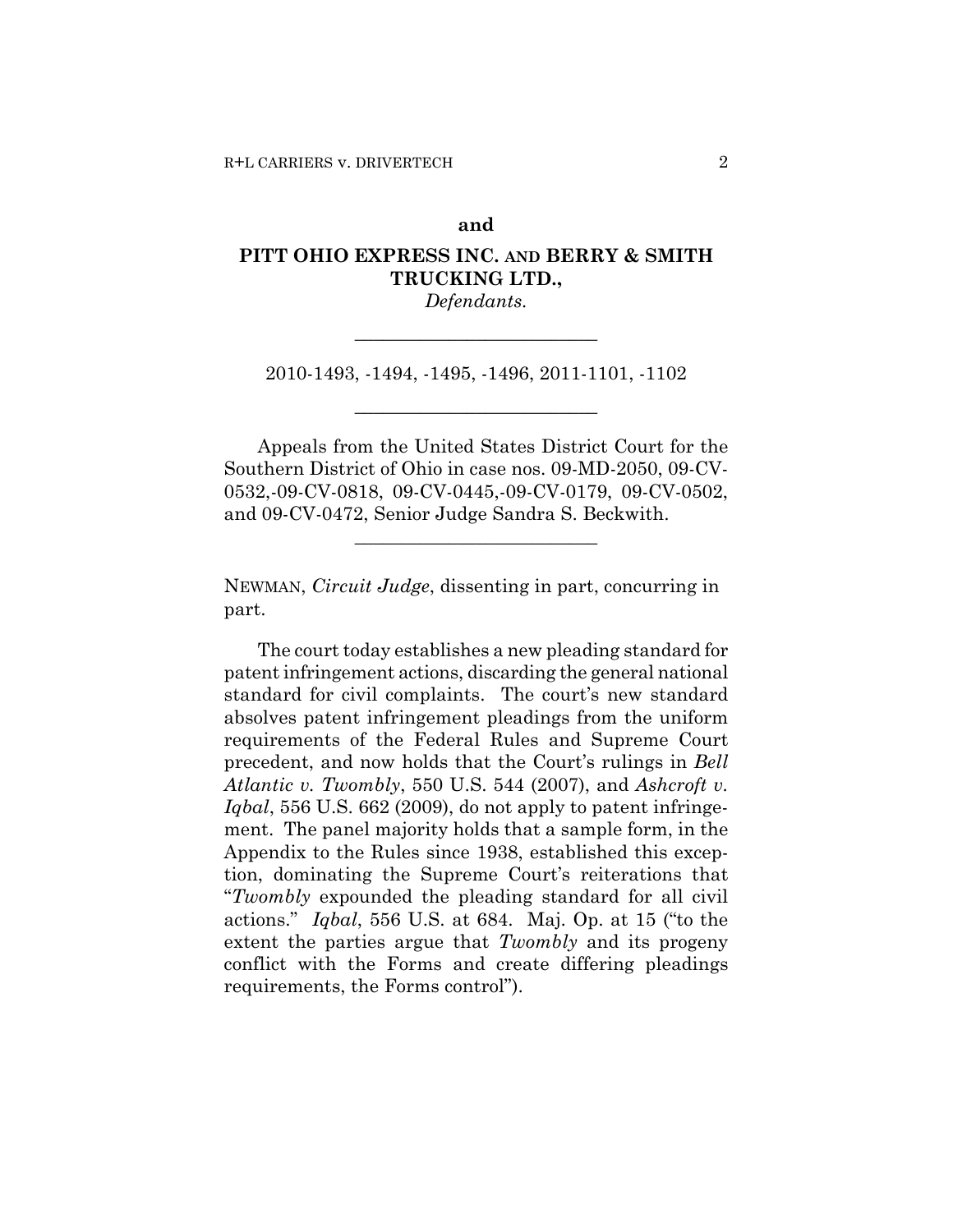**and**

**PITT OHIO EXPRESS INC. AND BERRY & SMITH TRUCKING LTD.,**
*Defendants.*

---

2010-1493, -1494, -1495, -1496, 2011-1101, -1102

---

Appeals from the United States District Court for the Southern District of Ohio in case nos. 09-MD-2050, 09-CV-0532,-09-CV-0818, 09-CV-0445,-09-CV-0179, 09-CV-0502, and 09-CV-0472, Senior Judge Sandra S. Beckwith.

---

NEWMAN, *Circuit Judge*, dissenting in part, concurring in part.

The court today establishes a new pleading standard for patent infringement actions, discarding the general national standard for civil complaints. The court's new standard absolves patent infringement pleadings from the uniform requirements of the Federal Rules and Supreme Court precedent, and now holds that the Court's rulings in *Bell Atlantic v. Twombly*, 550 U.S. 544 (2007), and *Ashcroft v. Iqbal*, 556 U.S. 662 (2009), do not apply to patent infringement. The panel majority holds that a sample form, in the Appendix to the Rules since 1938, established this exception, dominating the Supreme Court's reiterations that "*Twombly* expounded the pleading standard for all civil actions." *Iqbal*, 556 U.S. at 684. Maj. Op. at 15 ("to the extent the parties argue that *Twombly* and its progeny conflict with the Forms and create differing pleadings requirements, the Forms control").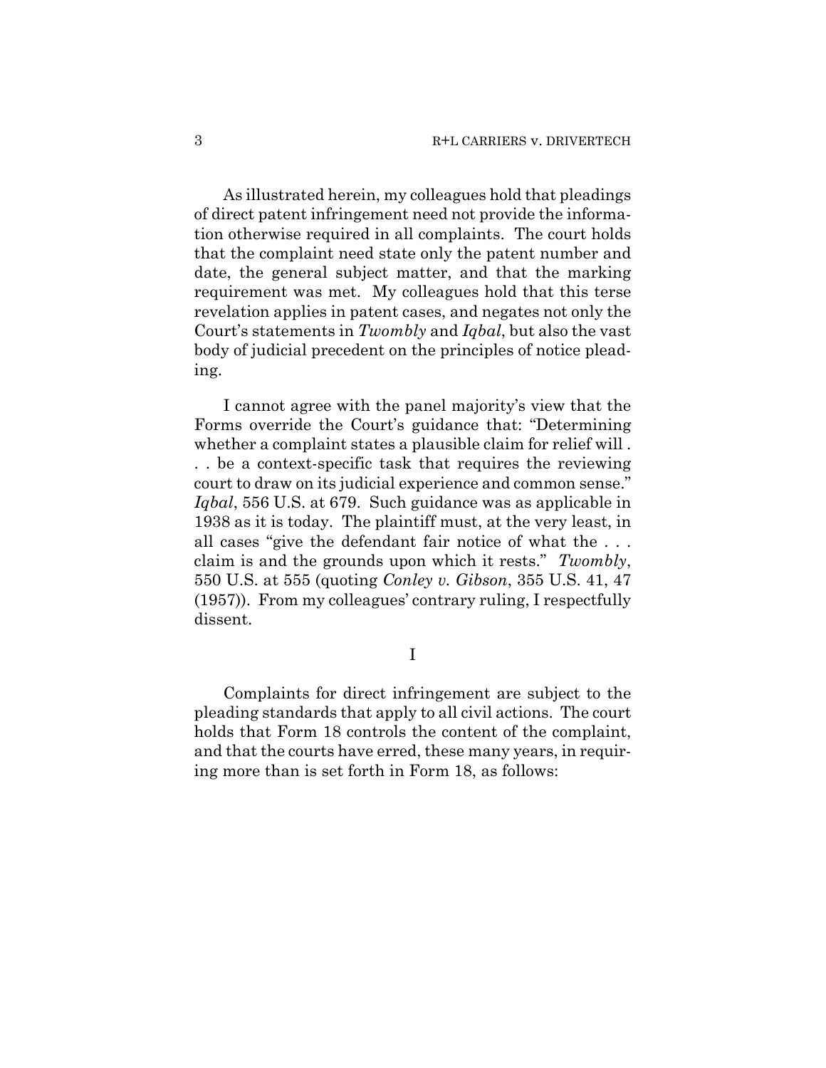As illustrated herein, my colleagues hold that pleadings of direct patent infringement need not provide the information otherwise required in all complaints. The court holds that the complaint need state only the patent number and date, the general subject matter, and that the marking requirement was met. My colleagues hold that this terse revelation applies in patent cases, and negates not only the Court's statements in *Twombly* and *Iqbal*, but also the vast body of judicial precedent on the principles of notice pleading.

I cannot agree with the panel majority's view that the Forms override the Court's guidance that: "Determining whether a complaint states a plausible claim for relief will . . . be a context-specific task that requires the reviewing court to draw on its judicial experience and common sense." *Iqbal*, 556 U.S. at 679. Such guidance was as applicable in 1938 as it is today. The plaintiff must, at the very least, in all cases "give the defendant fair notice of what the . . . claim is and the grounds upon which it rests." *Twombly*, 550 U.S. at 555 (quoting *Conley v. Gibson*, 355 U.S. 41, 47 (1957)). From my colleagues' contrary ruling, I respectfully dissent.

I

Complaints for direct infringement are subject to the pleading standards that apply to all civil actions. The court holds that Form 18 controls the content of the complaint, and that the courts have erred, these many years, in requiring more than is set forth in Form 18, as follows: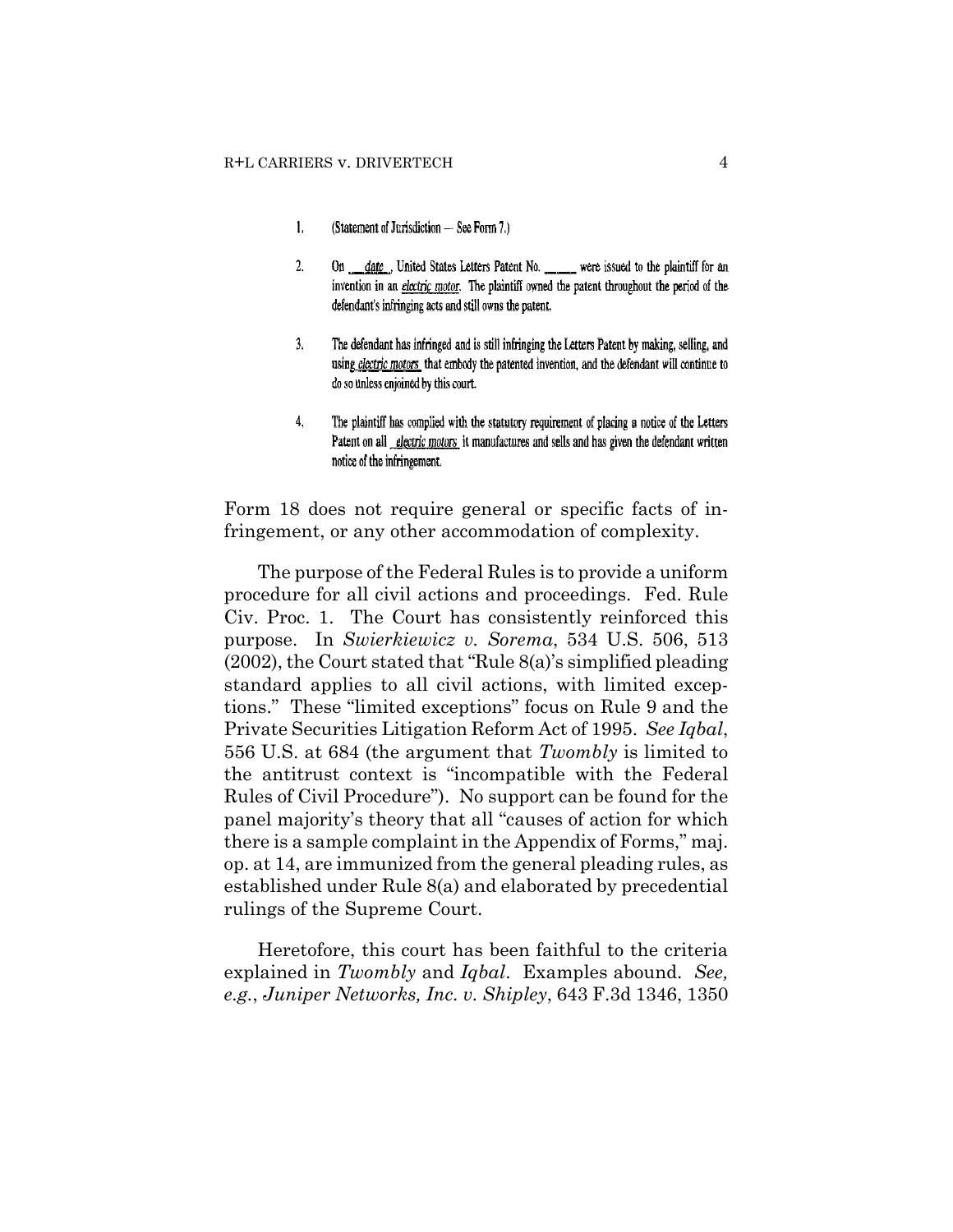1. (Statement of Jurisdiction — See Form 7.)

2. On ___date___, United States Letters Patent No. _____ were issued to the plaintiff for an invention in an *electric motor*. The plaintiff owned the patent throughout the period of the defendant's infringing acts and still owns the patent.

3. The defendant has infringed and is still infringing the Letters Patent by making, selling, and using *electric motors* that embody the patented invention, and the defendant will continue to do so unless enjoined by this court.

4. The plaintiff has complied with the statutory requirement of placing a notice of the Letters Patent on all *electric motors* it manufactures and sells and has given the defendant written notice of the infringement.

Form 18 does not require general or specific facts of infringement, or any other accommodation of complexity.

The purpose of the Federal Rules is to provide a uniform procedure for all civil actions and proceedings. Fed. Rule Civ. Proc. 1. The Court has consistently reinforced this purpose. In *Swierkiewicz v. Sorema*, 534 U.S. 506, 513 (2002), the Court stated that "Rule 8(a)'s simplified pleading standard applies to all civil actions, with limited exceptions." These "limited exceptions" focus on Rule 9 and the Private Securities Litigation Reform Act of 1995. *See Iqbal*, 556 U.S. at 684 (the argument that *Twombly* is limited to the antitrust context is "incompatible with the Federal Rules of Civil Procedure"). No support can be found for the panel majority's theory that all "causes of action for which there is a sample complaint in the Appendix of Forms," maj. op. at 14, are immunized from the general pleading rules, as established under Rule 8(a) and elaborated by precedential rulings of the Supreme Court.

Heretofore, this court has been faithful to the criteria explained in *Twombly* and *Iqbal*. Examples abound. *See, e.g.*, *Juniper Networks, Inc. v. Shipley*, 643 F.3d 1346, 1350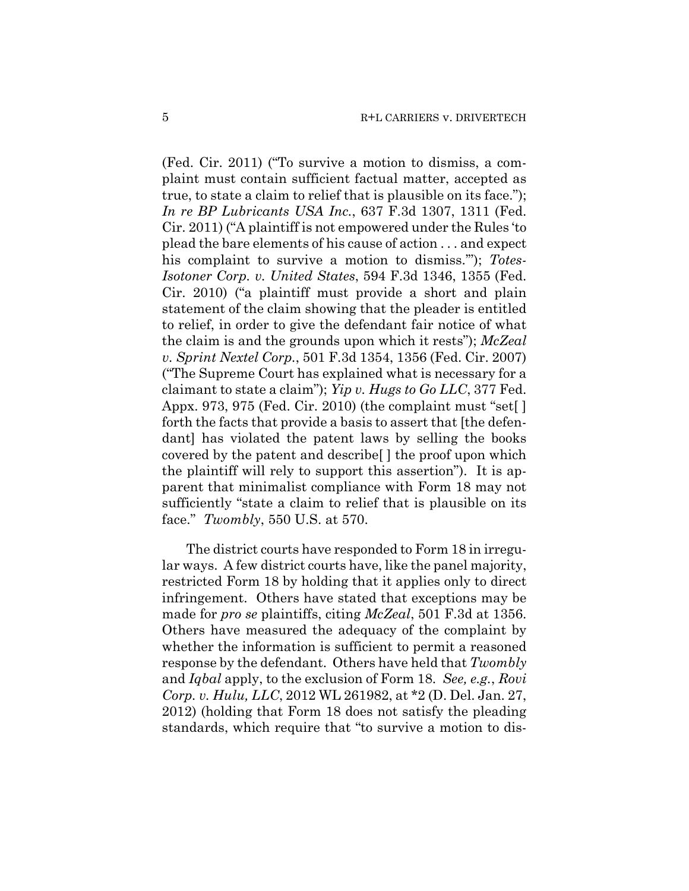(Fed. Cir. 2011) ("To survive a motion to dismiss, a complaint must contain sufficient factual matter, accepted as true, to state a claim to relief that is plausible on its face."); *In re BP Lubricants USA Inc.*, 637 F.3d 1307, 1311 (Fed. Cir. 2011) ("A plaintiff is not empowered under the Rules 'to plead the bare elements of his cause of action . . . and expect his complaint to survive a motion to dismiss.'"); *Totes-Isotoner Corp. v. United States*, 594 F.3d 1346, 1355 (Fed. Cir. 2010) ("a plaintiff must provide a short and plain statement of the claim showing that the pleader is entitled to relief, in order to give the defendant fair notice of what the claim is and the grounds upon which it rests"); *McZeal v. Sprint Nextel Corp.*, 501 F.3d 1354, 1356 (Fed. Cir. 2007) ("The Supreme Court has explained what is necessary for a claimant to state a claim"); *Yip v. Hugs to Go LLC*, 377 Fed. Appx. 973, 975 (Fed. Cir. 2010) (the complaint must "set[ ] forth the facts that provide a basis to assert that [the defendant] has violated the patent laws by selling the books covered by the patent and describe[ ] the proof upon which the plaintiff will rely to support this assertion"). It is apparent that minimalist compliance with Form 18 may not sufficiently "state a claim to relief that is plausible on its face." *Twombly*, 550 U.S. at 570.

The district courts have responded to Form 18 in irregular ways. A few district courts have, like the panel majority, restricted Form 18 by holding that it applies only to direct infringement. Others have stated that exceptions may be made for *pro se* plaintiffs, citing *McZeal*, 501 F.3d at 1356. Others have measured the adequacy of the complaint by whether the information is sufficient to permit a reasoned response by the defendant. Others have held that *Twombly* and *Iqbal* apply, to the exclusion of Form 18. *See, e.g.*, *Rovi Corp. v. Hulu, LLC*, 2012 WL 261982, at *2 (D. Del. Jan. 27, 2012) (holding that Form 18 does not satisfy the pleading standards, which require that "to survive a motion to dis-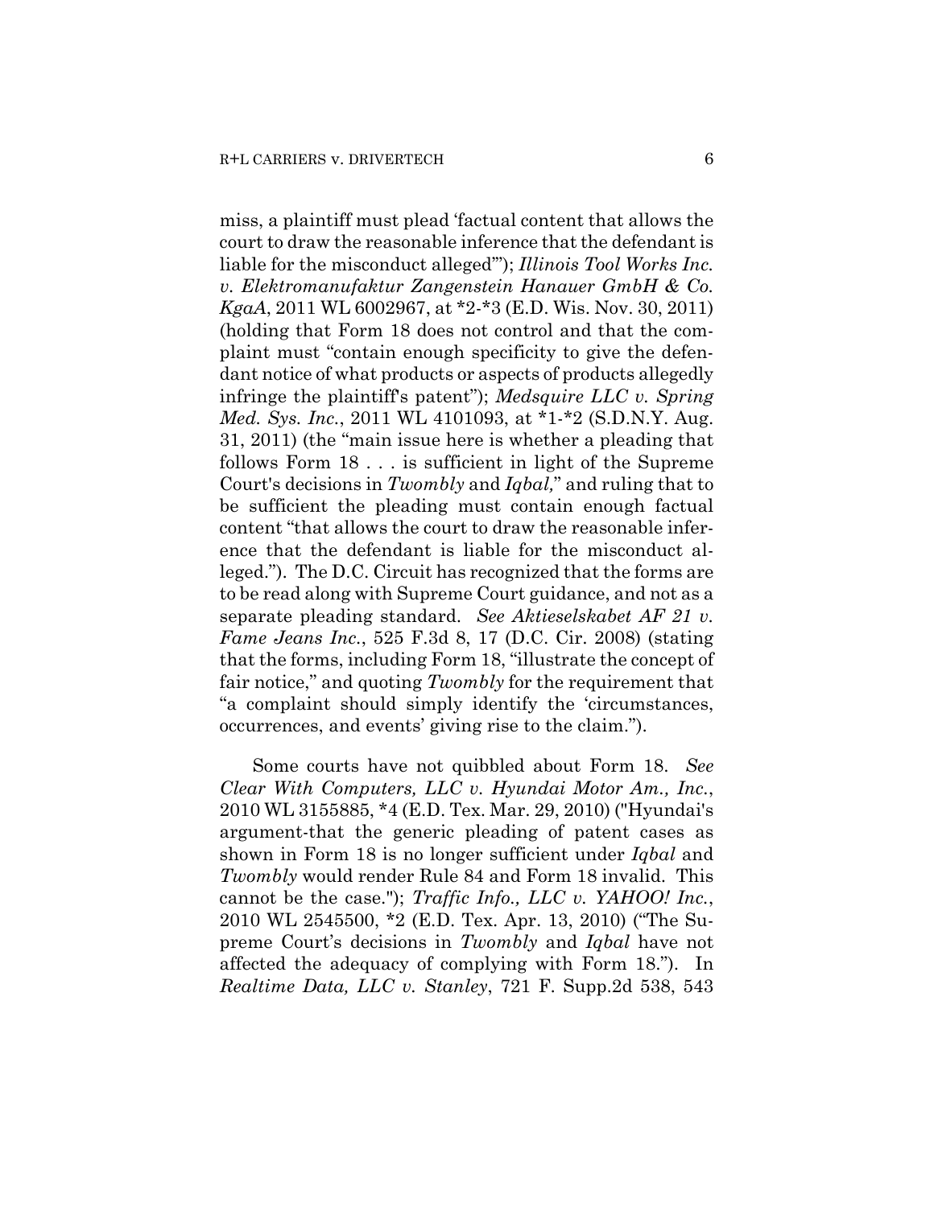miss, a plaintiff must plead 'factual content that allows the court to draw the reasonable inference that the defendant is liable for the misconduct alleged'"); *Illinois Tool Works Inc. v. Elektromanufaktur Zangenstein Hanauer GmbH & Co. KgaA*, 2011 WL 6002967, at *2-*3 (E.D. Wis. Nov. 30, 2011) (holding that Form 18 does not control and that the complaint must "contain enough specificity to give the defendant notice of what products or aspects of products allegedly infringe the plaintiff's patent"); *Medsquire LLC v. Spring Med. Sys. Inc.*, 2011 WL 4101093, at *1-*2 (S.D.N.Y. Aug. 31, 2011) (the "main issue here is whether a pleading that follows Form 18 . . . is sufficient in light of the Supreme Court's decisions in *Twombly* and *Iqbal,*" and ruling that to be sufficient the pleading must contain enough factual content "that allows the court to draw the reasonable inference that the defendant is liable for the misconduct alleged."). The D.C. Circuit has recognized that the forms are to be read along with Supreme Court guidance, and not as a separate pleading standard. *See Aktieselskabet AF 21 v. Fame Jeans Inc.*, 525 F.3d 8, 17 (D.C. Cir. 2008) (stating that the forms, including Form 18, "illustrate the concept of fair notice," and quoting *Twombly* for the requirement that "a complaint should simply identify the 'circumstances, occurrences, and events' giving rise to the claim.").

Some courts have not quibbled about Form 18. *See Clear With Computers, LLC v. Hyundai Motor Am., Inc.*, 2010 WL 3155885, *4 (E.D. Tex. Mar. 29, 2010) ("Hyundai's argument-that the generic pleading of patent cases as shown in Form 18 is no longer sufficient under *Iqbal* and *Twombly* would render Rule 84 and Form 18 invalid. This cannot be the case."); *Traffic Info., LLC v. YAHOO! Inc.*, 2010 WL 2545500, *2 (E.D. Tex. Apr. 13, 2010) ("The Supreme Court's decisions in *Twombly* and *Iqbal* have not affected the adequacy of complying with Form 18."). In *Realtime Data, LLC v. Stanley*, 721 F. Supp.2d 538, 543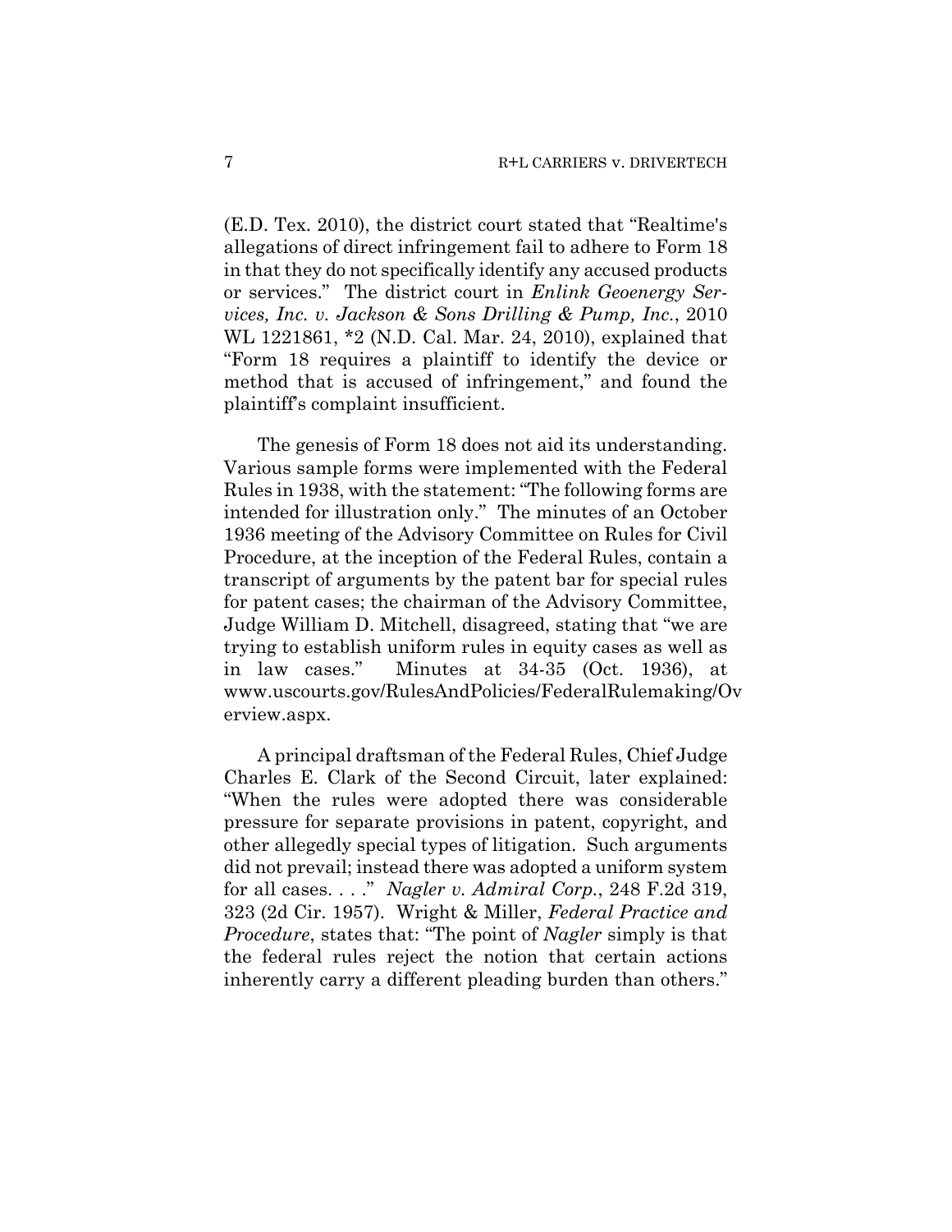(E.D. Tex. 2010), the district court stated that "Realtime's allegations of direct infringement fail to adhere to Form 18 in that they do not specifically identify any accused products or services." The district court in *Enlink Geoenergy Services, Inc. v. Jackson & Sons Drilling & Pump, Inc.*, 2010 WL 1221861, *2 (N.D. Cal. Mar. 24, 2010), explained that "Form 18 requires a plaintiff to identify the device or method that is accused of infringement," and found the plaintiff's complaint insufficient.

The genesis of Form 18 does not aid its understanding. Various sample forms were implemented with the Federal Rules in 1938, with the statement: "The following forms are intended for illustration only." The minutes of an October 1936 meeting of the Advisory Committee on Rules for Civil Procedure, at the inception of the Federal Rules, contain a transcript of arguments by the patent bar for special rules for patent cases; the chairman of the Advisory Committee, Judge William D. Mitchell, disagreed, stating that "we are trying to establish uniform rules in equity cases as well as in law cases." Minutes at 34-35 (Oct. 1936), at www.uscourts.gov/RulesAndPolicies/FederalRulemaking/Overview.aspx.

A principal draftsman of the Federal Rules, Chief Judge Charles E. Clark of the Second Circuit, later explained: "When the rules were adopted there was considerable pressure for separate provisions in patent, copyright, and other allegedly special types of litigation. Such arguments did not prevail; instead there was adopted a uniform system for all cases. . . ." *Nagler v. Admiral Corp.*, 248 F.2d 319, 323 (2d Cir. 1957). Wright & Miller, *Federal Practice and Procedure*, states that: "The point of *Nagler* simply is that the federal rules reject the notion that certain actions inherently carry a different pleading burden than others."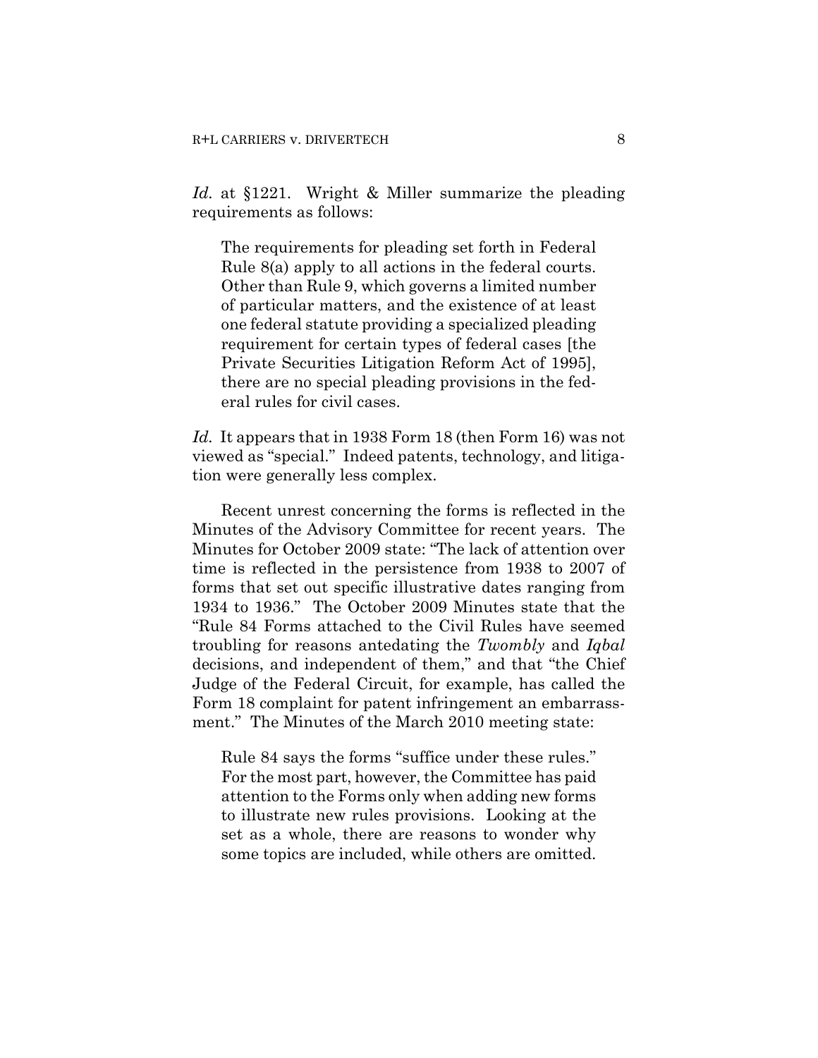*Id.* at §1221. Wright & Miller summarize the pleading requirements as follows:

> The requirements for pleading set forth in Federal Rule 8(a) apply to all actions in the federal courts. Other than Rule 9, which governs a limited number of particular matters, and the existence of at least one federal statute providing a specialized pleading requirement for certain types of federal cases [the Private Securities Litigation Reform Act of 1995], there are no special pleading provisions in the federal rules for civil cases.

*Id.* It appears that in 1938 Form 18 (then Form 16) was not viewed as "special." Indeed patents, technology, and litigation were generally less complex.

Recent unrest concerning the forms is reflected in the Minutes of the Advisory Committee for recent years. The Minutes for October 2009 state: "The lack of attention over time is reflected in the persistence from 1938 to 2007 of forms that set out specific illustrative dates ranging from 1934 to 1936." The October 2009 Minutes state that the "Rule 84 Forms attached to the Civil Rules have seemed troubling for reasons antedating the *Twombly* and *Iqbal* decisions, and independent of them," and that "the Chief Judge of the Federal Circuit, for example, has called the Form 18 complaint for patent infringement an embarrassment." The Minutes of the March 2010 meeting state:

> Rule 84 says the forms "suffice under these rules." For the most part, however, the Committee has paid attention to the Forms only when adding new forms to illustrate new rules provisions. Looking at the set as a whole, there are reasons to wonder why some topics are included, while others are omitted.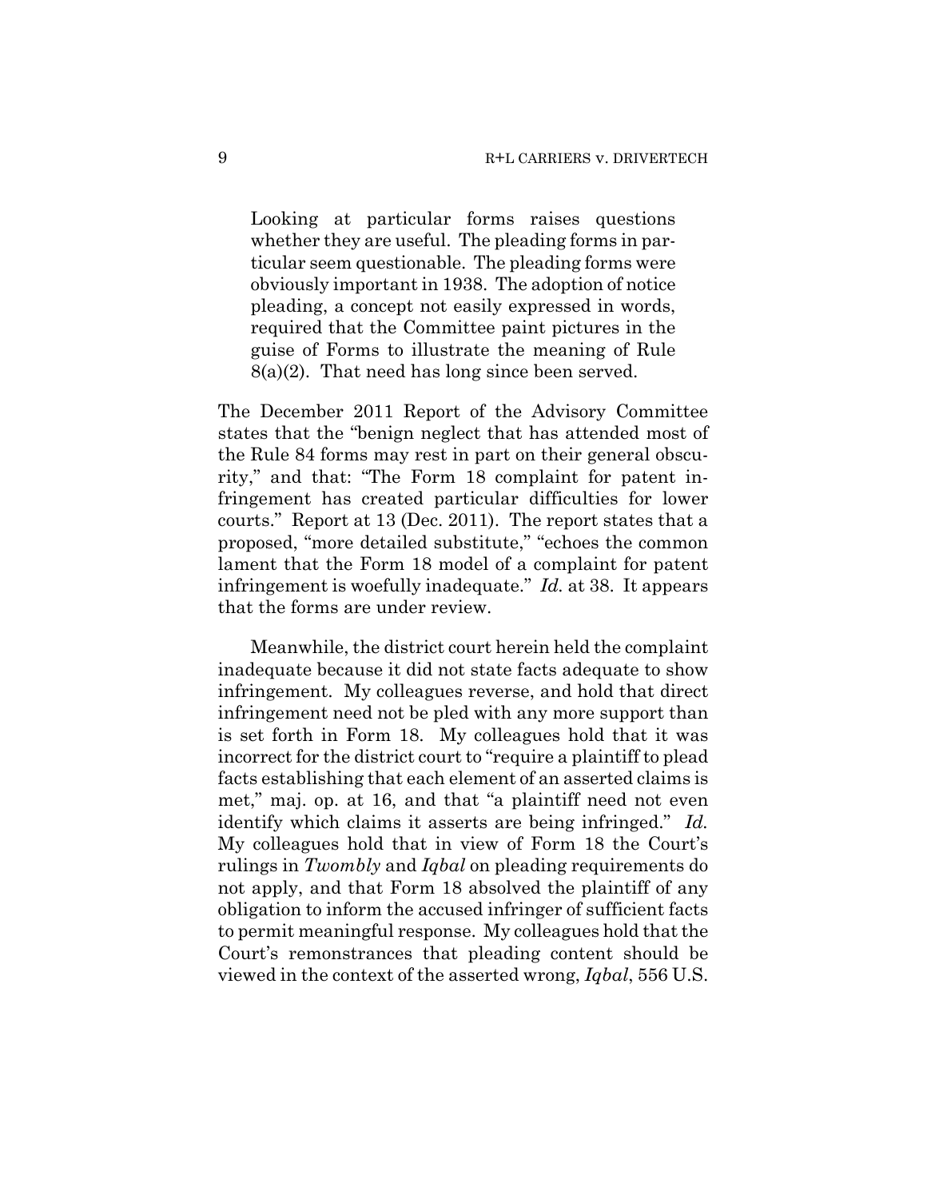> Looking at particular forms raises questions whether they are useful. The pleading forms in particular seem questionable. The pleading forms were obviously important in 1938. The adoption of notice pleading, a concept not easily expressed in words, required that the Committee paint pictures in the guise of Forms to illustrate the meaning of Rule 8(a)(2). That need has long since been served.

The December 2011 Report of the Advisory Committee states that the "benign neglect that has attended most of the Rule 84 forms may rest in part on their general obscurity," and that: "The Form 18 complaint for patent infringement has created particular difficulties for lower courts." Report at 13 (Dec. 2011). The report states that a proposed, "more detailed substitute," "echoes the common lament that the Form 18 model of a complaint for patent infringement is woefully inadequate." *Id.* at 38. It appears that the forms are under review.

Meanwhile, the district court herein held the complaint inadequate because it did not state facts adequate to show infringement. My colleagues reverse, and hold that direct infringement need not be pled with any more support than is set forth in Form 18. My colleagues hold that it was incorrect for the district court to "require a plaintiff to plead facts establishing that each element of an asserted claims is met," maj. op. at 16, and that "a plaintiff need not even identify which claims it asserts are being infringed." *Id.* My colleagues hold that in view of Form 18 the Court's rulings in *Twombly* and *Iqbal* on pleading requirements do not apply, and that Form 18 absolved the plaintiff of any obligation to inform the accused infringer of sufficient facts to permit meaningful response. My colleagues hold that the Court's remonstrances that pleading content should be viewed in the context of the asserted wrong, *Iqbal*, 556 U.S.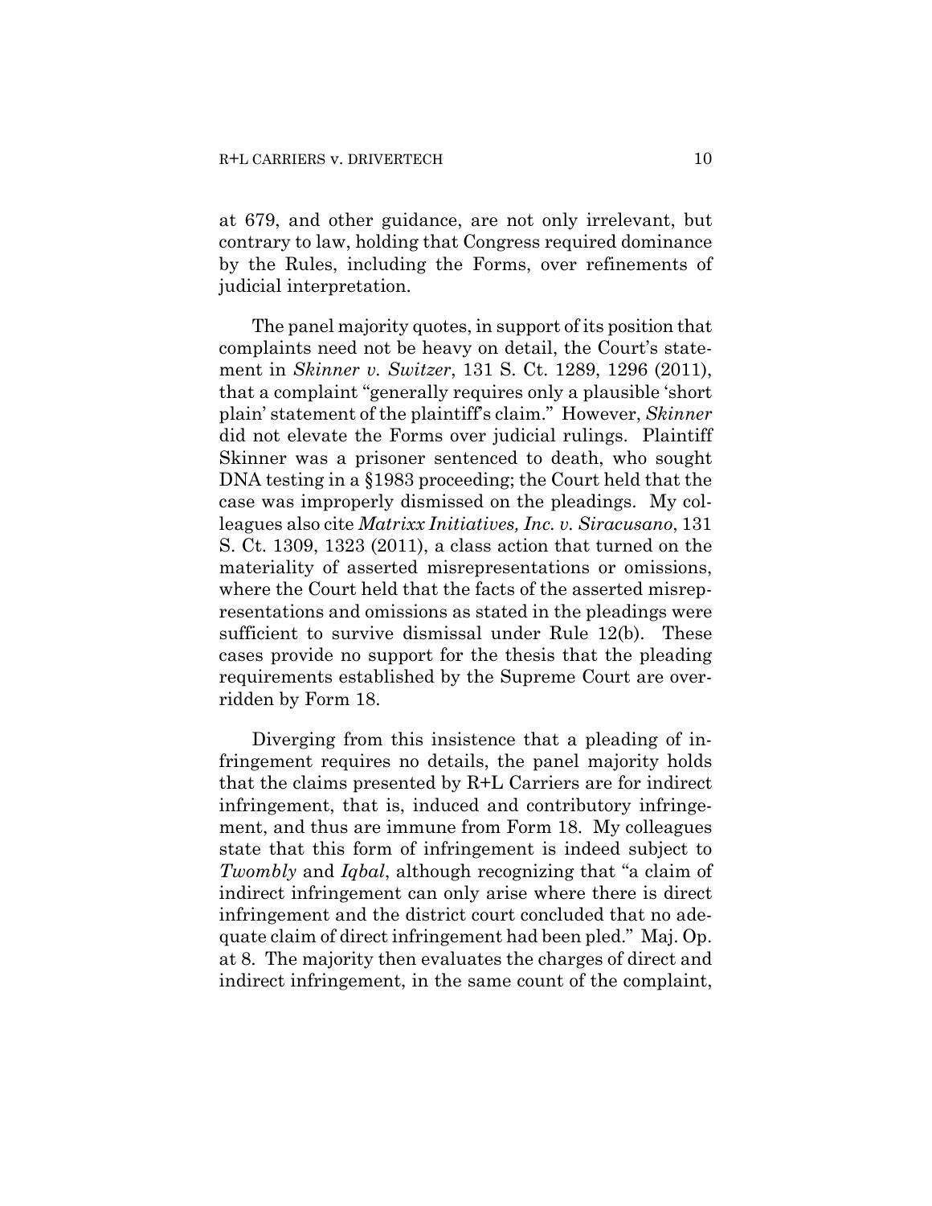at 679, and other guidance, are not only irrelevant, but contrary to law, holding that Congress required dominance by the Rules, including the Forms, over refinements of judicial interpretation.

The panel majority quotes, in support of its position that complaints need not be heavy on detail, the Court's statement in *Skinner v. Switzer*, 131 S. Ct. 1289, 1296 (2011), that a complaint "generally requires only a plausible 'short plain' statement of the plaintiff's claim." However, *Skinner* did not elevate the Forms over judicial rulings. Plaintiff Skinner was a prisoner sentenced to death, who sought DNA testing in a §1983 proceeding; the Court held that the case was improperly dismissed on the pleadings. My colleagues also cite *Matrixx Initiatives, Inc. v. Siracusano*, 131 S. Ct. 1309, 1323 (2011), a class action that turned on the materiality of asserted misrepresentations or omissions, where the Court held that the facts of the asserted misrepresentations and omissions as stated in the pleadings were sufficient to survive dismissal under Rule 12(b). These cases provide no support for the thesis that the pleading requirements established by the Supreme Court are overridden by Form 18.

Diverging from this insistence that a pleading of infringement requires no details, the panel majority holds that the claims presented by R+L Carriers are for indirect infringement, that is, induced and contributory infringement, and thus are immune from Form 18. My colleagues state that this form of infringement is indeed subject to *Twombly* and *Iqbal*, although recognizing that "a claim of indirect infringement can only arise where there is direct infringement and the district court concluded that no adequate claim of direct infringement had been pled." Maj. Op. at 8. The majority then evaluates the charges of direct and indirect infringement, in the same count of the complaint,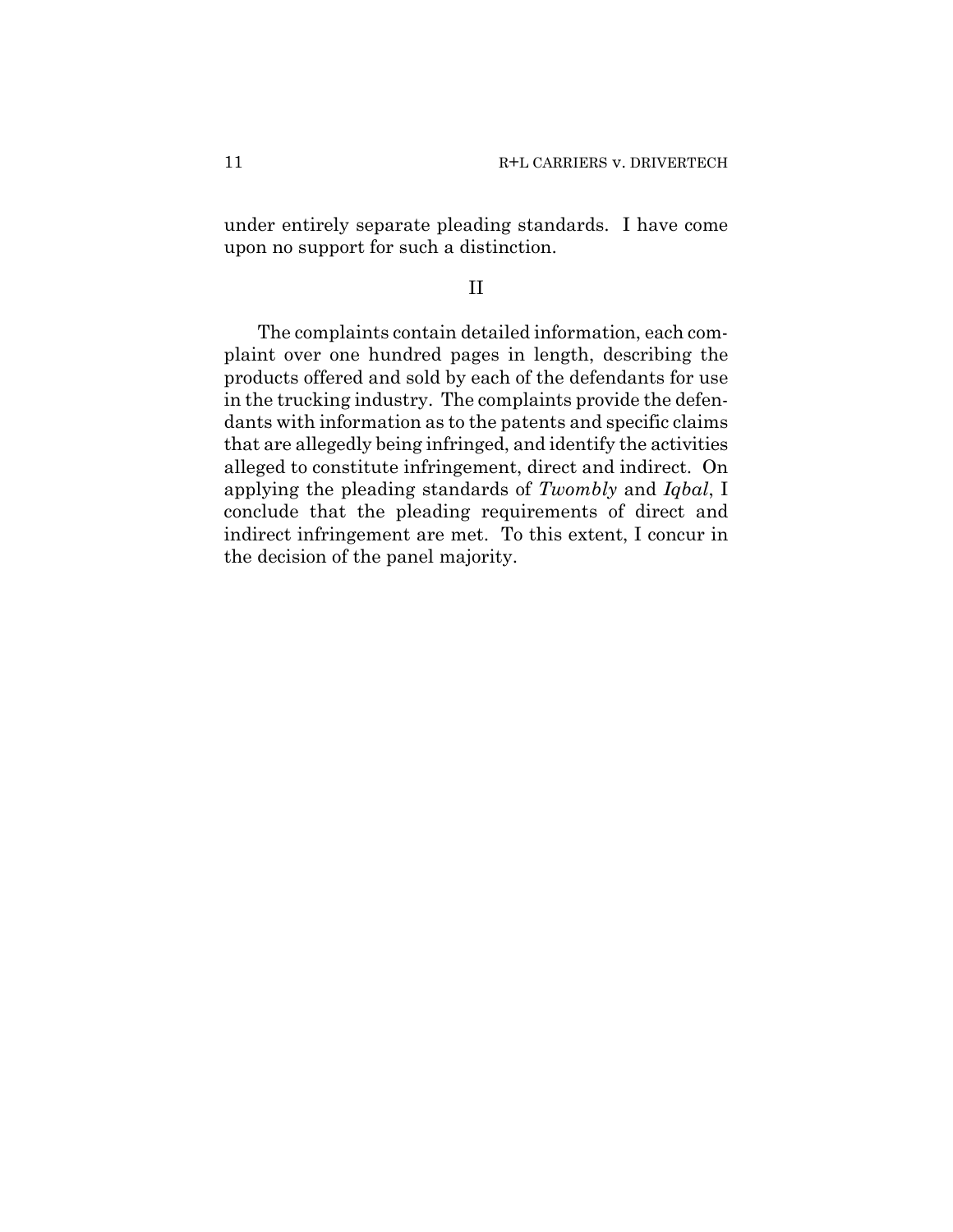under entirely separate pleading standards. I have come upon no support for such a distinction.

## II

The complaints contain detailed information, each complaint over one hundred pages in length, describing the products offered and sold by each of the defendants for use in the trucking industry. The complaints provide the defendants with information as to the patents and specific claims that are allegedly being infringed, and identify the activities alleged to constitute infringement, direct and indirect. On applying the pleading standards of *Twombly* and *Iqbal*, I conclude that the pleading requirements of direct and indirect infringement are met. To this extent, I concur in the decision of the panel majority.